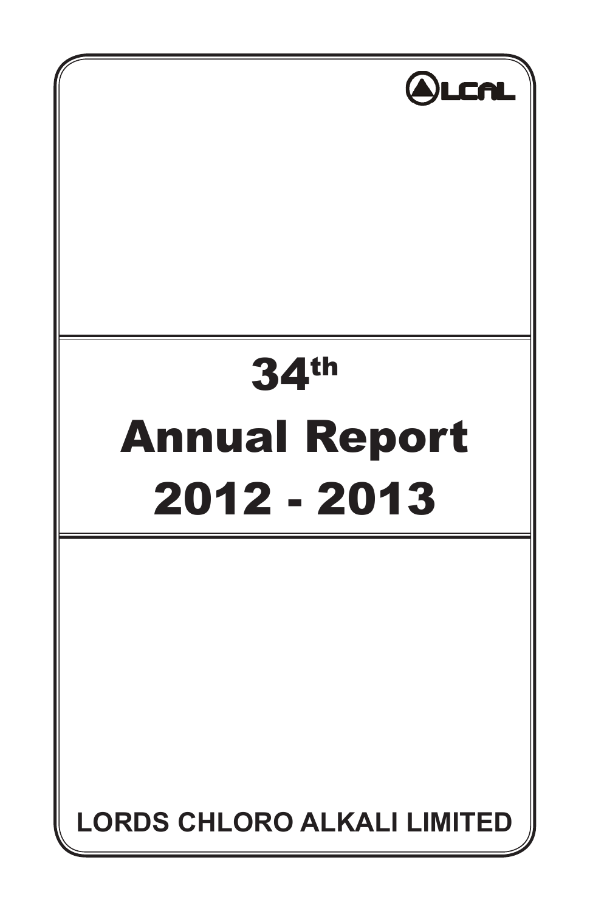LCAL

# 34th

# Annual Report

# 2012 - 2013

**LORDS CHLORO ALKALI LIMITED**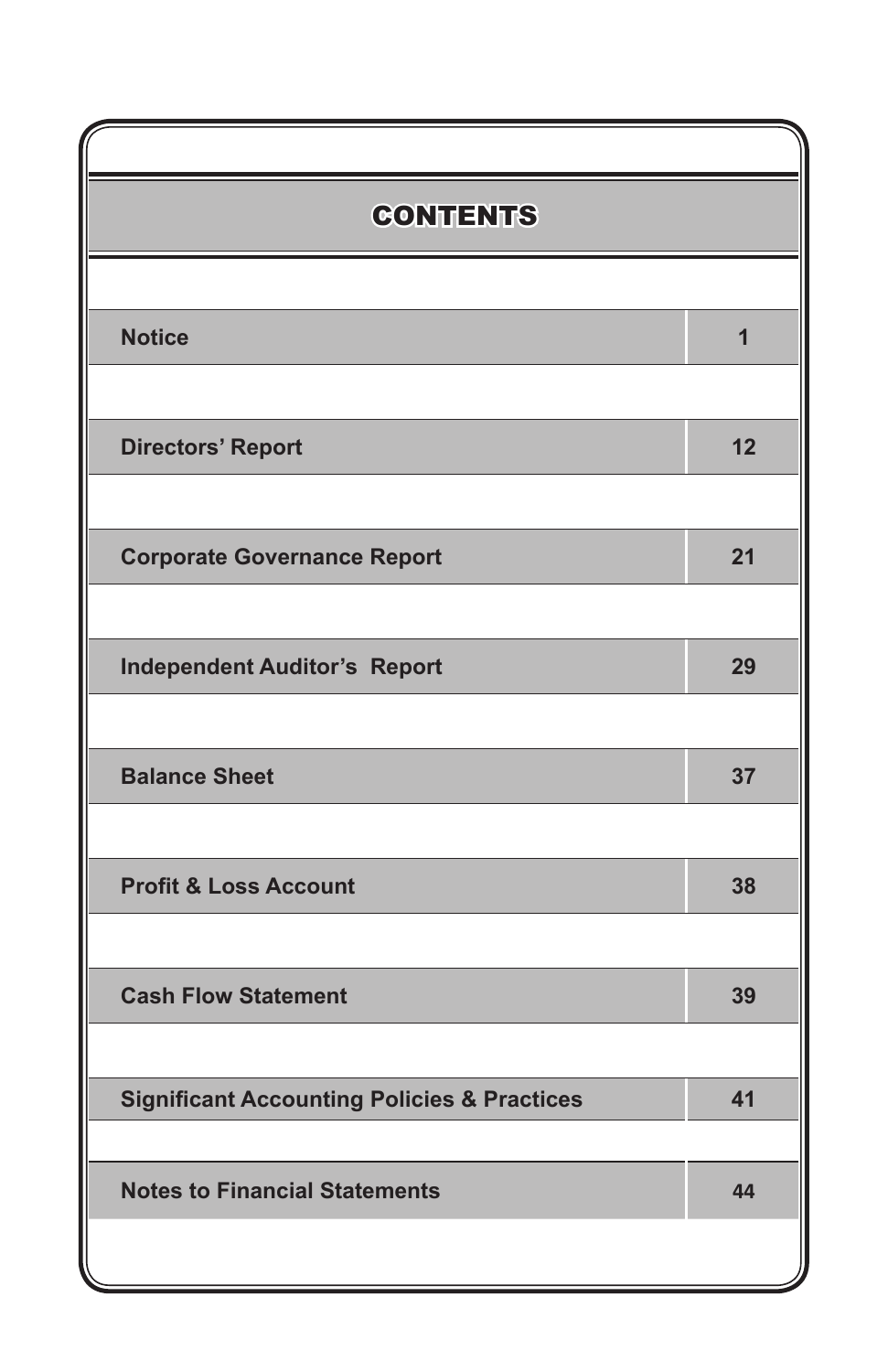# CONTENTS

| | |
|---|---|
| **Notice** | **1** |
| **Directors' Report** | **12** |
| **Corporate Governance Report** | **21** |
| **Independent Auditor's Report** | **29** |
| **Balance Sheet** | **37** |
| **Profit & Loss Account** | **38** |
| **Cash Flow Statement** | **39** |
| **Significant Accounting Policies & Practices** | **41** |
| **Notes to Financial Statements** | **44** |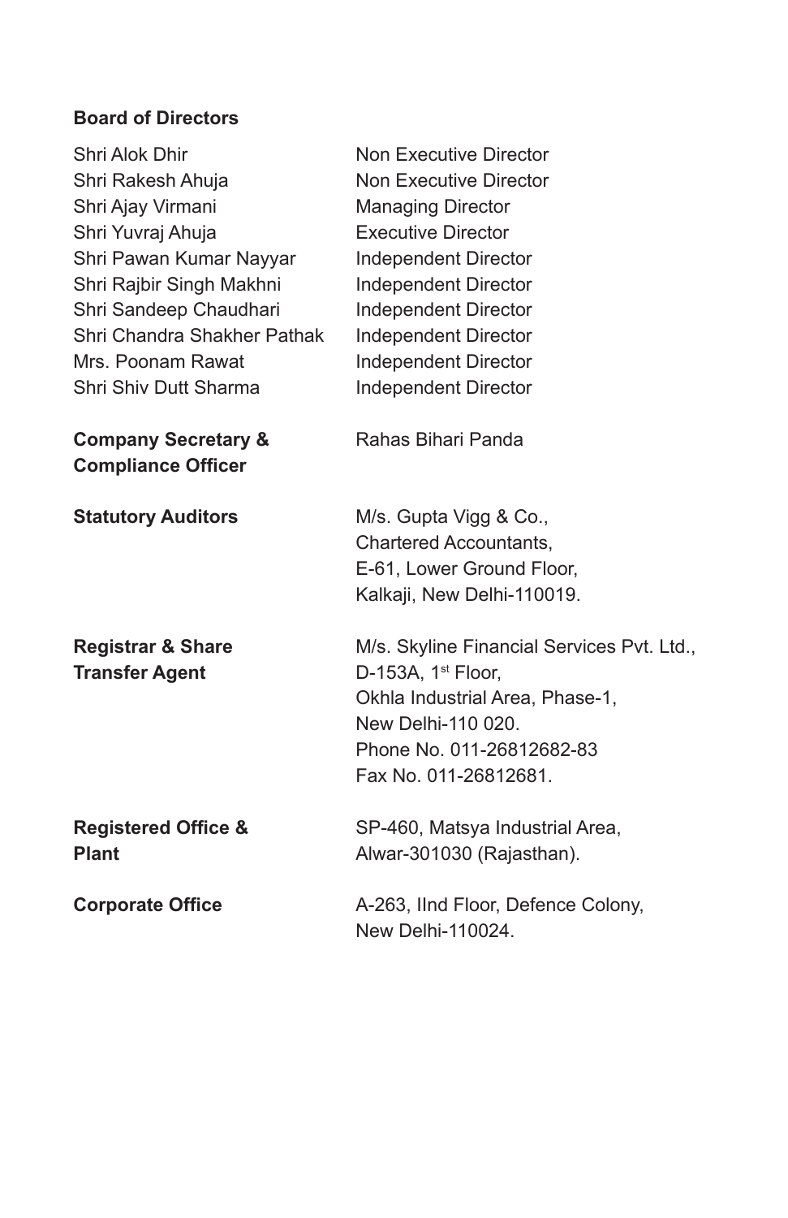## Board of Directors

| | |
|---|---|
| Shri Alok Dhir | Non Executive Director |
| Shri Rakesh Ahuja | Non Executive Director |
| Shri Ajay Virmani | Managing Director |
| Shri Yuvraj Ahuja | Executive Director |
| Shri Pawan Kumar Nayyar | Independent Director |
| Shri Rajbir Singh Makhni | Independent Director |
| Shri Sandeep Chaudhari | Independent Director |
| Shri Chandra Shakher Pathak | Independent Director |
| Mrs. Poonam Rawat | Independent Director |
| Shri Shiv Dutt Sharma | Independent Director |

**Company Secretary & Compliance Officer**

Rahas Bihari Panda

**Statutory Auditors**

M/s. Gupta Vigg & Co.,
Chartered Accountants,
E-61, Lower Ground Floor,
Kalkaji, New Delhi-110019.

**Registrar & Share Transfer Agent**

M/s. Skyline Financial Services Pvt. Ltd.,
D-153A, 1st Floor,
Okhla Industrial Area, Phase-1,
New Delhi-110 020.
Phone No. 011-26812682-83
Fax No. 011-26812681.

**Registered Office & Plant**

SP-460, Matsya Industrial Area,
Alwar-301030 (Rajasthan).

**Corporate Office**

A-263, IInd Floor, Defence Colony,
New Delhi-110024.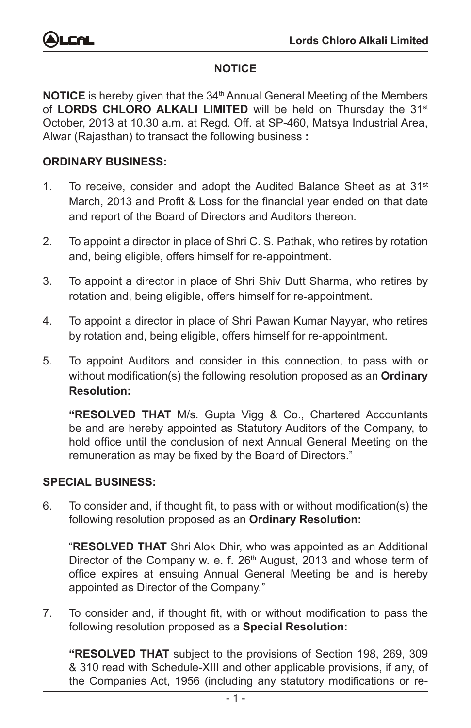## NOTICE

**NOTICE** is hereby given that the 34th Annual General Meeting of the Members of **LORDS CHLORO ALKALI LIMITED** will be held on Thursday the 31st October, 2013 at 10.30 a.m. at Regd. Off. at SP-460, Matsya Industrial Area, Alwar (Rajasthan) to transact the following business **:**

**ORDINARY BUSINESS:**

1. To receive, consider and adopt the Audited Balance Sheet as at 31st March, 2013 and Profit & Loss for the financial year ended on that date and report of the Board of Directors and Auditors thereon.

2. To appoint a director in place of Shri C. S. Pathak, who retires by rotation and, being eligible, offers himself for re-appointment.

3. To appoint a director in place of Shri Shiv Dutt Sharma, who retires by rotation and, being eligible, offers himself for re-appointment.

4. To appoint a director in place of Shri Pawan Kumar Nayyar, who retires by rotation and, being eligible, offers himself for re-appointment.

5. To appoint Auditors and consider in this connection, to pass with or without modification(s) the following resolution proposed as an **Ordinary Resolution:**

   **"RESOLVED THAT** M/s. Gupta Vigg & Co., Chartered Accountants be and are hereby appointed as Statutory Auditors of the Company, to hold office until the conclusion of next Annual General Meeting on the remuneration as may be fixed by the Board of Directors."

**SPECIAL BUSINESS:**

6. To consider and, if thought fit, to pass with or without modification(s) the following resolution proposed as an **Ordinary Resolution:**

   "**RESOLVED THAT** Shri Alok Dhir, who was appointed as an Additional Director of the Company w. e. f. 26th August, 2013 and whose term of office expires at ensuing Annual General Meeting be and is hereby appointed as Director of the Company."

7. To consider and, if thought fit, with or without modification to pass the following resolution proposed as a **Special Resolution:**

   **"RESOLVED THAT** subject to the provisions of Section 198, 269, 309 & 310 read with Schedule-XIII and other applicable provisions, if any, of the Companies Act, 1956 (including any statutory modifications or re-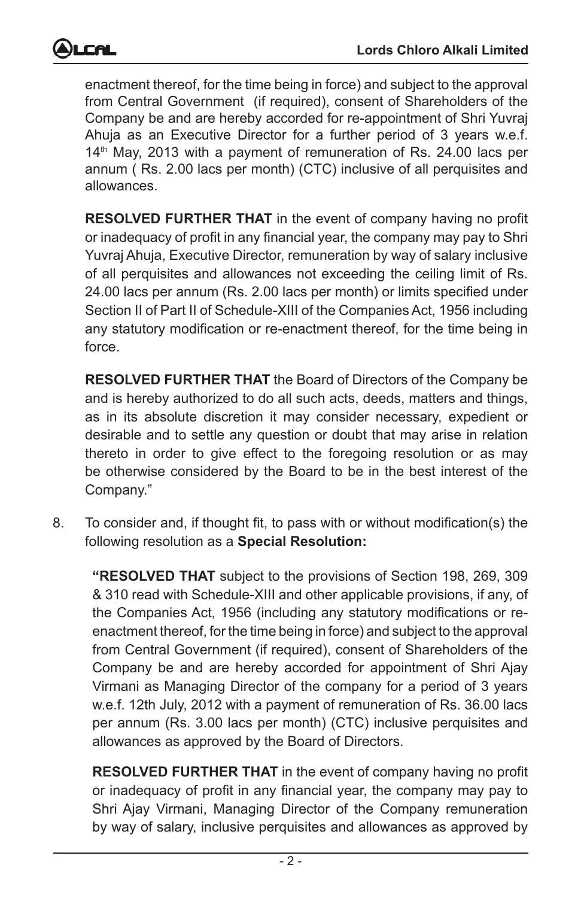enactment thereof, for the time being in force) and subject to the approval from Central Government (if required), consent of Shareholders of the Company be and are hereby accorded for re-appointment of Shri Yuvraj Ahuja as an Executive Director for a further period of 3 years w.e.f. 14th May, 2013 with a payment of remuneration of Rs. 24.00 lacs per annum ( Rs. 2.00 lacs per month) (CTC) inclusive of all perquisites and allowances.

**RESOLVED FURTHER THAT** in the event of company having no profit or inadequacy of profit in any financial year, the company may pay to Shri Yuvraj Ahuja, Executive Director, remuneration by way of salary inclusive of all perquisites and allowances not exceeding the ceiling limit of Rs. 24.00 lacs per annum (Rs. 2.00 lacs per month) or limits specified under Section II of Part II of Schedule-XIII of the Companies Act, 1956 including any statutory modification or re-enactment thereof, for the time being in force.

**RESOLVED FURTHER THAT** the Board of Directors of the Company be and is hereby authorized to do all such acts, deeds, matters and things, as in its absolute discretion it may consider necessary, expedient or desirable and to settle any question or doubt that may arise in relation thereto in order to give effect to the foregoing resolution or as may be otherwise considered by the Board to be in the best interest of the Company."

8. To consider and, if thought fit, to pass with or without modification(s) the following resolution as a **Special Resolution:**

**"RESOLVED THAT** subject to the provisions of Section 198, 269, 309 & 310 read with Schedule-XIII and other applicable provisions, if any, of the Companies Act, 1956 (including any statutory modifications or re-enactment thereof, for the time being in force) and subject to the approval from Central Government (if required), consent of Shareholders of the Company be and are hereby accorded for appointment of Shri Ajay Virmani as Managing Director of the company for a period of 3 years w.e.f. 12th July, 2012 with a payment of remuneration of Rs. 36.00 lacs per annum (Rs. 3.00 lacs per month) (CTC) inclusive perquisites and allowances as approved by the Board of Directors.

**RESOLVED FURTHER THAT** in the event of company having no profit or inadequacy of profit in any financial year, the company may pay to Shri Ajay Virmani, Managing Director of the Company remuneration by way of salary, inclusive perquisites and allowances as approved by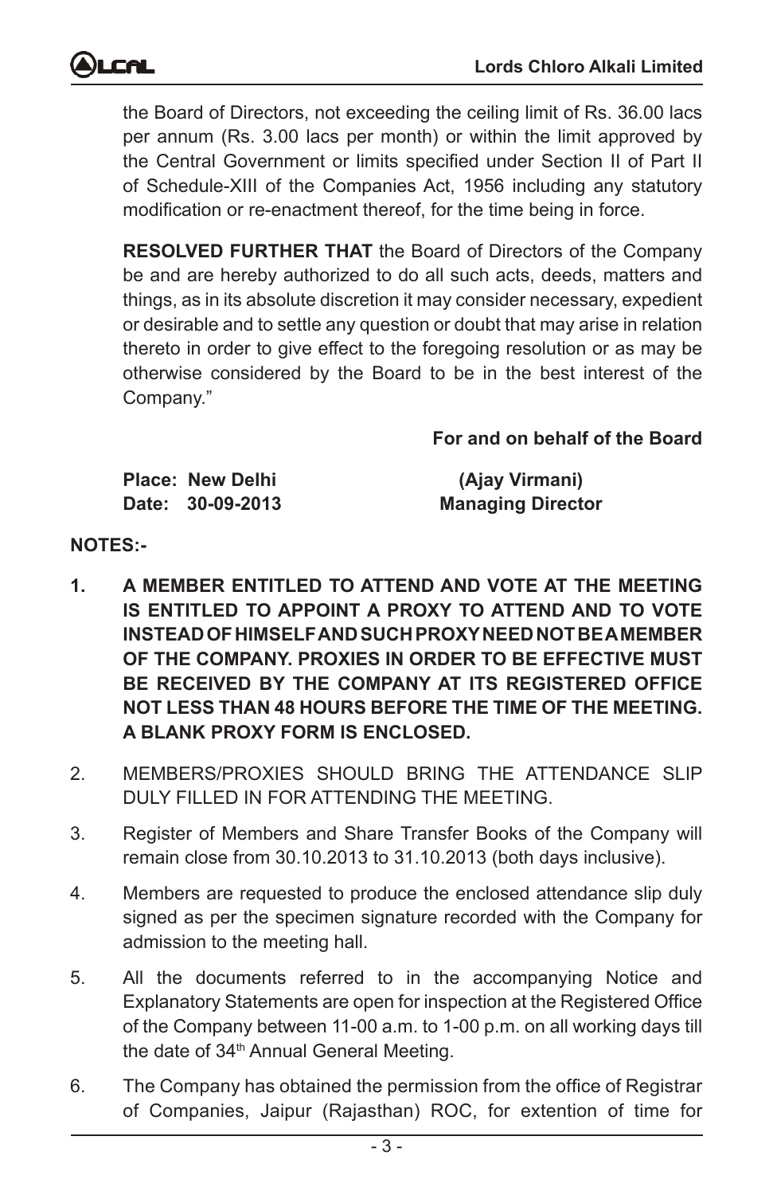the Board of Directors, not exceeding the ceiling limit of Rs. 36.00 lacs per annum (Rs. 3.00 lacs per month) or within the limit approved by the Central Government or limits specified under Section II of Part II of Schedule-XIII of the Companies Act, 1956 including any statutory modification or re-enactment thereof, for the time being in force.

**RESOLVED FURTHER THAT** the Board of Directors of the Company be and are hereby authorized to do all such acts, deeds, matters and things, as in its absolute discretion it may consider necessary, expedient or desirable and to settle any question or doubt that may arise in relation thereto in order to give effect to the foregoing resolution or as may be otherwise considered by the Board to be in the best interest of the Company."

**For and on behalf of the Board**

**Place: New Delhi** **(Ajay Virmani)**
**Date: 30-09-2013** **Managing Director**

**NOTES:-**

1. **A MEMBER ENTITLED TO ATTEND AND VOTE AT THE MEETING IS ENTITLED TO APPOINT A PROXY TO ATTEND AND TO VOTE INSTEAD OF HIMSELF AND SUCH PROXY NEED NOT BE A MEMBER OF THE COMPANY. PROXIES IN ORDER TO BE EFFECTIVE MUST BE RECEIVED BY THE COMPANY AT ITS REGISTERED OFFICE NOT LESS THAN 48 HOURS BEFORE THE TIME OF THE MEETING. A BLANK PROXY FORM IS ENCLOSED.**
2. MEMBERS/PROXIES SHOULD BRING THE ATTENDANCE SLIP DULY FILLED IN FOR ATTENDING THE MEETING.
3. Register of Members and Share Transfer Books of the Company will remain close from 30.10.2013 to 31.10.2013 (both days inclusive).
4. Members are requested to produce the enclosed attendance slip duly signed as per the specimen signature recorded with the Company for admission to the meeting hall.
5. All the documents referred to in the accompanying Notice and Explanatory Statements are open for inspection at the Registered Office of the Company between 11-00 a.m. to 1-00 p.m. on all working days till the date of 34th Annual General Meeting.
6. The Company has obtained the permission from the office of Registrar of Companies, Jaipur (Rajasthan) ROC, for extention of time for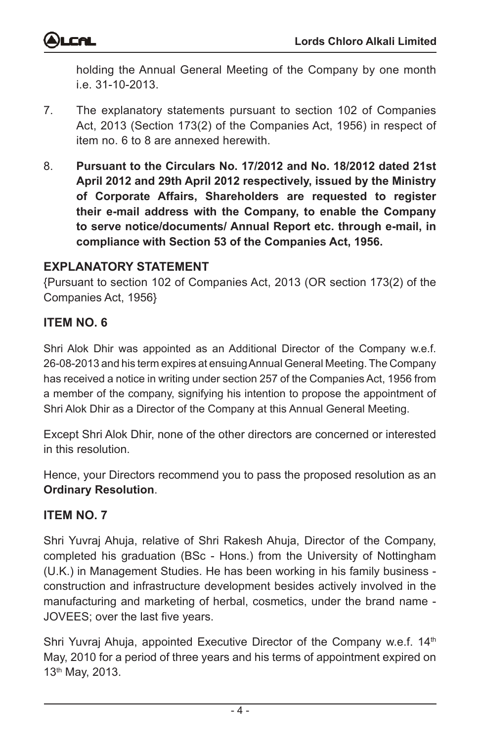holding the Annual General Meeting of the Company by one month i.e. 31-10-2013.

7. The explanatory statements pursuant to section 102 of Companies Act, 2013 (Section 173(2) of the Companies Act, 1956) in respect of item no. 6 to 8 are annexed herewith.

8. **Pursuant to the Circulars No. 17/2012 and No. 18/2012 dated 21st April 2012 and 29th April 2012 respectively, issued by the Ministry of Corporate Affairs, Shareholders are requested to register their e-mail address with the Company, to enable the Company to serve notice/documents/ Annual Report etc. through e-mail, in compliance with Section 53 of the Companies Act, 1956.**

## EXPLANATORY STATEMENT

{Pursuant to section 102 of Companies Act, 2013 (OR section 173(2) of the Companies Act, 1956}

### ITEM NO. 6

Shri Alok Dhir was appointed as an Additional Director of the Company w.e.f. 26-08-2013 and his term expires at ensuing Annual General Meeting. The Company has received a notice in writing under section 257 of the Companies Act, 1956 from a member of the company, signifying his intention to propose the appointment of Shri Alok Dhir as a Director of the Company at this Annual General Meeting.

Except Shri Alok Dhir, none of the other directors are concerned or interested in this resolution.

Hence, your Directors recommend you to pass the proposed resolution as an **Ordinary Resolution**.

### ITEM NO. 7

Shri Yuvraj Ahuja, relative of Shri Rakesh Ahuja, Director of the Company, completed his graduation (BSc - Hons.) from the University of Nottingham (U.K.) in Management Studies. He has been working in his family business - construction and infrastructure development besides actively involved in the manufacturing and marketing of herbal, cosmetics, under the brand name - JOVEES; over the last five years.

Shri Yuvraj Ahuja, appointed Executive Director of the Company w.e.f. 14th May, 2010 for a period of three years and his terms of appointment expired on 13th May, 2013.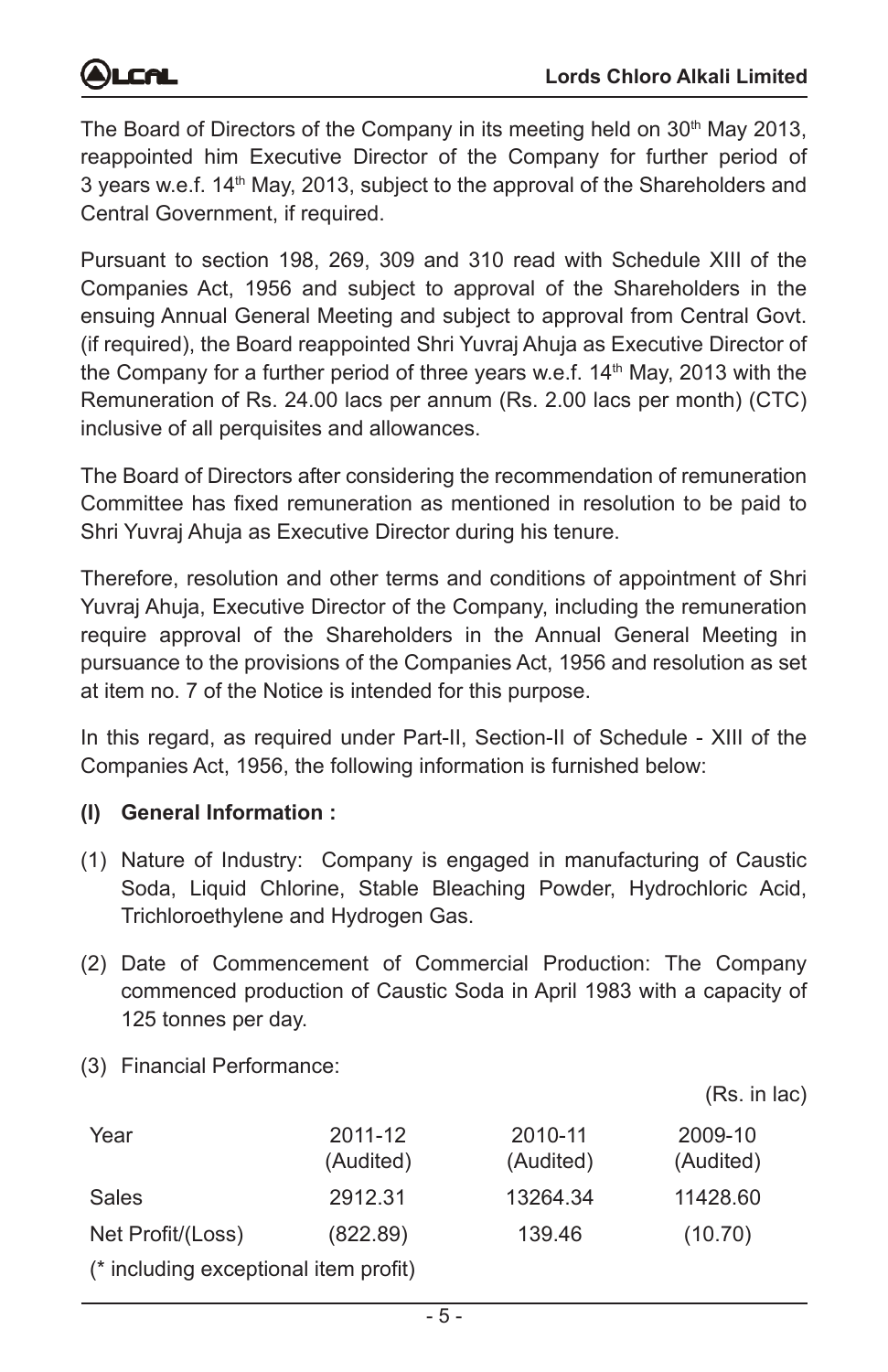The Board of Directors of the Company in its meeting held on 30th May 2013, reappointed him Executive Director of the Company for further period of 3 years w.e.f. 14th May, 2013, subject to the approval of the Shareholders and Central Government, if required.

Pursuant to section 198, 269, 309 and 310 read with Schedule XIII of the Companies Act, 1956 and subject to approval of the Shareholders in the ensuing Annual General Meeting and subject to approval from Central Govt. (if required), the Board reappointed Shri Yuvraj Ahuja as Executive Director of the Company for a further period of three years w.e.f. 14th May, 2013 with the Remuneration of Rs. 24.00 lacs per annum (Rs. 2.00 lacs per month) (CTC) inclusive of all perquisites and allowances.

The Board of Directors after considering the recommendation of remuneration Committee has fixed remuneration as mentioned in resolution to be paid to Shri Yuvraj Ahuja as Executive Director during his tenure.

Therefore, resolution and other terms and conditions of appointment of Shri Yuvraj Ahuja, Executive Director of the Company, including the remuneration require approval of the Shareholders in the Annual General Meeting in pursuance to the provisions of the Companies Act, 1956 and resolution as set at item no. 7 of the Notice is intended for this purpose.

In this regard, as required under Part-II, Section-II of Schedule - XIII of the Companies Act, 1956, the following information is furnished below:

**(I) General Information :**

(1) Nature of Industry: Company is engaged in manufacturing of Caustic Soda, Liquid Chlorine, Stable Bleaching Powder, Hydrochloric Acid, Trichloroethylene and Hydrogen Gas.

(2) Date of Commencement of Commercial Production: The Company commenced production of Caustic Soda in April 1983 with a capacity of 125 tonnes per day.

(3) Financial Performance:

(Rs. in lac)

| Year | 2011-12 (Audited) | 2010-11 (Audited) | 2009-10 (Audited) |
|---|---|---|---|
| Sales | 2912.31 | 13264.34 | 11428.60 |
| Net Profit/(Loss) | (822.89) | 139.46 | (10.70) |

(* including exceptional item profit)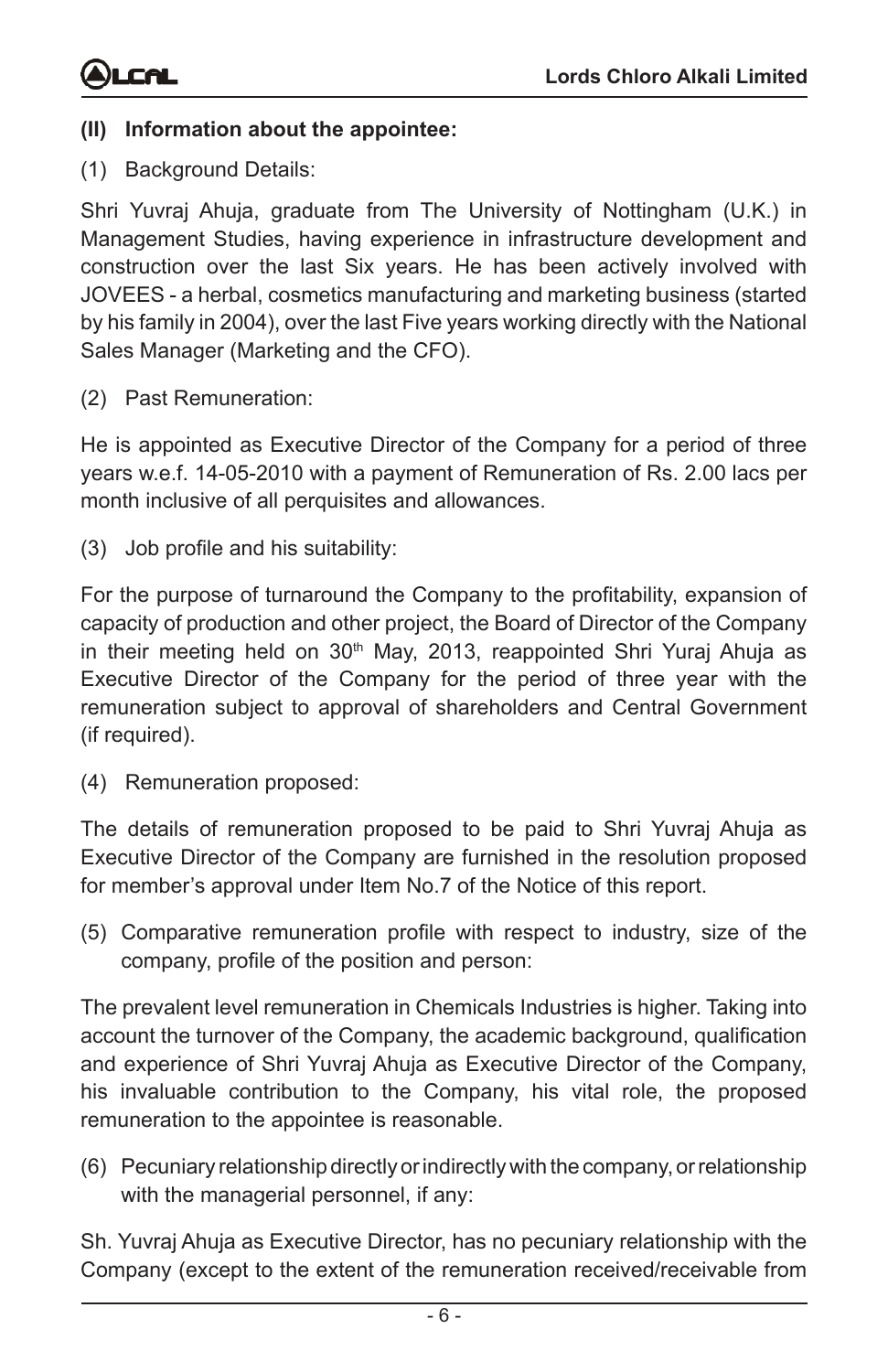**(II) Information about the appointee:**

(1) Background Details:

Shri Yuvraj Ahuja, graduate from The University of Nottingham (U.K.) in Management Studies, having experience in infrastructure development and construction over the last Six years. He has been actively involved with JOVEES - a herbal, cosmetics manufacturing and marketing business (started by his family in 2004), over the last Five years working directly with the National Sales Manager (Marketing and the CFO).

(2) Past Remuneration:

He is appointed as Executive Director of the Company for a period of three years w.e.f. 14-05-2010 with a payment of Remuneration of Rs. 2.00 lacs per month inclusive of all perquisites and allowances.

(3) Job profile and his suitability:

For the purpose of turnaround the Company to the profitability, expansion of capacity of production and other project, the Board of Director of the Company in their meeting held on 30th May, 2013, reappointed Shri Yuraj Ahuja as Executive Director of the Company for the period of three year with the remuneration subject to approval of shareholders and Central Government (if required).

(4) Remuneration proposed:

The details of remuneration proposed to be paid to Shri Yuvraj Ahuja as Executive Director of the Company are furnished in the resolution proposed for member's approval under Item No.7 of the Notice of this report.

(5) Comparative remuneration profile with respect to industry, size of the company, profile of the position and person:

The prevalent level remuneration in Chemicals Industries is higher. Taking into account the turnover of the Company, the academic background, qualification and experience of Shri Yuvraj Ahuja as Executive Director of the Company, his invaluable contribution to the Company, his vital role, the proposed remuneration to the appointee is reasonable.

(6) Pecuniary relationship directly or indirectly with the company, or relationship with the managerial personnel, if any:

Sh. Yuvraj Ahuja as Executive Director, has no pecuniary relationship with the Company (except to the extent of the remuneration received/receivable from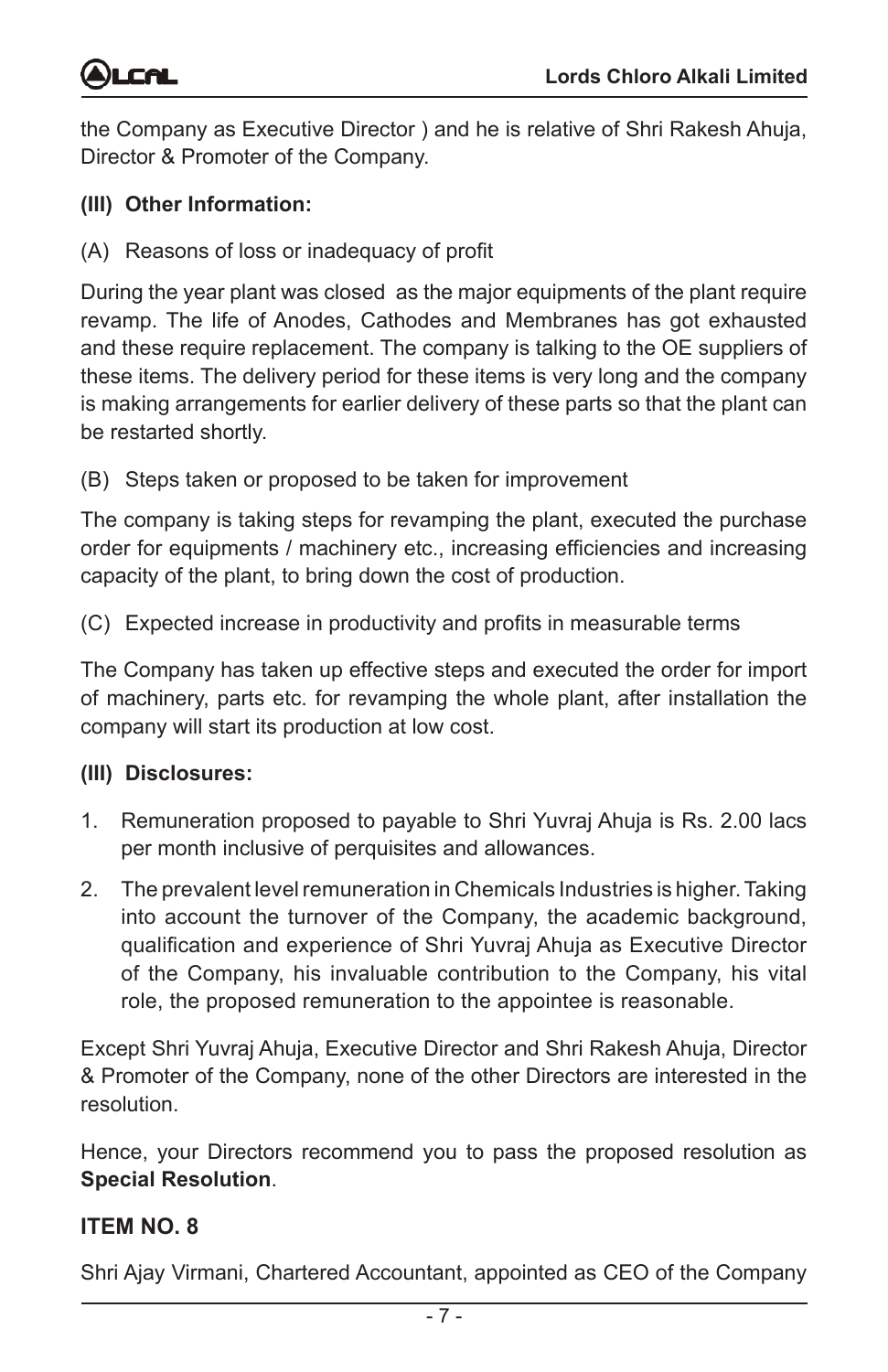the Company as Executive Director ) and he is relative of Shri Rakesh Ahuja, Director & Promoter of the Company.

**(III) Other Information:**

(A) Reasons of loss or inadequacy of profit

During the year plant was closed as the major equipments of the plant require revamp. The life of Anodes, Cathodes and Membranes has got exhausted and these require replacement. The company is talking to the OE suppliers of these items. The delivery period for these items is very long and the company is making arrangements for earlier delivery of these parts so that the plant can be restarted shortly.

(B) Steps taken or proposed to be taken for improvement

The company is taking steps for revamping the plant, executed the purchase order for equipments / machinery etc., increasing efficiencies and increasing capacity of the plant, to bring down the cost of production.

(C) Expected increase in productivity and profits in measurable terms

The Company has taken up effective steps and executed the order for import of machinery, parts etc. for revamping the whole plant, after installation the company will start its production at low cost.

**(III) Disclosures:**

1. Remuneration proposed to payable to Shri Yuvraj Ahuja is Rs. 2.00 lacs per month inclusive of perquisites and allowances.
2. The prevalent level remuneration in Chemicals Industries is higher. Taking into account the turnover of the Company, the academic background, qualification and experience of Shri Yuvraj Ahuja as Executive Director of the Company, his invaluable contribution to the Company, his vital role, the proposed remuneration to the appointee is reasonable.

Except Shri Yuvraj Ahuja, Executive Director and Shri Rakesh Ahuja, Director & Promoter of the Company, none of the other Directors are interested in the resolution.

Hence, your Directors recommend you to pass the proposed resolution as **Special Resolution**.

**ITEM NO. 8**

Shri Ajay Virmani, Chartered Accountant, appointed as CEO of the Company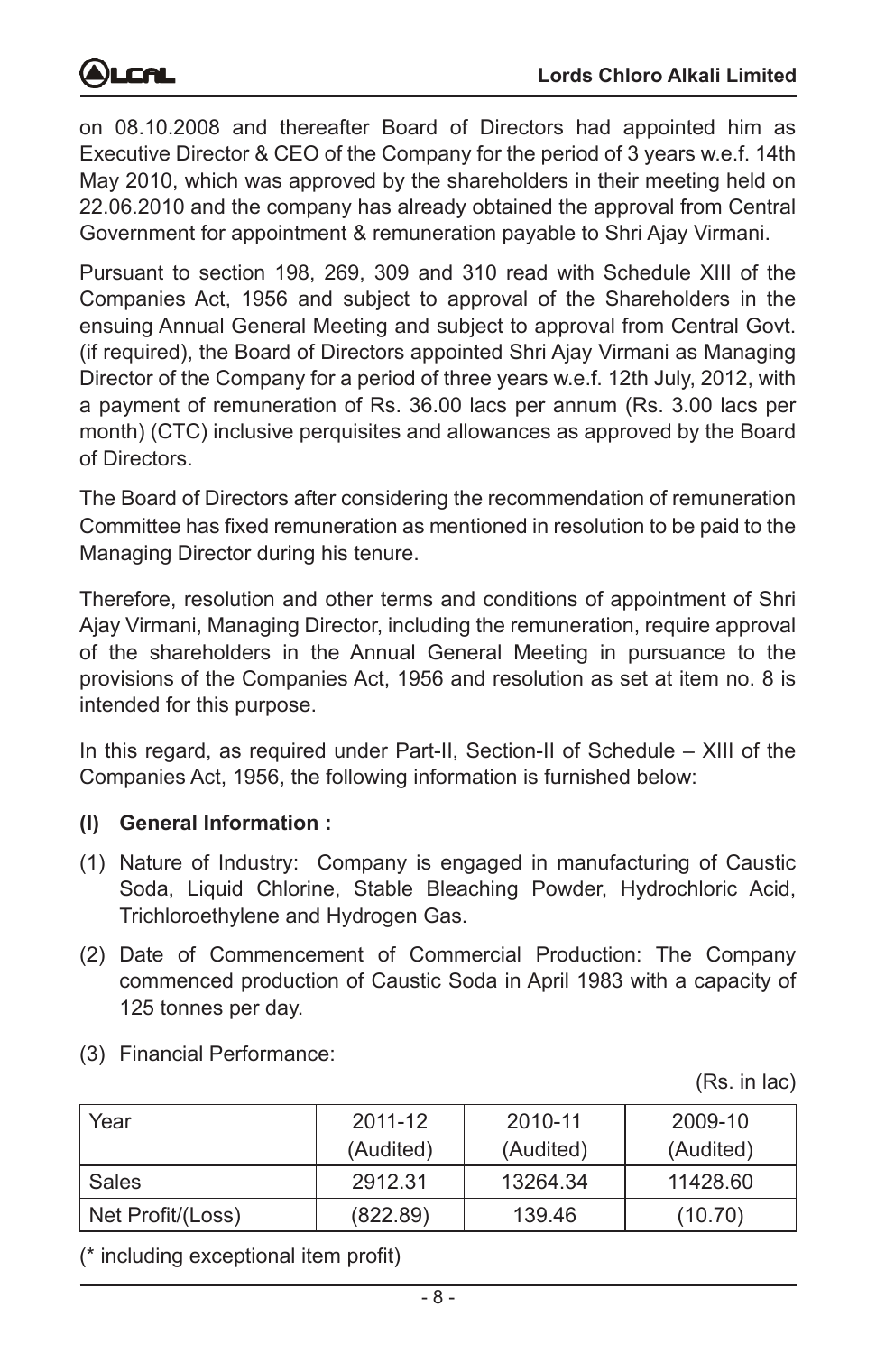on 08.10.2008 and thereafter Board of Directors had appointed him as Executive Director & CEO of the Company for the period of 3 years w.e.f. 14th May 2010, which was approved by the shareholders in their meeting held on 22.06.2010 and the company has already obtained the approval from Central Government for appointment & remuneration payable to Shri Ajay Virmani.

Pursuant to section 198, 269, 309 and 310 read with Schedule XIII of the Companies Act, 1956 and subject to approval of the Shareholders in the ensuing Annual General Meeting and subject to approval from Central Govt. (if required), the Board of Directors appointed Shri Ajay Virmani as Managing Director of the Company for a period of three years w.e.f. 12th July, 2012, with a payment of remuneration of Rs. 36.00 lacs per annum (Rs. 3.00 lacs per month) (CTC) inclusive perquisites and allowances as approved by the Board of Directors.

The Board of Directors after considering the recommendation of remuneration Committee has fixed remuneration as mentioned in resolution to be paid to the Managing Director during his tenure.

Therefore, resolution and other terms and conditions of appointment of Shri Ajay Virmani, Managing Director, including the remuneration, require approval of the shareholders in the Annual General Meeting in pursuance to the provisions of the Companies Act, 1956 and resolution as set at item no. 8 is intended for this purpose.

In this regard, as required under Part-II, Section-II of Schedule – XIII of the Companies Act, 1956, the following information is furnished below:

**(I) General Information :**

(1) Nature of Industry: Company is engaged in manufacturing of Caustic Soda, Liquid Chlorine, Stable Bleaching Powder, Hydrochloric Acid, Trichloroethylene and Hydrogen Gas.

(2) Date of Commencement of Commercial Production: The Company commenced production of Caustic Soda in April 1983 with a capacity of 125 tonnes per day.

(3) Financial Performance:

(Rs. in lac)

| Year | 2011-12 (Audited) | 2010-11 (Audited) | 2009-10 (Audited) |
|---|---|---|---|
| Sales | 2912.31 | 13264.34 | 11428.60 |
| Net Profit/(Loss) | (822.89) | 139.46 | (10.70) |

(* including exceptional item profit)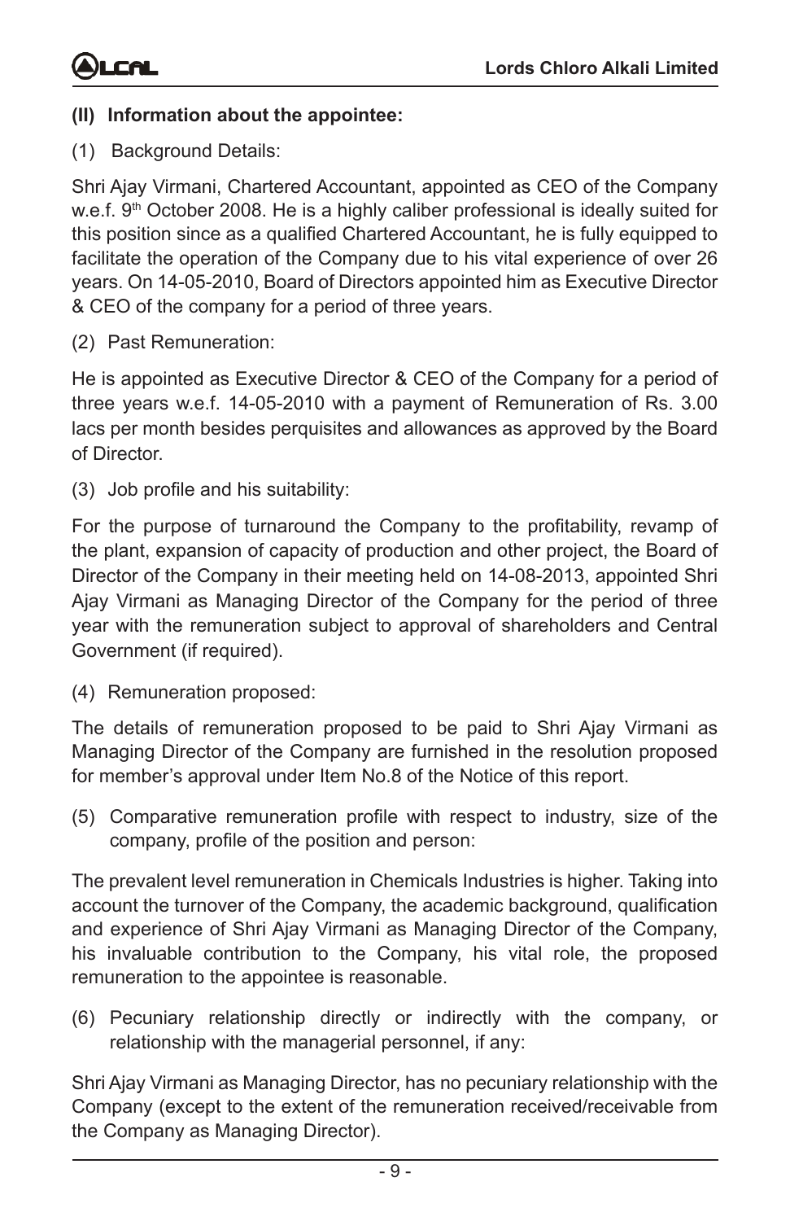**(II) Information about the appointee:**

(1) Background Details:

Shri Ajay Virmani, Chartered Accountant, appointed as CEO of the Company w.e.f. 9th October 2008. He is a highly caliber professional is ideally suited for this position since as a qualified Chartered Accountant, he is fully equipped to facilitate the operation of the Company due to his vital experience of over 26 years. On 14-05-2010, Board of Directors appointed him as Executive Director & CEO of the company for a period of three years.

(2) Past Remuneration:

He is appointed as Executive Director & CEO of the Company for a period of three years w.e.f. 14-05-2010 with a payment of Remuneration of Rs. 3.00 lacs per month besides perquisites and allowances as approved by the Board of Director.

(3) Job profile and his suitability:

For the purpose of turnaround the Company to the profitability, revamp of the plant, expansion of capacity of production and other project, the Board of Director of the Company in their meeting held on 14-08-2013, appointed Shri Ajay Virmani as Managing Director of the Company for the period of three year with the remuneration subject to approval of shareholders and Central Government (if required).

(4) Remuneration proposed:

The details of remuneration proposed to be paid to Shri Ajay Virmani as Managing Director of the Company are furnished in the resolution proposed for member's approval under Item No.8 of the Notice of this report.

(5) Comparative remuneration profile with respect to industry, size of the company, profile of the position and person:

The prevalent level remuneration in Chemicals Industries is higher. Taking into account the turnover of the Company, the academic background, qualification and experience of Shri Ajay Virmani as Managing Director of the Company, his invaluable contribution to the Company, his vital role, the proposed remuneration to the appointee is reasonable.

(6) Pecuniary relationship directly or indirectly with the company, or relationship with the managerial personnel, if any:

Shri Ajay Virmani as Managing Director, has no pecuniary relationship with the Company (except to the extent of the remuneration received/receivable from the Company as Managing Director).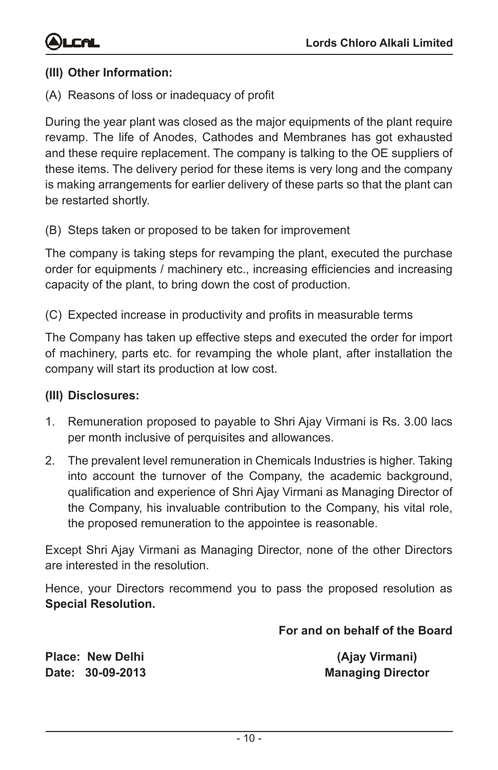**(III) Other Information:**

(A) Reasons of loss or inadequacy of profit

During the year plant was closed as the major equipments of the plant require revamp. The life of Anodes, Cathodes and Membranes has got exhausted and these require replacement. The company is talking to the OE suppliers of these items. The delivery period for these items is very long and the company is making arrangements for earlier delivery of these parts so that the plant can be restarted shortly.

(B) Steps taken or proposed to be taken for improvement

The company is taking steps for revamping the plant, executed the purchase order for equipments / machinery etc., increasing efficiencies and increasing capacity of the plant, to bring down the cost of production.

(C) Expected increase in productivity and profits in measurable terms

The Company has taken up effective steps and executed the order for import of machinery, parts etc. for revamping the whole plant, after installation the company will start its production at low cost.

**(III) Disclosures:**

1. Remuneration proposed to payable to Shri Ajay Virmani is Rs. 3.00 lacs per month inclusive of perquisites and allowances.
2. The prevalent level remuneration in Chemicals Industries is higher. Taking into account the turnover of the Company, the academic background, qualification and experience of Shri Ajay Virmani as Managing Director of the Company, his invaluable contribution to the Company, his vital role, the proposed remuneration to the appointee is reasonable.

Except Shri Ajay Virmani as Managing Director, none of the other Directors are interested in the resolution.

Hence, your Directors recommend you to pass the proposed resolution as **Special Resolution.**

**For and on behalf of the Board**

**Place: New Delhi**
**Date: 30-09-2013**

**(Ajay Virmani)**
**Managing Director**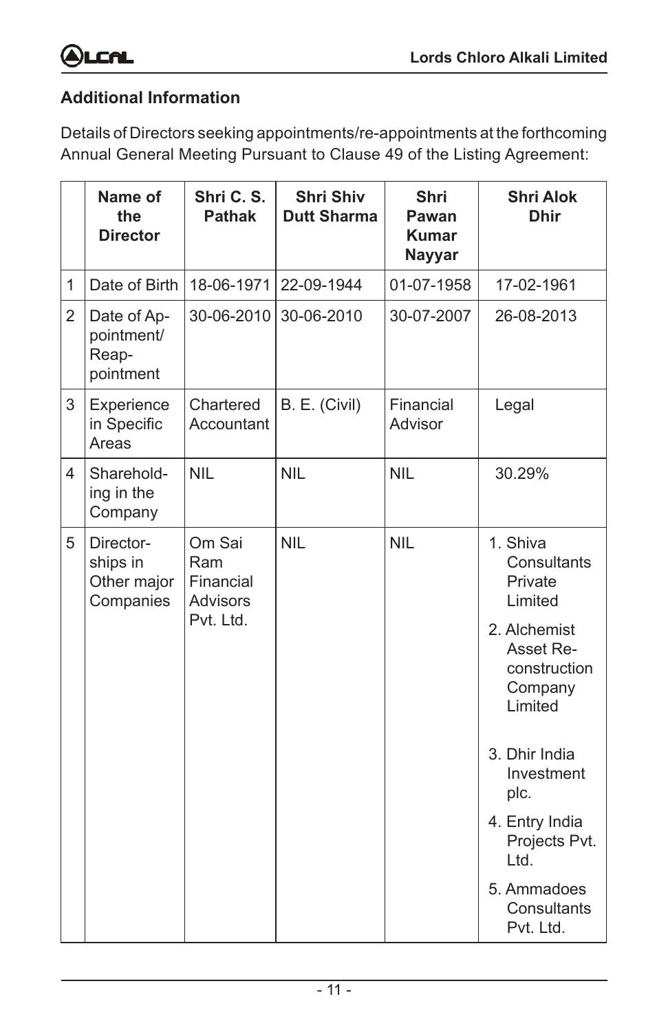## Additional Information

Details of Directors seeking appointments/re-appointments at the forthcoming Annual General Meeting Pursuant to Clause 49 of the Listing Agreement:

| | Name of the Director | Shri C. S. Pathak | Shri Shiv Dutt Sharma | Shri Pawan Kumar Nayyar | Shri Alok Dhir |
|---|---|---|---|---|---|
| 1 | Date of Birth | 18-06-1971 | 22-09-1944 | 01-07-1958 | 17-02-1961 |
| 2 | Date of Appointment/ Reappointment | 30-06-2010 | 30-06-2010 | 30-07-2007 | 26-08-2013 |
| 3 | Experience in Specific Areas | Chartered Accountant | B. E. (Civil) | Financial Advisor | Legal |
| 4 | Shareholding in the Company | NIL | NIL | NIL | 30.29% |
| 5 | Directorships in Other major Companies | Om Sai Ram Financial Advisors Pvt. Ltd. | NIL | NIL | 1. Shiva Consultants Private Limited<br>2. Alchemist Asset Reconstruction Company Limited<br>3. Dhir India Investment plc.<br>4. Entry India Projects Pvt. Ltd.<br>5. Ammadoes Consultants Pvt. Ltd. |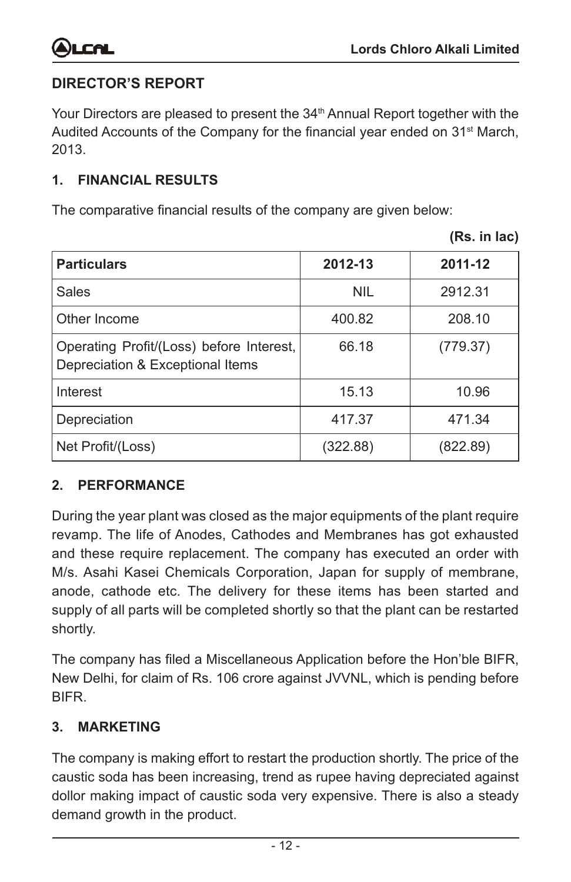## DIRECTOR'S REPORT

Your Directors are pleased to present the 34th Annual Report together with the Audited Accounts of the Company for the financial year ended on 31st March, 2013.

### 1. FINANCIAL RESULTS

The comparative financial results of the company are given below:

**(Rs. in lac)**

| Particulars | 2012-13 | 2011-12 |
|---|---|---|
| Sales | NIL | 2912.31 |
| Other Income | 400.82 | 208.10 |
| Operating Profit/(Loss) before Interest, Depreciation & Exceptional Items | 66.18 | (779.37) |
| Interest | 15.13 | 10.96 |
| Depreciation | 417.37 | 471.34 |
| Net Profit/(Loss) | (322.88) | (822.89) |

### 2. PERFORMANCE

During the year plant was closed as the major equipments of the plant require revamp. The life of Anodes, Cathodes and Membranes has got exhausted and these require replacement. The company has executed an order with M/s. Asahi Kasei Chemicals Corporation, Japan for supply of membrane, anode, cathode etc. The delivery for these items has been started and supply of all parts will be completed shortly so that the plant can be restarted shortly.

The company has filed a Miscellaneous Application before the Hon'ble BIFR, New Delhi, for claim of Rs. 106 crore against JVVNL, which is pending before BIFR.

### 3. MARKETING

The company is making effort to restart the production shortly. The price of the caustic soda has been increasing, trend as rupee having depreciated against dollor making impact of caustic soda very expensive. There is also a steady demand growth in the product.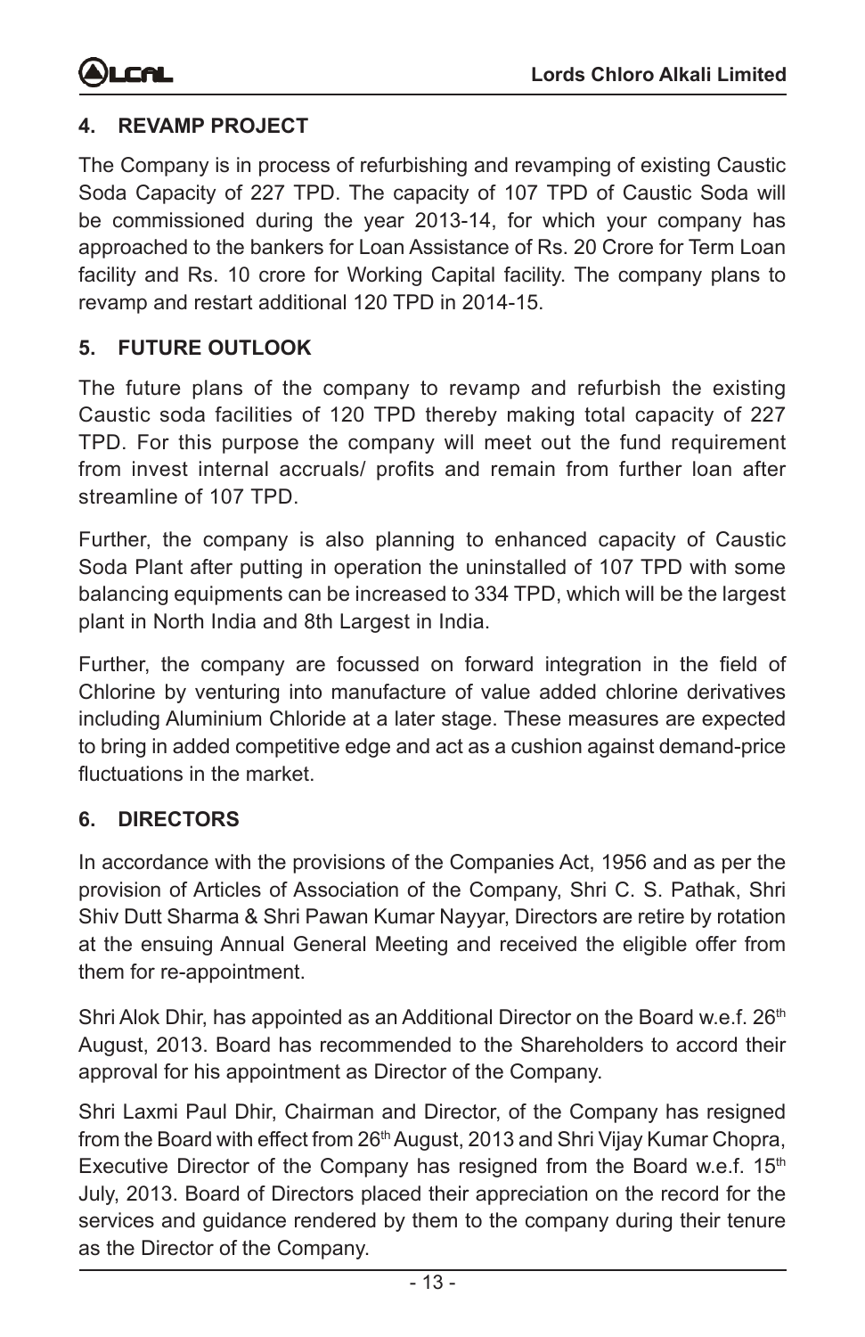## 4. REVAMP PROJECT

The Company is in process of refurbishing and revamping of existing Caustic Soda Capacity of 227 TPD. The capacity of 107 TPD of Caustic Soda will be commissioned during the year 2013-14, for which your company has approached to the bankers for Loan Assistance of Rs. 20 Crore for Term Loan facility and Rs. 10 crore for Working Capital facility. The company plans to revamp and restart additional 120 TPD in 2014-15.

## 5. FUTURE OUTLOOK

The future plans of the company to revamp and refurbish the existing Caustic soda facilities of 120 TPD thereby making total capacity of 227 TPD. For this purpose the company will meet out the fund requirement from invest internal accruals/ profits and remain from further loan after streamline of 107 TPD.

Further, the company is also planning to enhanced capacity of Caustic Soda Plant after putting in operation the uninstalled of 107 TPD with some balancing equipments can be increased to 334 TPD, which will be the largest plant in North India and 8th Largest in India.

Further, the company are focussed on forward integration in the field of Chlorine by venturing into manufacture of value added chlorine derivatives including Aluminium Chloride at a later stage. These measures are expected to bring in added competitive edge and act as a cushion against demand-price fluctuations in the market.

## 6. DIRECTORS

In accordance with the provisions of the Companies Act, 1956 and as per the provision of Articles of Association of the Company, Shri C. S. Pathak, Shri Shiv Dutt Sharma & Shri Pawan Kumar Nayyar, Directors are retire by rotation at the ensuing Annual General Meeting and received the eligible offer from them for re-appointment.

Shri Alok Dhir, has appointed as an Additional Director on the Board w.e.f. 26th August, 2013. Board has recommended to the Shareholders to accord their approval for his appointment as Director of the Company.

Shri Laxmi Paul Dhir, Chairman and Director, of the Company has resigned from the Board with effect from 26th August, 2013 and Shri Vijay Kumar Chopra, Executive Director of the Company has resigned from the Board w.e.f. 15th July, 2013. Board of Directors placed their appreciation on the record for the services and guidance rendered by them to the company during their tenure as the Director of the Company.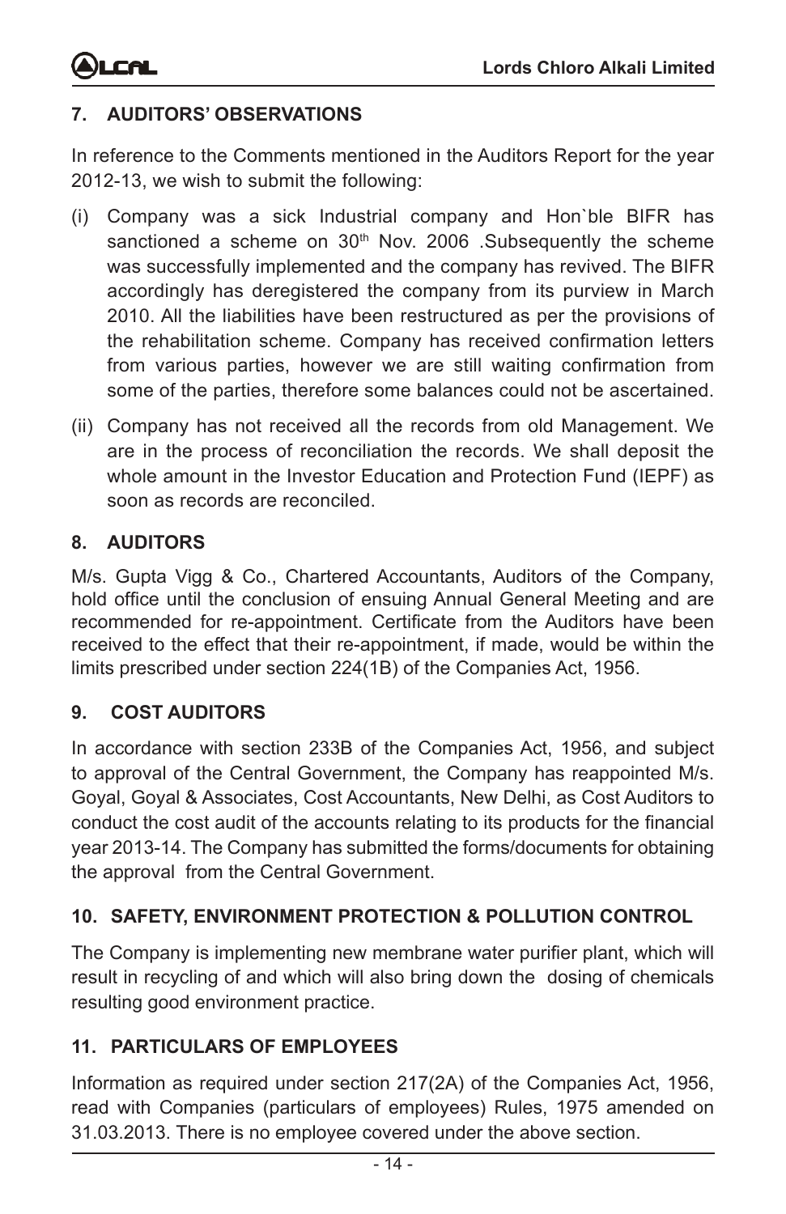## 7. AUDITORS' OBSERVATIONS

In reference to the Comments mentioned in the Auditors Report for the year 2012-13, we wish to submit the following:

(i) Company was a sick Industrial company and Hon`ble BIFR has sanctioned a scheme on 30th Nov. 2006 .Subsequently the scheme was successfully implemented and the company has revived. The BIFR accordingly has deregistered the company from its purview in March 2010. All the liabilities have been restructured as per the provisions of the rehabilitation scheme. Company has received confirmation letters from various parties, however we are still waiting confirmation from some of the parties, therefore some balances could not be ascertained.

(ii) Company has not received all the records from old Management. We are in the process of reconciliation the records. We shall deposit the whole amount in the Investor Education and Protection Fund (IEPF) as soon as records are reconciled.

## 8. AUDITORS

M/s. Gupta Vigg & Co., Chartered Accountants, Auditors of the Company, hold office until the conclusion of ensuing Annual General Meeting and are recommended for re-appointment. Certificate from the Auditors have been received to the effect that their re-appointment, if made, would be within the limits prescribed under section 224(1B) of the Companies Act, 1956.

## 9. COST AUDITORS

In accordance with section 233B of the Companies Act, 1956, and subject to approval of the Central Government, the Company has reappointed M/s. Goyal, Goyal & Associates, Cost Accountants, New Delhi, as Cost Auditors to conduct the cost audit of the accounts relating to its products for the financial year 2013-14. The Company has submitted the forms/documents for obtaining the approval from the Central Government.

## 10. SAFETY, ENVIRONMENT PROTECTION & POLLUTION CONTROL

The Company is implementing new membrane water purifier plant, which will result in recycling of and which will also bring down the dosing of chemicals resulting good environment practice.

## 11. PARTICULARS OF EMPLOYEES

Information as required under section 217(2A) of the Companies Act, 1956, read with Companies (particulars of employees) Rules, 1975 amended on 31.03.2013. There is no employee covered under the above section.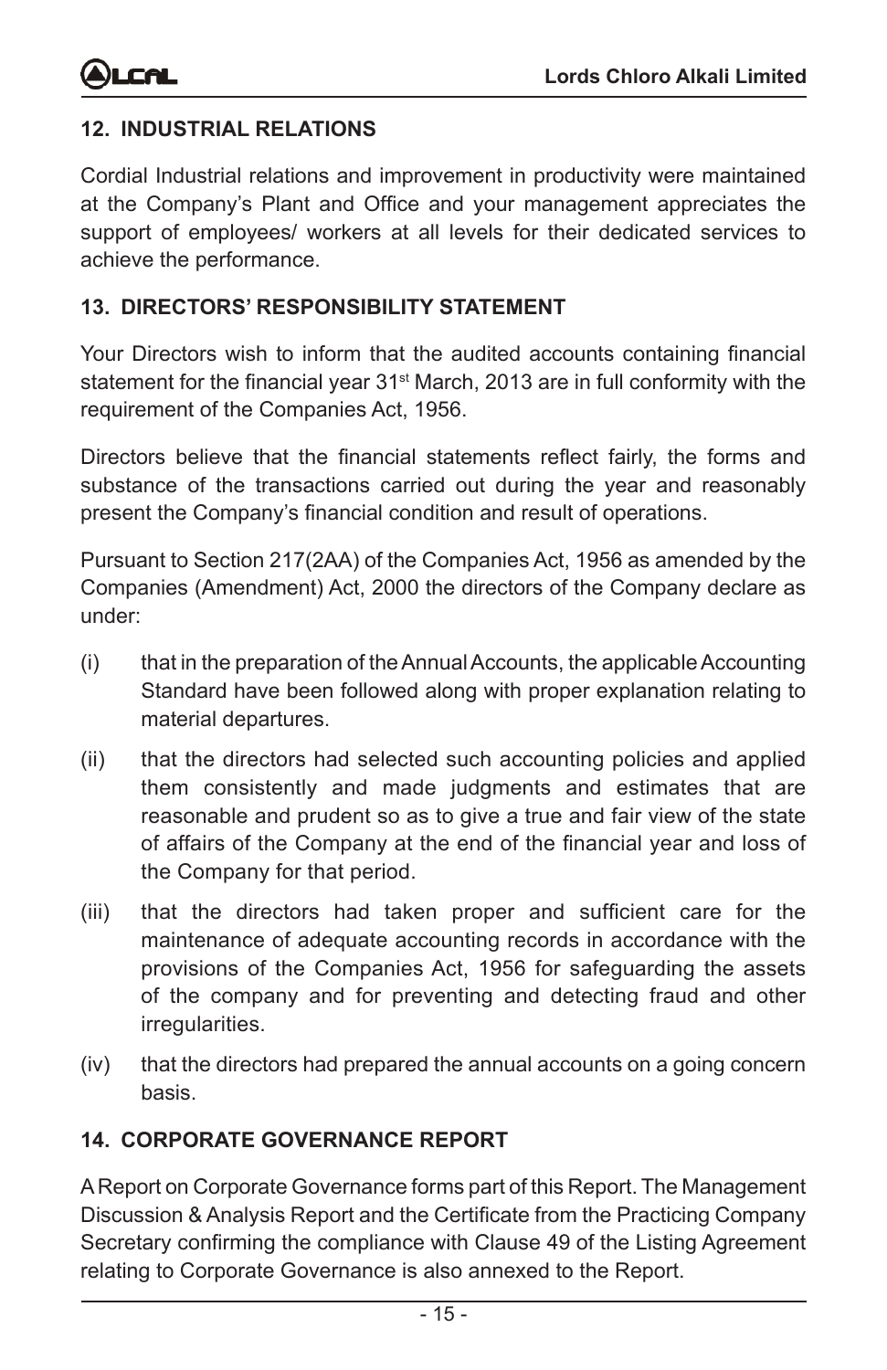## 12. INDUSTRIAL RELATIONS

Cordial Industrial relations and improvement in productivity were maintained at the Company's Plant and Office and your management appreciates the support of employees/ workers at all levels for their dedicated services to achieve the performance.

## 13. DIRECTORS' RESPONSIBILITY STATEMENT

Your Directors wish to inform that the audited accounts containing financial statement for the financial year 31st March, 2013 are in full conformity with the requirement of the Companies Act, 1956.

Directors believe that the financial statements reflect fairly, the forms and substance of the transactions carried out during the year and reasonably present the Company's financial condition and result of operations.

Pursuant to Section 217(2AA) of the Companies Act, 1956 as amended by the Companies (Amendment) Act, 2000 the directors of the Company declare as under:

(i) that in the preparation of the Annual Accounts, the applicable Accounting Standard have been followed along with proper explanation relating to material departures.

(ii) that the directors had selected such accounting policies and applied them consistently and made judgments and estimates that are reasonable and prudent so as to give a true and fair view of the state of affairs of the Company at the end of the financial year and loss of the Company for that period.

(iii) that the directors had taken proper and sufficient care for the maintenance of adequate accounting records in accordance with the provisions of the Companies Act, 1956 for safeguarding the assets of the company and for preventing and detecting fraud and other irregularities.

(iv) that the directors had prepared the annual accounts on a going concern basis.

## 14. CORPORATE GOVERNANCE REPORT

A Report on Corporate Governance forms part of this Report. The Management Discussion & Analysis Report and the Certificate from the Practicing Company Secretary confirming the compliance with Clause 49 of the Listing Agreement relating to Corporate Governance is also annexed to the Report.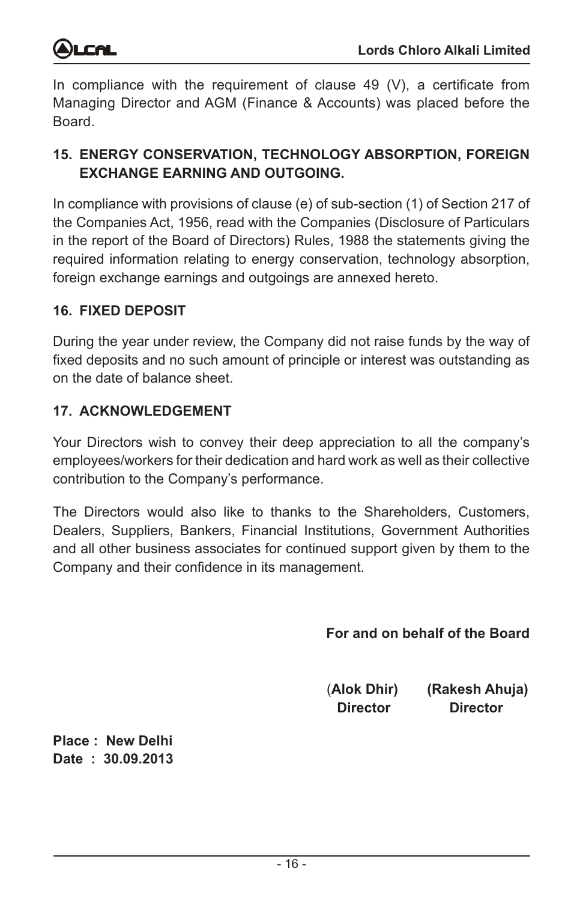In compliance with the requirement of clause 49 (V), a certificate from Managing Director and AGM (Finance & Accounts) was placed before the Board.

**15. ENERGY CONSERVATION, TECHNOLOGY ABSORPTION, FOREIGN EXCHANGE EARNING AND OUTGOING.**

In compliance with provisions of clause (e) of sub-section (1) of Section 217 of the Companies Act, 1956, read with the Companies (Disclosure of Particulars in the report of the Board of Directors) Rules, 1988 the statements giving the required information relating to energy conservation, technology absorption, foreign exchange earnings and outgoings are annexed hereto.

**16. FIXED DEPOSIT**

During the year under review, the Company did not raise funds by the way of fixed deposits and no such amount of principle or interest was outstanding as on the date of balance sheet.

**17. ACKNOWLEDGEMENT**

Your Directors wish to convey their deep appreciation to all the company's employees/workers for their dedication and hard work as well as their collective contribution to the Company's performance.

The Directors would also like to thanks to the Shareholders, Customers, Dealers, Suppliers, Bankers, Financial Institutions, Government Authorities and all other business associates for continued support given by them to the Company and their confidence in its management.

**For and on behalf of the Board**

**(Alok Dhir)**
**Director**

**(Rakesh Ahuja)**
**Director**

**Place : New Delhi**
**Date : 30.09.2013**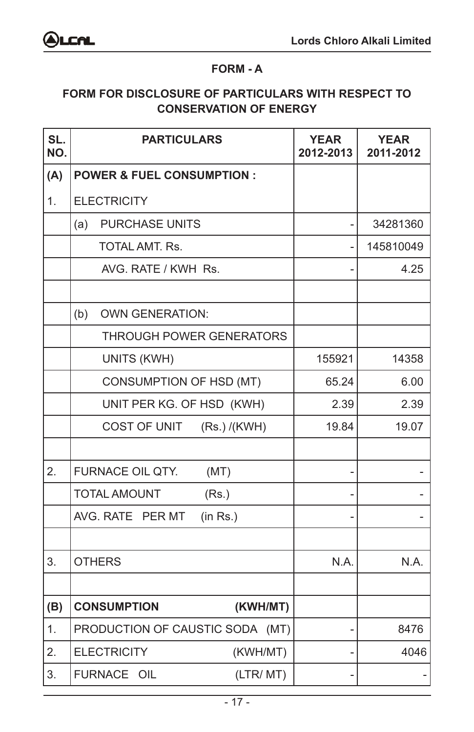## FORM - A

### FORM FOR DISCLOSURE OF PARTICULARS WITH RESPECT TO CONSERVATION OF ENERGY

| SL. NO. | PARTICULARS | YEAR 2012-2013 | YEAR 2011-2012 |
|---|---|---|---|
| **(A)** | **POWER & FUEL CONSUMPTION :** | | |
| 1. | ELECTRICITY | | |
| | (a) PURCHASE UNITS | - | 34281360 |
| | TOTAL AMT. Rs. | - | 145810049 |
| | AVG. RATE / KWH Rs. | - | 4.25 |
| | | | |
| | (b) OWN GENERATION: | | |
| | THROUGH POWER GENERATORS | | |
| | UNITS (KWH) | 155921 | 14358 |
| | CONSUMPTION OF HSD (MT) | 65.24 | 6.00 |
| | UNIT PER KG. OF HSD (KWH) | 2.39 | 2.39 |
| | COST OF UNIT (Rs.) /(KWH) | 19.84 | 19.07 |
| | | | |
| 2. | FURNACE OIL QTY. (MT) | - | - |
| | TOTAL AMOUNT (Rs.) | - | - |
| | AVG. RATE PER MT (in Rs.) | - | - |
| | | | |
| 3. | OTHERS | N.A. | N.A. |
| | | | |
| **(B)** | **CONSUMPTION (KWH/MT)** | | |
| 1. | PRODUCTION OF CAUSTIC SODA (MT) | - | 8476 |
| 2. | ELECTRICITY (KWH/MT) | - | 4046 |
| 3. | FURNACE OIL (LTR/ MT) | - | - |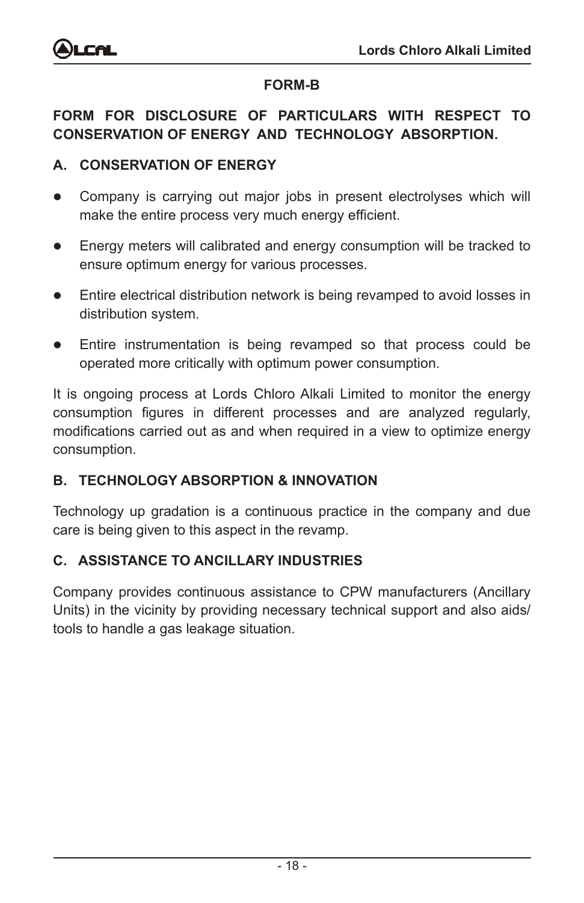## FORM-B

**FORM FOR DISCLOSURE OF PARTICULARS WITH RESPECT TO CONSERVATION OF ENERGY AND TECHNOLOGY ABSORPTION.**

### A. CONSERVATION OF ENERGY

- Company is carrying out major jobs in present electrolyses which will make the entire process very much energy efficient.
- Energy meters will calibrated and energy consumption will be tracked to ensure optimum energy for various processes.
- Entire electrical distribution network is being revamped to avoid losses in distribution system.
- Entire instrumentation is being revamped so that process could be operated more critically with optimum power consumption.

It is ongoing process at Lords Chloro Alkali Limited to monitor the energy consumption figures in different processes and are analyzed regularly, modifications carried out as and when required in a view to optimize energy consumption.

### B. TECHNOLOGY ABSORPTION & INNOVATION

Technology up gradation is a continuous practice in the company and due care is being given to this aspect in the revamp.

### C. ASSISTANCE TO ANCILLARY INDUSTRIES

Company provides continuous assistance to CPW manufacturers (Ancillary Units) in the vicinity by providing necessary technical support and also aids/ tools to handle a gas leakage situation.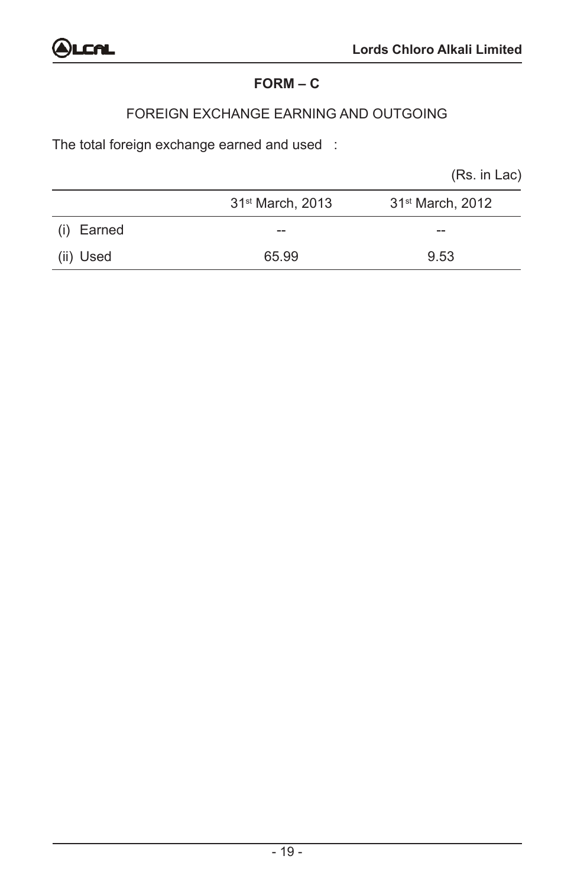## FORM – C

FOREIGN EXCHANGE EARNING AND OUTGOING

The total foreign exchange earned and used :

(Rs. in Lac)

| | 31st March, 2013 | 31st March, 2012 |
|---|---|---|
| (i) Earned | -- | -- |
| (ii) Used | 65.99 | 9.53 |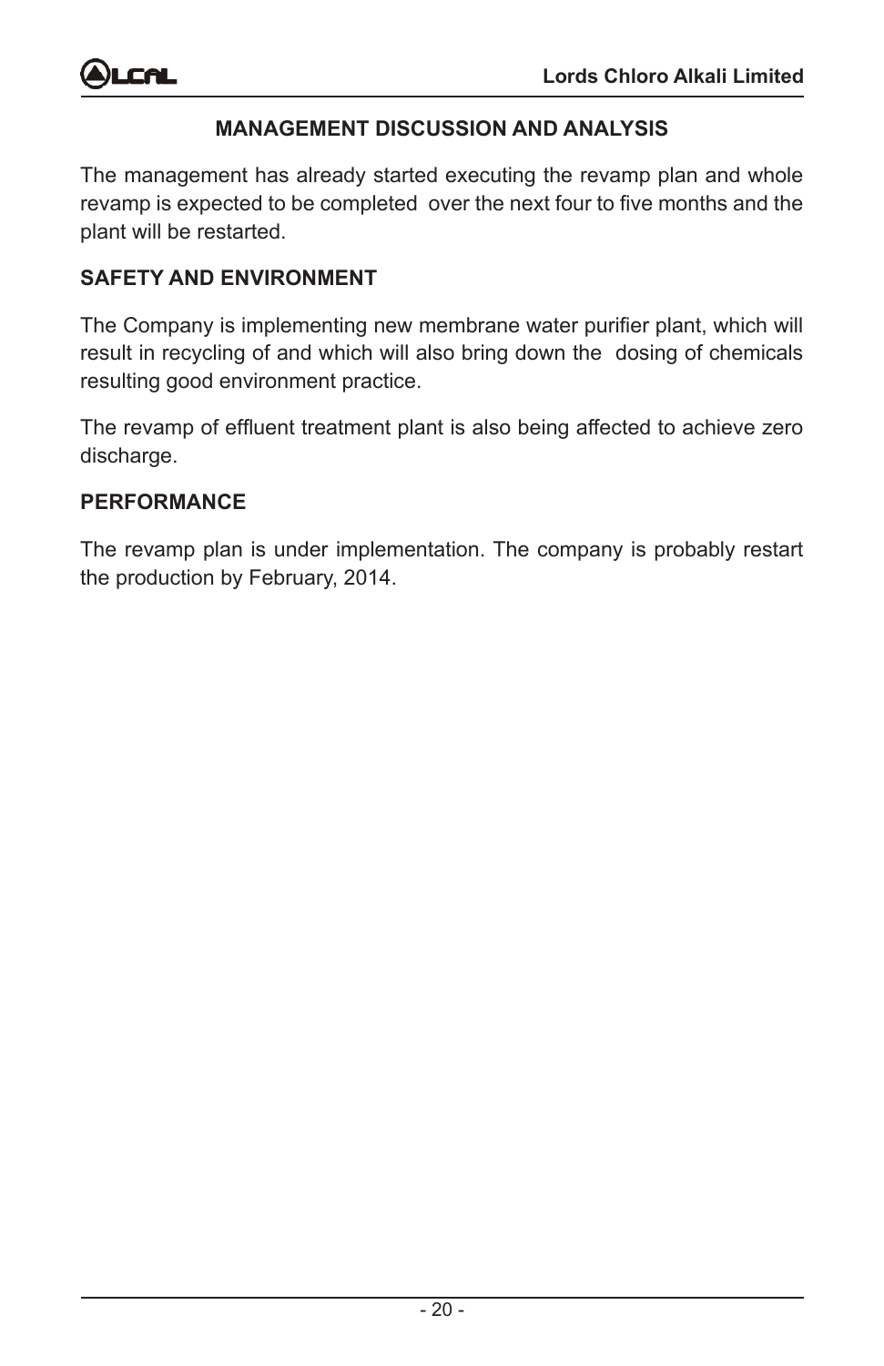## MANAGEMENT DISCUSSION AND ANALYSIS

The management has already started executing the revamp plan and whole revamp is expected to be completed over the next four to five months and the plant will be restarted.

### SAFETY AND ENVIRONMENT

The Company is implementing new membrane water purifier plant, which will result in recycling of and which will also bring down the dosing of chemicals resulting good environment practice.

The revamp of effluent treatment plant is also being affected to achieve zero discharge.

### PERFORMANCE

The revamp plan is under implementation. The company is probably restart the production by February, 2014.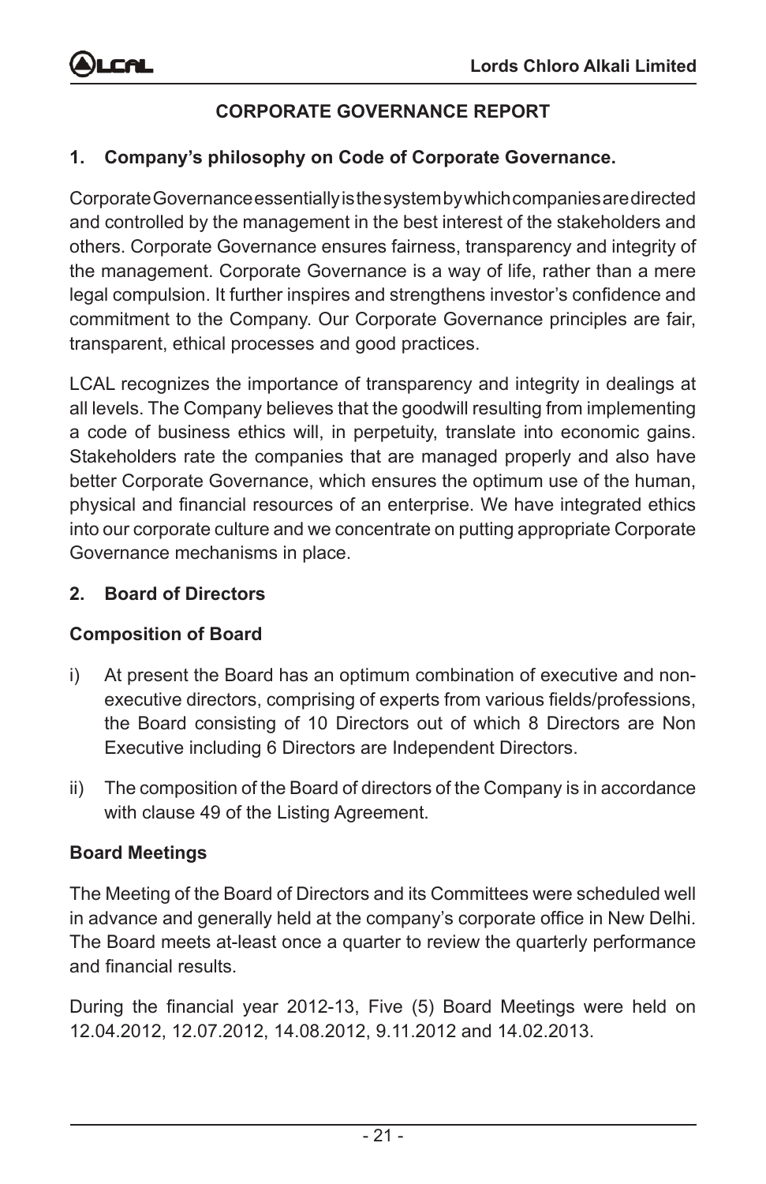# CORPORATE GOVERNANCE REPORT

## 1. Company's philosophy on Code of Corporate Governance.

Corporate Governance essentially is the system by which companies are directed and controlled by the management in the best interest of the stakeholders and others. Corporate Governance ensures fairness, transparency and integrity of the management. Corporate Governance is a way of life, rather than a mere legal compulsion. It further inspires and strengthens investor's confidence and commitment to the Company. Our Corporate Governance principles are fair, transparent, ethical processes and good practices.

LCAL recognizes the importance of transparency and integrity in dealings at all levels. The Company believes that the goodwill resulting from implementing a code of business ethics will, in perpetuity, translate into economic gains. Stakeholders rate the companies that are managed properly and also have better Corporate Governance, which ensures the optimum use of the human, physical and financial resources of an enterprise. We have integrated ethics into our corporate culture and we concentrate on putting appropriate Corporate Governance mechanisms in place.

## 2. Board of Directors

### Composition of Board

i) At present the Board has an optimum combination of executive and non-executive directors, comprising of experts from various fields/professions, the Board consisting of 10 Directors out of which 8 Directors are Non Executive including 6 Directors are Independent Directors.

ii) The composition of the Board of directors of the Company is in accordance with clause 49 of the Listing Agreement.

### Board Meetings

The Meeting of the Board of Directors and its Committees were scheduled well in advance and generally held at the company's corporate office in New Delhi. The Board meets at-least once a quarter to review the quarterly performance and financial results.

During the financial year 2012-13, Five (5) Board Meetings were held on 12.04.2012, 12.07.2012, 14.08.2012, 9.11.2012 and 14.02.2013.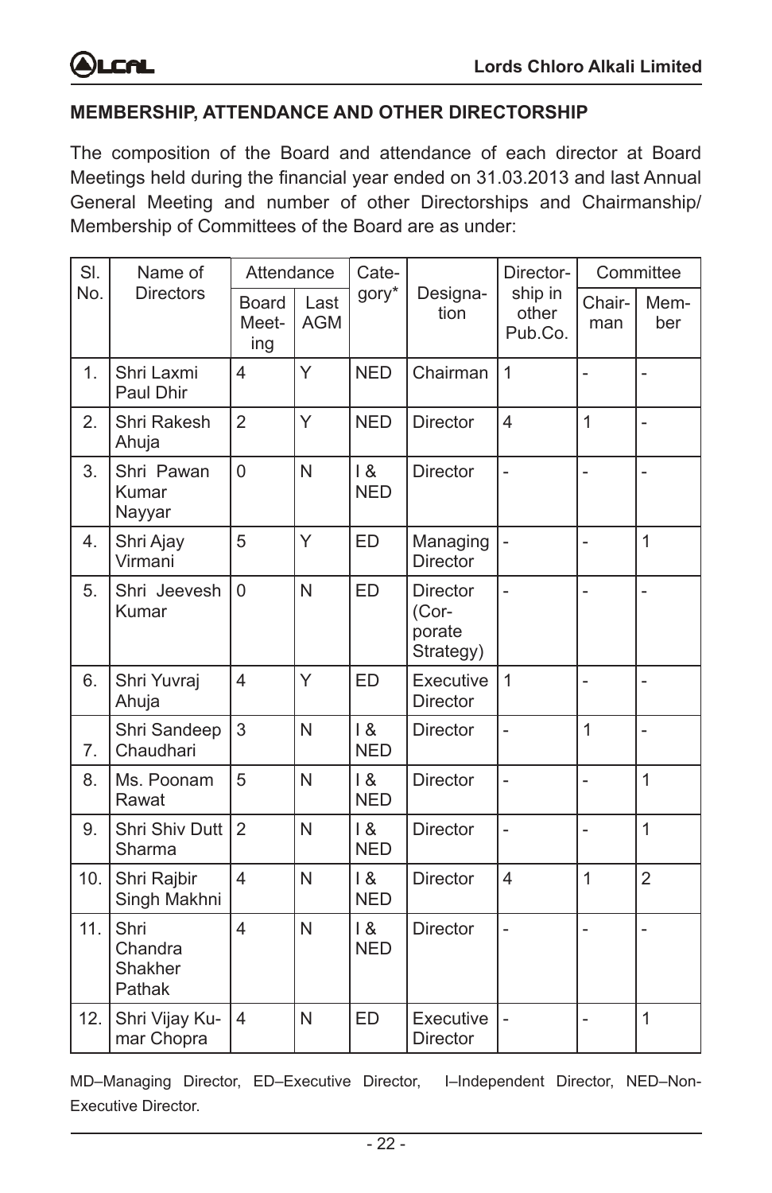**MEMBERSHIP, ATTENDANCE AND OTHER DIRECTORSHIP**

The composition of the Board and attendance of each director at Board Meetings held during the financial year ended on 31.03.2013 and last Annual General Meeting and number of other Directorships and Chairmanship/ Membership of Committees of the Board are as under:

| Sl. No. | Name of Directors | Attendance | | Category* | Designation | Directorship in other Pub.Co. | Committee | |
|---|---|---|---|---|---|---|---|---|
| | | Board Meeting | Last AGM | | | | Chairman | Member |
| 1. | Shri Laxmi Paul Dhir | 4 | Y | NED | Chairman | 1 | - | - |
| 2. | Shri Rakesh Ahuja | 2 | Y | NED | Director | 4 | 1 | - |
| 3. | Shri Pawan Kumar Nayyar | 0 | N | I & NED | Director | - | - | - |
| 4. | Shri Ajay Virmani | 5 | Y | ED | Managing Director | - | - | 1 |
| 5. | Shri Jeevesh Kumar | 0 | N | ED | Director (Corporate Strategy) | - | - | - |
| 6. | Shri Yuvraj Ahuja | 4 | Y | ED | Executive Director | 1 | - | - |
| 7. | Shri Sandeep Chaudhari | 3 | N | I & NED | Director | - | 1 | - |
| 8. | Ms. Poonam Rawat | 5 | N | I & NED | Director | - | - | 1 |
| 9. | Shri Shiv Dutt Sharma | 2 | N | I & NED | Director | - | - | 1 |
| 10. | Shri Rajbir Singh Makhni | 4 | N | I & NED | Director | 4 | 1 | 2 |
| 11. | Shri Chandra Shakher Pathak | 4 | N | I & NED | Director | - | - | - |
| 12. | Shri Vijay Kumar Chopra | 4 | N | ED | Executive Director | - | - | 1 |

MD–Managing Director, ED–Executive Director, I–Independent Director, NED–Non-Executive Director.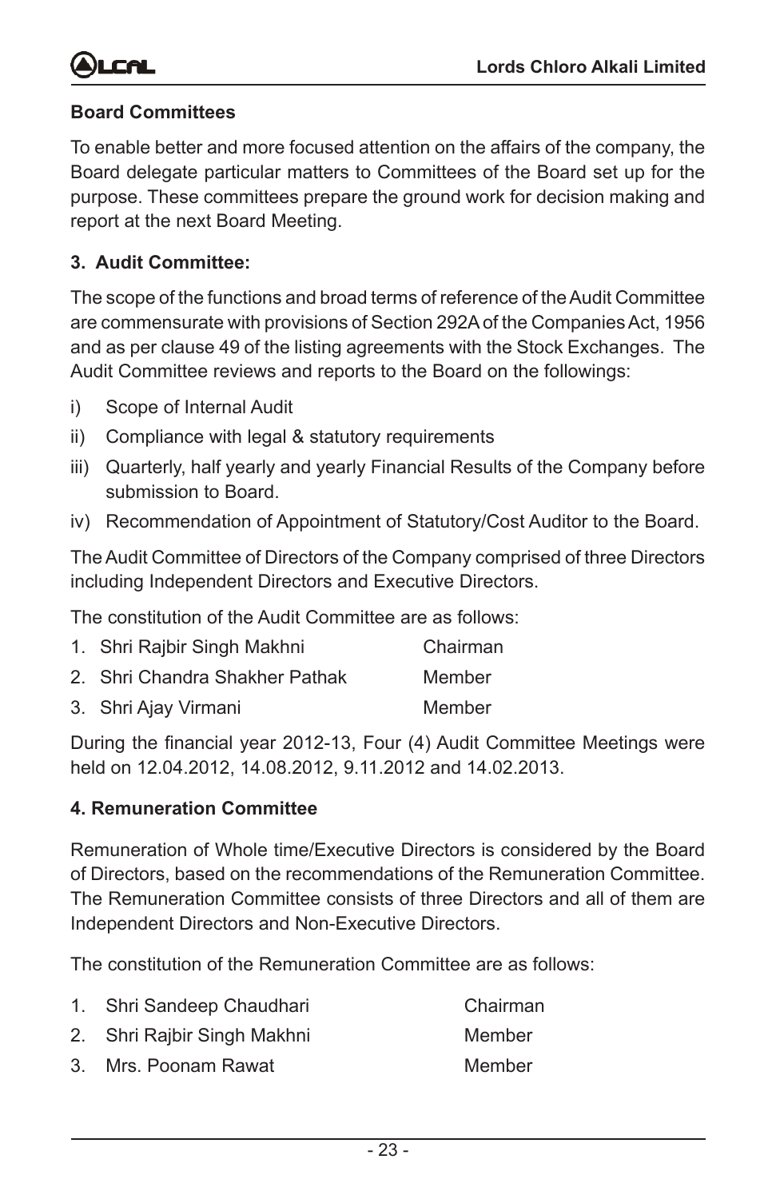## Board Committees

To enable better and more focused attention on the affairs of the company, the Board delegate particular matters to Committees of the Board set up for the purpose. These committees prepare the ground work for decision making and report at the next Board Meeting.

### 3. Audit Committee:

The scope of the functions and broad terms of reference of the Audit Committee are commensurate with provisions of Section 292A of the Companies Act, 1956 and as per clause 49 of the listing agreements with the Stock Exchanges. The Audit Committee reviews and reports to the Board on the followings:

i) Scope of Internal Audit

ii) Compliance with legal & statutory requirements

iii) Quarterly, half yearly and yearly Financial Results of the Company before submission to Board.

iv) Recommendation of Appointment of Statutory/Cost Auditor to the Board.

The Audit Committee of Directors of the Company comprised of three Directors including Independent Directors and Executive Directors.

The constitution of the Audit Committee are as follows:

| | |
|---|---|
| 1. Shri Rajbir Singh Makhni | Chairman |
| 2. Shri Chandra Shakher Pathak | Member |
| 3. Shri Ajay Virmani | Member |

During the financial year 2012-13, Four (4) Audit Committee Meetings were held on 12.04.2012, 14.08.2012, 9.11.2012 and 14.02.2013.

### 4. Remuneration Committee

Remuneration of Whole time/Executive Directors is considered by the Board of Directors, based on the recommendations of the Remuneration Committee. The Remuneration Committee consists of three Directors and all of them are Independent Directors and Non-Executive Directors.

The constitution of the Remuneration Committee are as follows:

| | |
|---|---|
| 1. Shri Sandeep Chaudhari | Chairman |
| 2. Shri Rajbir Singh Makhni | Member |
| 3. Mrs. Poonam Rawat | Member |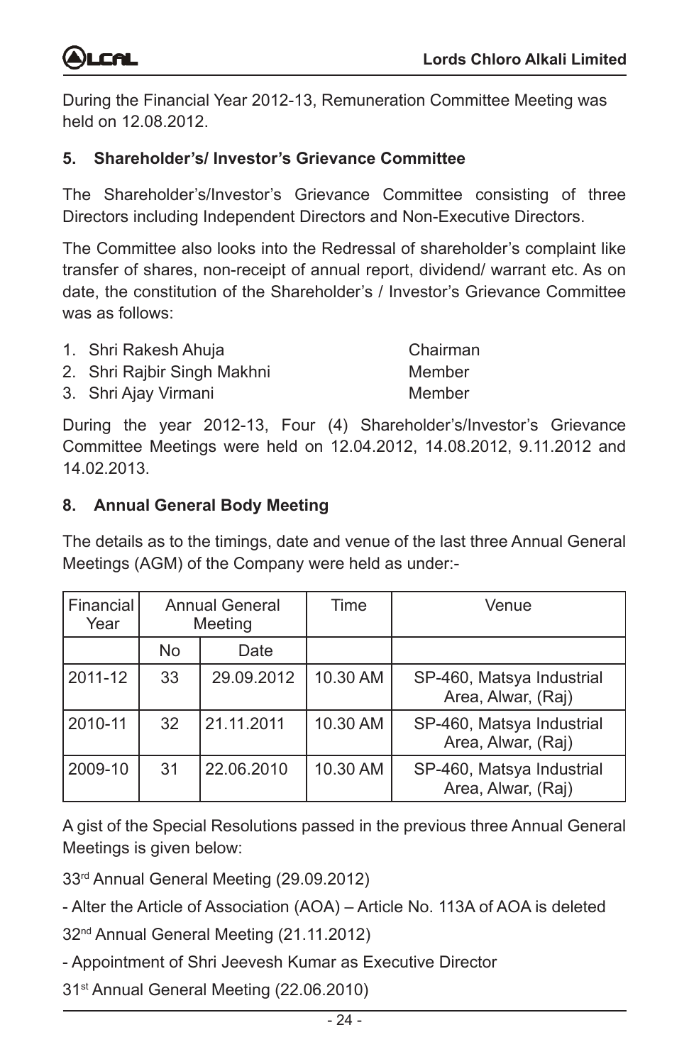During the Financial Year 2012-13, Remuneration Committee Meeting was held on 12.08.2012.

**5. Shareholder's/ Investor's Grievance Committee**

The Shareholder's/Investor's Grievance Committee consisting of three Directors including Independent Directors and Non-Executive Directors.

The Committee also looks into the Redressal of shareholder's complaint like transfer of shares, non-receipt of annual report, dividend/ warrant etc. As on date, the constitution of the Shareholder's / Investor's Grievance Committee was as follows:

1. Shri Rakesh Ahuja — Chairman
2. Shri Rajbir Singh Makhni — Member
3. Shri Ajay Virmani — Member

During the year 2012-13, Four (4) Shareholder's/Investor's Grievance Committee Meetings were held on 12.04.2012, 14.08.2012, 9.11.2012 and 14.02.2013.

**8. Annual General Body Meeting**

The details as to the timings, date and venue of the last three Annual General Meetings (AGM) of the Company were held as under:-

| Financial Year | Annual General Meeting | | Time | Venue |
|---|---|---|---|---|
| | No | Date | | |
| 2011-12 | 33 | 29.09.2012 | 10.30 AM | SP-460, Matsya Industrial Area, Alwar, (Raj) |
| 2010-11 | 32 | 21.11.2011 | 10.30 AM | SP-460, Matsya Industrial Area, Alwar, (Raj) |
| 2009-10 | 31 | 22.06.2010 | 10.30 AM | SP-460, Matsya Industrial Area, Alwar, (Raj) |

A gist of the Special Resolutions passed in the previous three Annual General Meetings is given below:

33rd Annual General Meeting (29.09.2012)

- Alter the Article of Association (AOA) – Article No. 113A of AOA is deleted

32nd Annual General Meeting (21.11.2012)

- Appointment of Shri Jeevesh Kumar as Executive Director

31st Annual General Meeting (22.06.2010)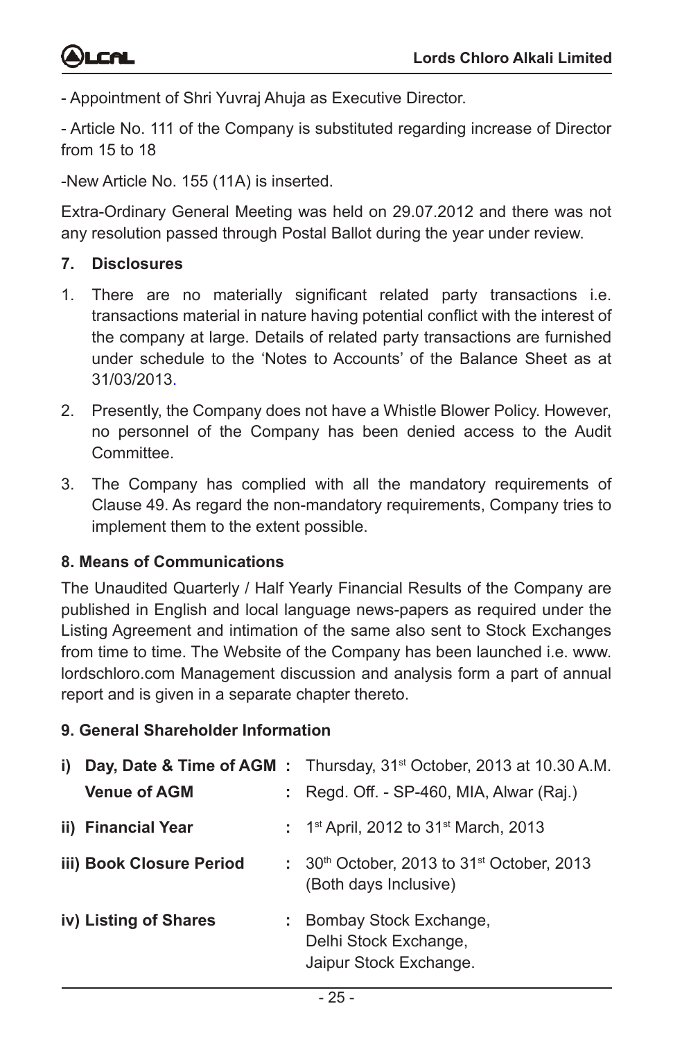- Appointment of Shri Yuvraj Ahuja as Executive Director.

- Article No. 111 of the Company is substituted regarding increase of Director from 15 to 18

-New Article No. 155 (11A) is inserted.

Extra-Ordinary General Meeting was held on 29.07.2012 and there was not any resolution passed through Postal Ballot during the year under review.

**7. Disclosures**

1. There are no materially significant related party transactions i.e. transactions material in nature having potential conflict with the interest of the company at large. Details of related party transactions are furnished under schedule to the 'Notes to Accounts' of the Balance Sheet as at 31/03/2013.
2. Presently, the Company does not have a Whistle Blower Policy. However, no personnel of the Company has been denied access to the Audit Committee.
3. The Company has complied with all the mandatory requirements of Clause 49. As regard the non-mandatory requirements, Company tries to implement them to the extent possible.

**8. Means of Communications**

The Unaudited Quarterly / Half Yearly Financial Results of the Company are published in English and local language news-papers as required under the Listing Agreement and intimation of the same also sent to Stock Exchanges from time to time. The Website of the Company has been launched i.e. www. lordschloro.com Management discussion and analysis form a part of annual report and is given in a separate chapter thereto.

**9. General Shareholder Information**

| | | |
|---|---|---|
| **i) Day, Date & Time of AGM** | : | Thursday, 31st October, 2013 at 10.30 A.M. |
| **Venue of AGM** | : | Regd. Off. - SP-460, MIA, Alwar (Raj.) |
| **ii) Financial Year** | : | 1st April, 2012 to 31st March, 2013 |
| **iii) Book Closure Period** | : | 30th October, 2013 to 31st October, 2013 (Both days Inclusive) |
| **iv) Listing of Shares** | : | Bombay Stock Exchange, Delhi Stock Exchange, Jaipur Stock Exchange. |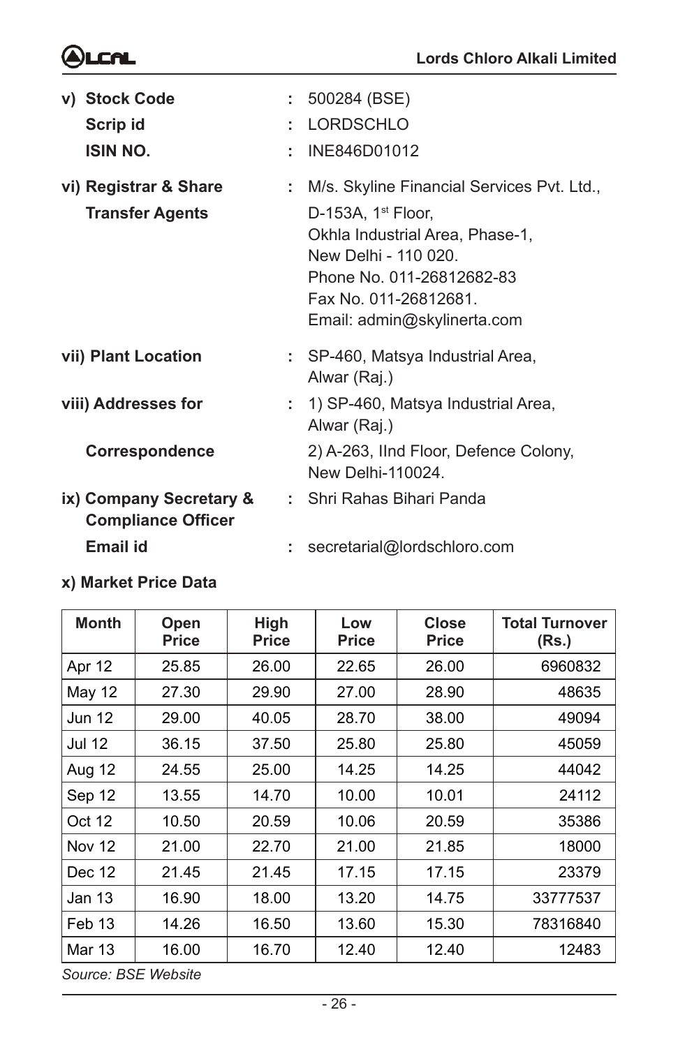**v) Stock Code** : 500284 (BSE)

**Scrip id** : LORDSCHLO

**ISIN NO.** : INE846D01012

**vi) Registrar & Share Transfer Agents** : M/s. Skyline Financial Services Pvt. Ltd.,
D-153A, 1st Floor,
Okhla Industrial Area, Phase-1,
New Delhi - 110 020.
Phone No. 011-26812682-83
Fax No. 011-26812681.
Email: admin@skylinerta.com

**vii) Plant Location** : SP-460, Matsya Industrial Area, Alwar (Raj.)

**viii) Addresses for Correspondence** : 1) SP-460, Matsya Industrial Area, Alwar (Raj.)
2) A-263, IInd Floor, Defence Colony, New Delhi-110024.

**ix) Company Secretary & Compliance Officer** : Shri Rahas Bihari Panda

**Email id** : secretarial@lordschloro.com

**x) Market Price Data**

| Month | Open Price | High Price | Low Price | Close Price | Total Turnover (Rs.) |
|---|---|---|---|---|---|
| Apr 12 | 25.85 | 26.00 | 22.65 | 26.00 | 6960832 |
| May 12 | 27.30 | 29.90 | 27.00 | 28.90 | 48635 |
| Jun 12 | 29.00 | 40.05 | 28.70 | 38.00 | 49094 |
| Jul 12 | 36.15 | 37.50 | 25.80 | 25.80 | 45059 |
| Aug 12 | 24.55 | 25.00 | 14.25 | 14.25 | 44042 |
| Sep 12 | 13.55 | 14.70 | 10.00 | 10.01 | 24112 |
| Oct 12 | 10.50 | 20.59 | 10.06 | 20.59 | 35386 |
| Nov 12 | 21.00 | 22.70 | 21.00 | 21.85 | 18000 |
| Dec 12 | 21.45 | 21.45 | 17.15 | 17.15 | 23379 |
| Jan 13 | 16.90 | 18.00 | 13.20 | 14.75 | 33777537 |
| Feb 13 | 14.26 | 16.50 | 13.60 | 15.30 | 78316840 |
| Mar 13 | 16.00 | 16.70 | 12.40 | 12.40 | 12483 |

*Source: BSE Website*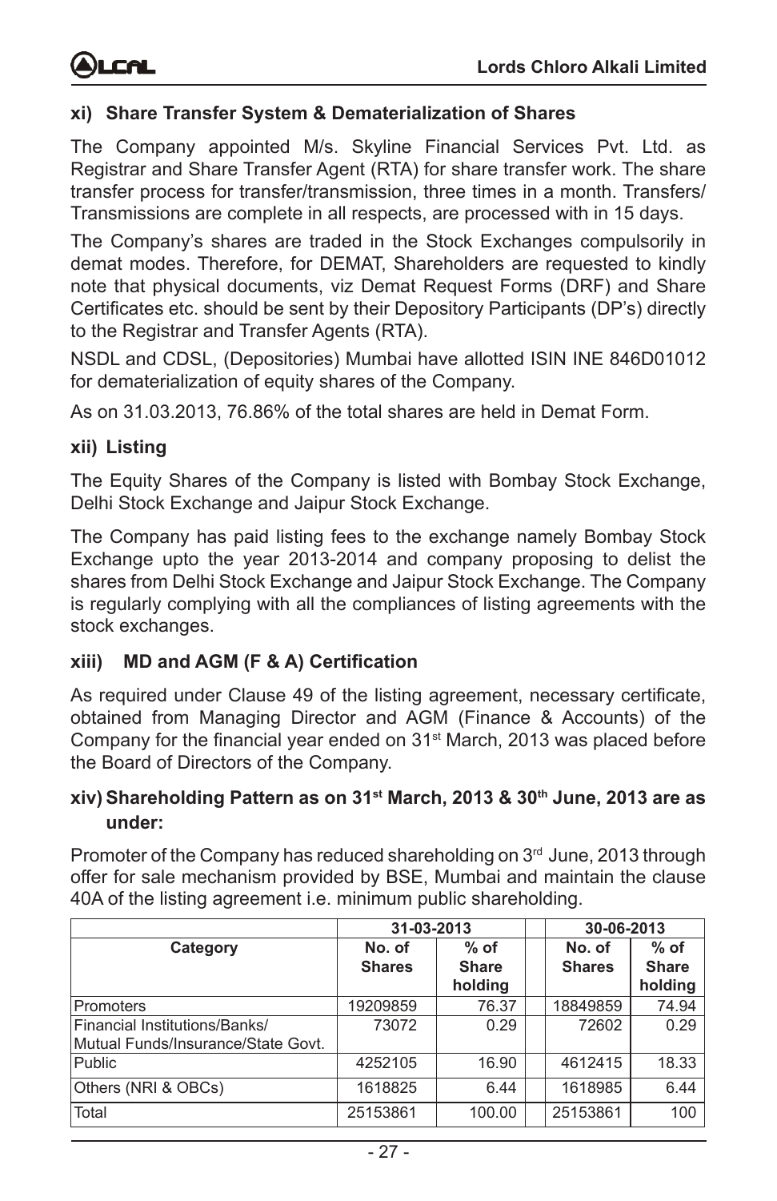### xi) Share Transfer System & Dematerialization of Shares

The Company appointed M/s. Skyline Financial Services Pvt. Ltd. as Registrar and Share Transfer Agent (RTA) for share transfer work. The share transfer process for transfer/transmission, three times in a month. Transfers/ Transmissions are complete in all respects, are processed with in 15 days.

The Company's shares are traded in the Stock Exchanges compulsorily in demat modes. Therefore, for DEMAT, Shareholders are requested to kindly note that physical documents, viz Demat Request Forms (DRF) and Share Certificates etc. should be sent by their Depository Participants (DP's) directly to the Registrar and Transfer Agents (RTA).

NSDL and CDSL, (Depositories) Mumbai have allotted ISIN INE 846D01012 for dematerialization of equity shares of the Company.

As on 31.03.2013, 76.86% of the total shares are held in Demat Form.

### xii) Listing

The Equity Shares of the Company is listed with Bombay Stock Exchange, Delhi Stock Exchange and Jaipur Stock Exchange.

The Company has paid listing fees to the exchange namely Bombay Stock Exchange upto the year 2013-2014 and company proposing to delist the shares from Delhi Stock Exchange and Jaipur Stock Exchange. The Company is regularly complying with all the compliances of listing agreements with the stock exchanges.

### xiii) MD and AGM (F & A) Certification

As required under Clause 49 of the listing agreement, necessary certificate, obtained from Managing Director and AGM (Finance & Accounts) of the Company for the financial year ended on 31st March, 2013 was placed before the Board of Directors of the Company.

### xiv) Shareholding Pattern as on 31st March, 2013 & 30th June, 2013 are as under:

Promoter of the Company has reduced shareholding on 3rd June, 2013 through offer for sale mechanism provided by BSE, Mumbai and maintain the clause 40A of the listing agreement i.e. minimum public shareholding.

| | 31-03-2013 | | 30-06-2013 | |
|---|---|---|---|---|
| Category | No. of Shares | % of Share holding | No. of Shares | % of Share holding |
| Promoters | 19209859 | 76.37 | 18849859 | 74.94 |
| Financial Institutions/Banks/ Mutual Funds/Insurance/State Govt. | 73072 | 0.29 | 72602 | 0.29 |
| Public | 4252105 | 16.90 | 4612415 | 18.33 |
| Others (NRI & OBCs) | 1618825 | 6.44 | 1618985 | 6.44 |
| Total | 25153861 | 100.00 | 25153861 | 100 |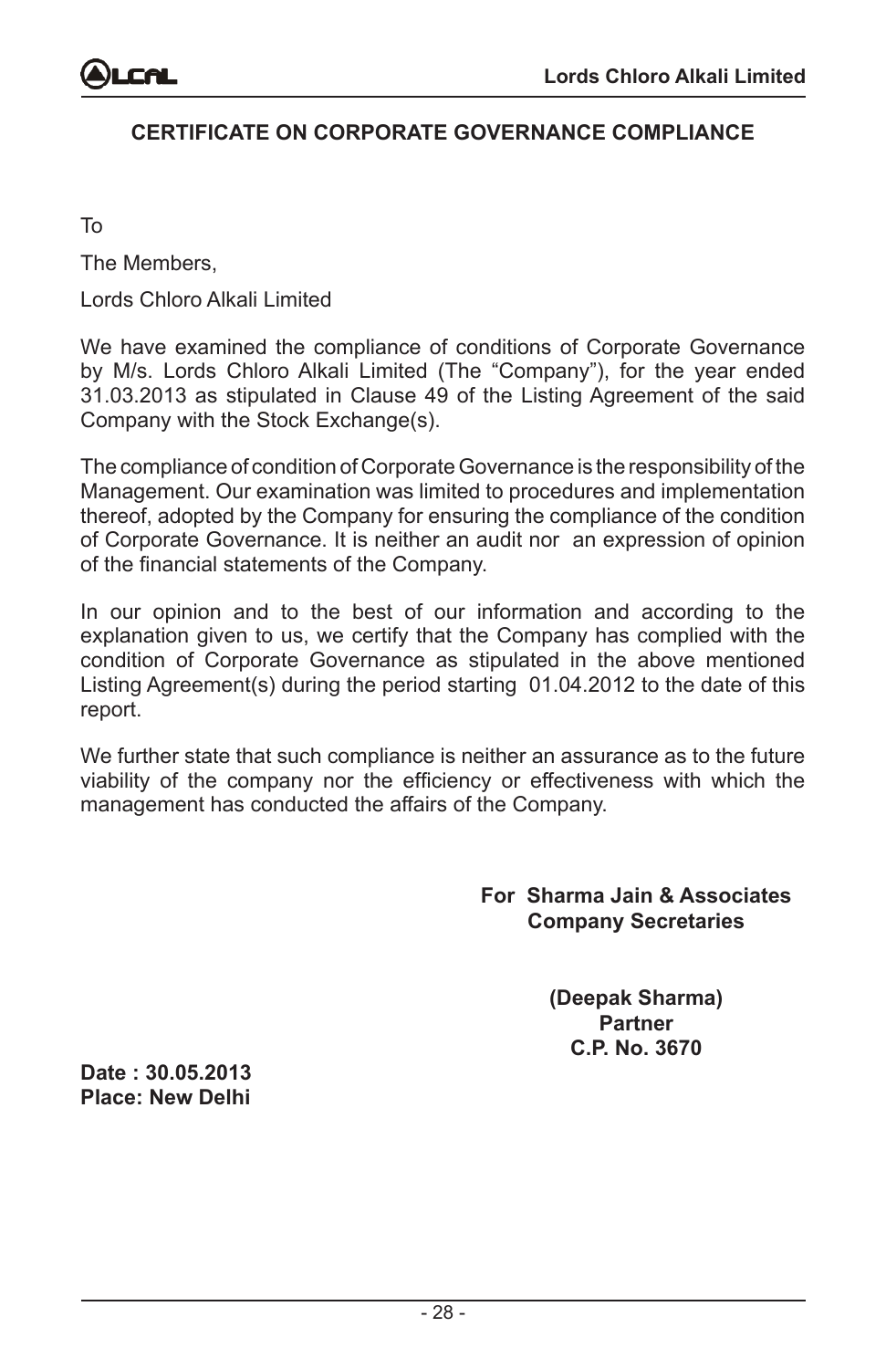## CERTIFICATE ON CORPORATE GOVERNANCE COMPLIANCE

To

The Members,

Lords Chloro Alkali Limited

We have examined the compliance of conditions of Corporate Governance by M/s. Lords Chloro Alkali Limited (The "Company"), for the year ended 31.03.2013 as stipulated in Clause 49 of the Listing Agreement of the said Company with the Stock Exchange(s).

The compliance of condition of Corporate Governance is the responsibility of the Management. Our examination was limited to procedures and implementation thereof, adopted by the Company for ensuring the compliance of the condition of Corporate Governance. It is neither an audit nor an expression of opinion of the financial statements of the Company.

In our opinion and to the best of our information and according to the explanation given to us, we certify that the Company has complied with the condition of Corporate Governance as stipulated in the above mentioned Listing Agreement(s) during the period starting 01.04.2012 to the date of this report.

We further state that such compliance is neither an assurance as to the future viability of the company nor the efficiency or effectiveness with which the management has conducted the affairs of the Company.

**For Sharma Jain & Associates**
**Company Secretaries**

**(Deepak Sharma)**
**Partner**
**C.P. No. 3670**

**Date : 30.05.2013**
**Place: New Delhi**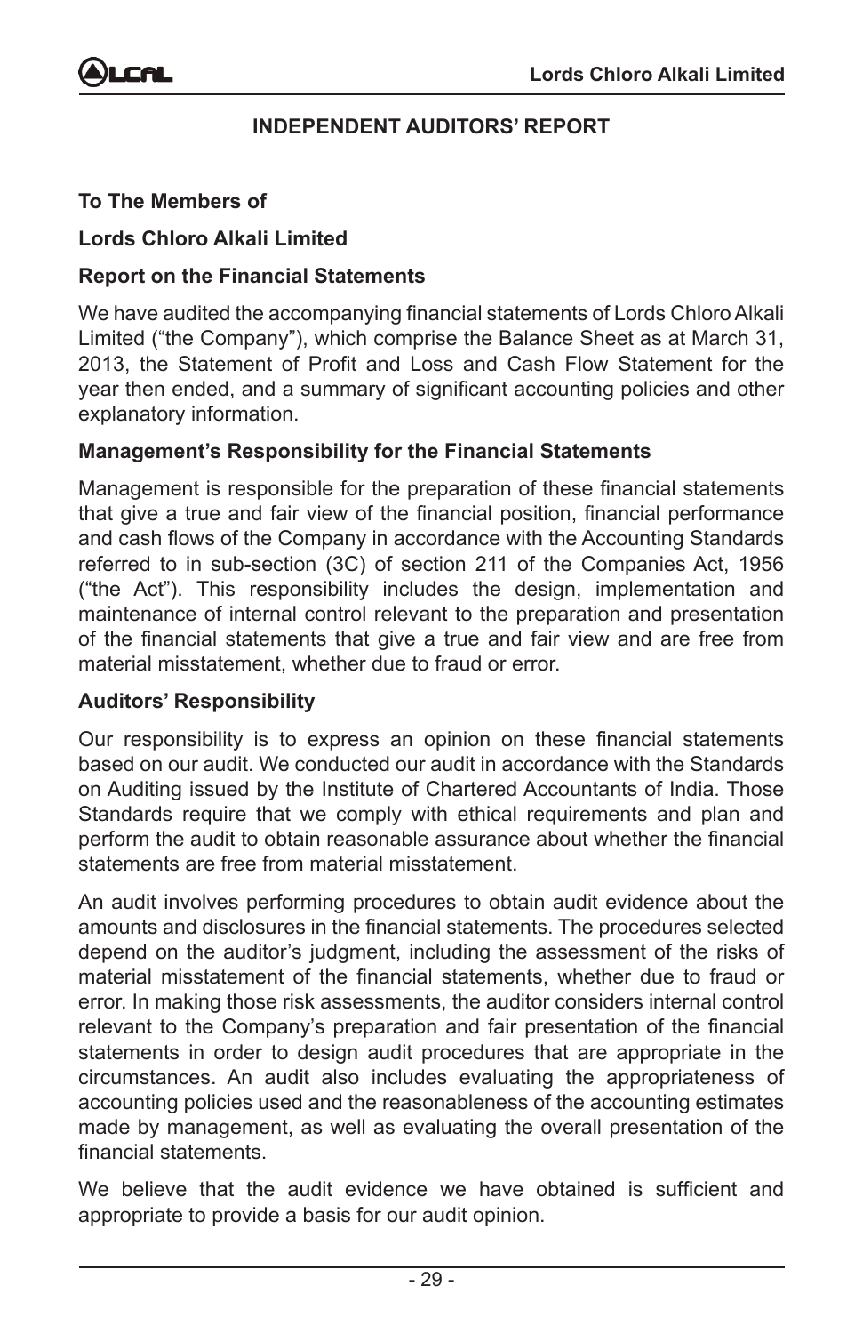## INDEPENDENT AUDITORS' REPORT

**To The Members of**

**Lords Chloro Alkali Limited**

**Report on the Financial Statements**

We have audited the accompanying financial statements of Lords Chloro Alkali Limited ("the Company"), which comprise the Balance Sheet as at March 31, 2013, the Statement of Profit and Loss and Cash Flow Statement for the year then ended, and a summary of significant accounting policies and other explanatory information.

**Management's Responsibility for the Financial Statements**

Management is responsible for the preparation of these financial statements that give a true and fair view of the financial position, financial performance and cash flows of the Company in accordance with the Accounting Standards referred to in sub-section (3C) of section 211 of the Companies Act, 1956 ("the Act"). This responsibility includes the design, implementation and maintenance of internal control relevant to the preparation and presentation of the financial statements that give a true and fair view and are free from material misstatement, whether due to fraud or error.

**Auditors' Responsibility**

Our responsibility is to express an opinion on these financial statements based on our audit. We conducted our audit in accordance with the Standards on Auditing issued by the Institute of Chartered Accountants of India. Those Standards require that we comply with ethical requirements and plan and perform the audit to obtain reasonable assurance about whether the financial statements are free from material misstatement.

An audit involves performing procedures to obtain audit evidence about the amounts and disclosures in the financial statements. The procedures selected depend on the auditor's judgment, including the assessment of the risks of material misstatement of the financial statements, whether due to fraud or error. In making those risk assessments, the auditor considers internal control relevant to the Company's preparation and fair presentation of the financial statements in order to design audit procedures that are appropriate in the circumstances. An audit also includes evaluating the appropriateness of accounting policies used and the reasonableness of the accounting estimates made by management, as well as evaluating the overall presentation of the financial statements.

We believe that the audit evidence we have obtained is sufficient and appropriate to provide a basis for our audit opinion.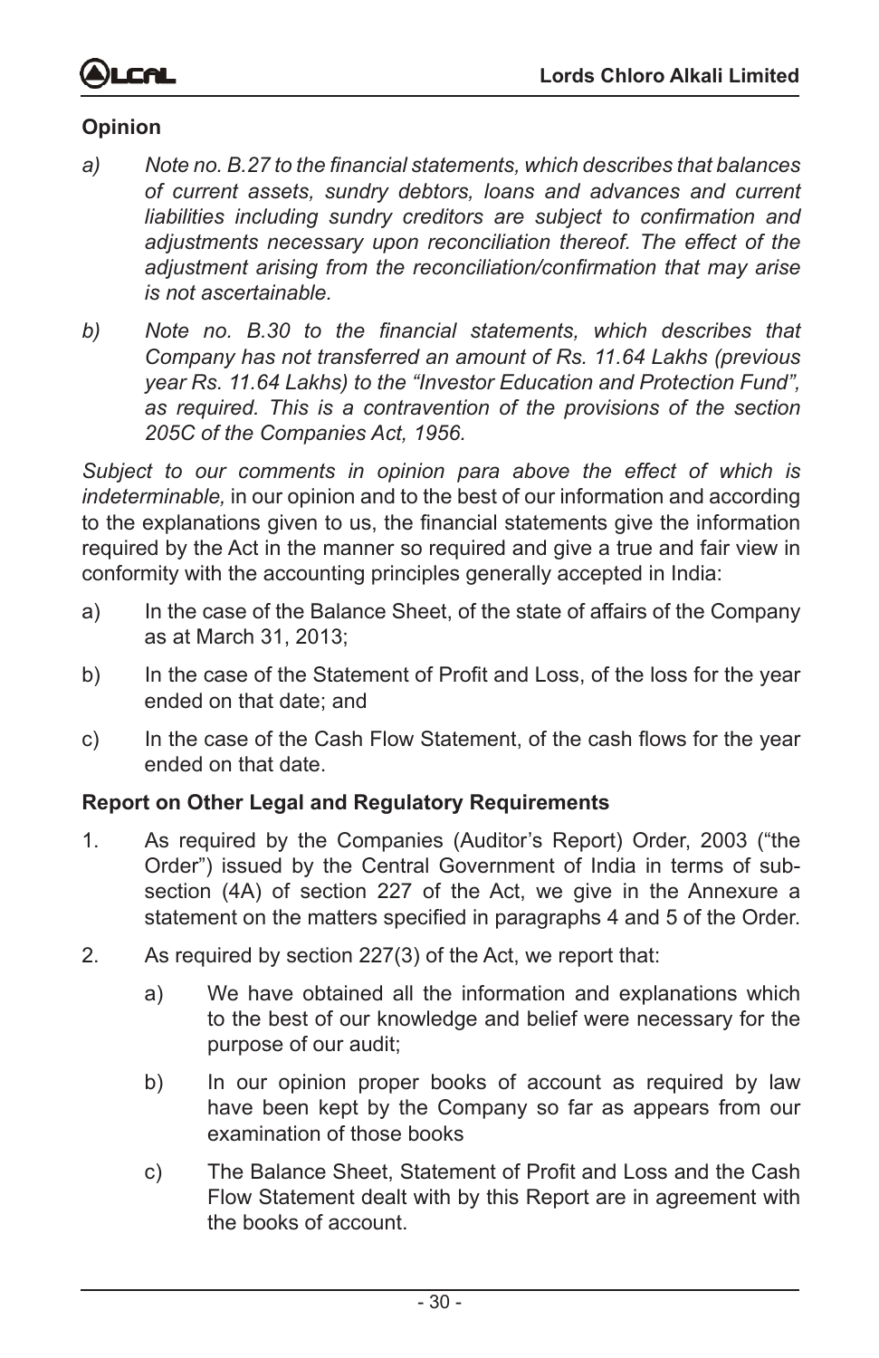**Opinion**

a) *Note no. B.27 to the financial statements, which describes that balances of current assets, sundry debtors, loans and advances and current liabilities including sundry creditors are subject to confirmation and adjustments necessary upon reconciliation thereof. The effect of the adjustment arising from the reconciliation/confirmation that may arise is not ascertainable.*

b) *Note no. B.30 to the financial statements, which describes that Company has not transferred an amount of Rs. 11.64 Lakhs (previous year Rs. 11.64 Lakhs) to the "Investor Education and Protection Fund", as required. This is a contravention of the provisions of the section 205C of the Companies Act, 1956.*

*Subject to our comments in opinion para above the effect of which is indeterminable,* in our opinion and to the best of our information and according to the explanations given to us, the financial statements give the information required by the Act in the manner so required and give a true and fair view in conformity with the accounting principles generally accepted in India:

a) In the case of the Balance Sheet, of the state of affairs of the Company as at March 31, 2013;

b) In the case of the Statement of Profit and Loss, of the loss for the year ended on that date; and

c) In the case of the Cash Flow Statement, of the cash flows for the year ended on that date.

**Report on Other Legal and Regulatory Requirements**

1. As required by the Companies (Auditor's Report) Order, 2003 ("the Order") issued by the Central Government of India in terms of sub-section (4A) of section 227 of the Act, we give in the Annexure a statement on the matters specified in paragraphs 4 and 5 of the Order.

2. As required by section 227(3) of the Act, we report that:

   a) We have obtained all the information and explanations which to the best of our knowledge and belief were necessary for the purpose of our audit;

   b) In our opinion proper books of account as required by law have been kept by the Company so far as appears from our examination of those books

   c) The Balance Sheet, Statement of Profit and Loss and the Cash Flow Statement dealt with by this Report are in agreement with the books of account.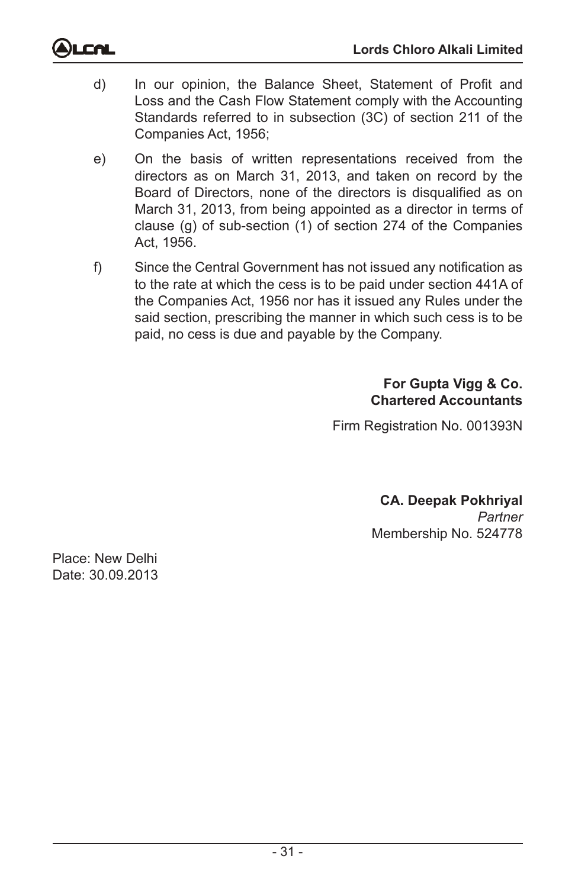d) In our opinion, the Balance Sheet, Statement of Profit and Loss and the Cash Flow Statement comply with the Accounting Standards referred to in subsection (3C) of section 211 of the Companies Act, 1956;

e) On the basis of written representations received from the directors as on March 31, 2013, and taken on record by the Board of Directors, none of the directors is disqualified as on March 31, 2013, from being appointed as a director in terms of clause (g) of sub-section (1) of section 274 of the Companies Act, 1956.

f) Since the Central Government has not issued any notification as to the rate at which the cess is to be paid under section 441A of the Companies Act, 1956 nor has it issued any Rules under the said section, prescribing the manner in which such cess is to be paid, no cess is due and payable by the Company.

**For Gupta Vigg & Co.**
**Chartered Accountants**

Firm Registration No. 001393N

**CA. Deepak Pokhriyal**
*Partner*
Membership No. 524778

Place: New Delhi
Date: 30.09.2013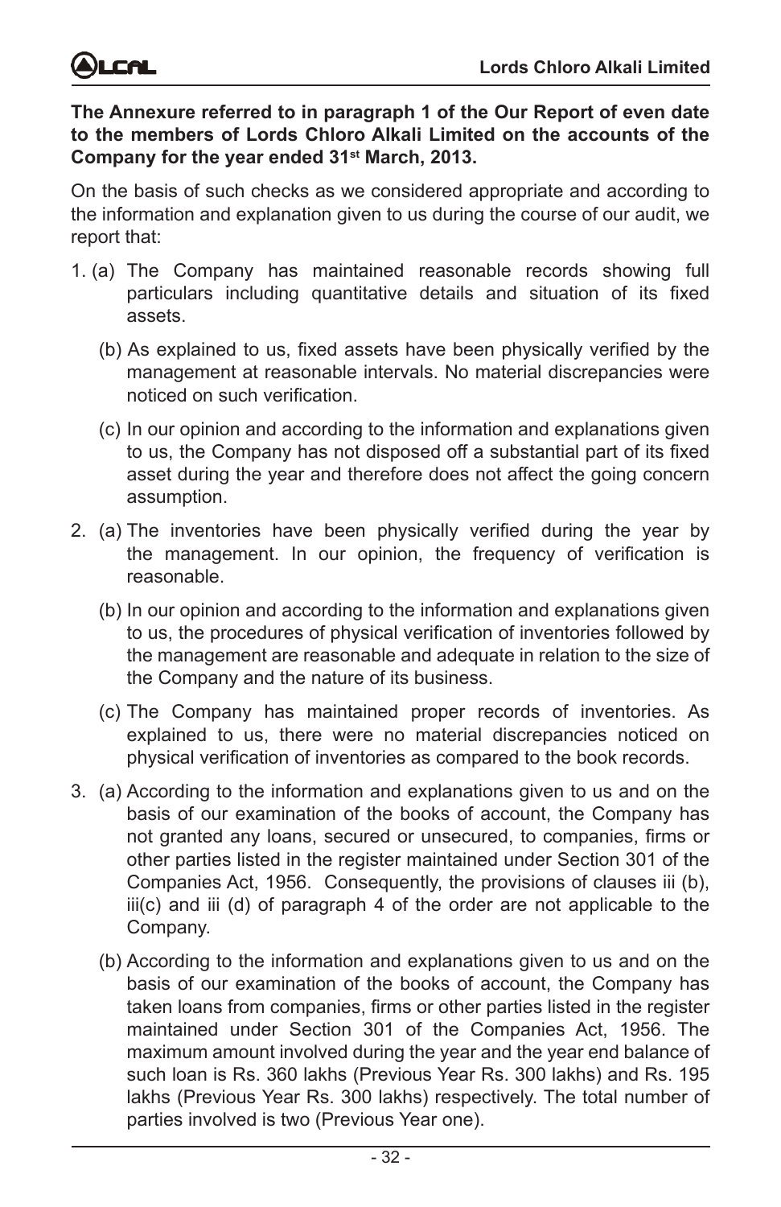**The Annexure referred to in paragraph 1 of the Our Report of even date to the members of Lords Chloro Alkali Limited on the accounts of the Company for the year ended 31st March, 2013.**

On the basis of such checks as we considered appropriate and according to the information and explanation given to us during the course of our audit, we report that:

1. (a) The Company has maintained reasonable records showing full particulars including quantitative details and situation of its fixed assets.

   (b) As explained to us, fixed assets have been physically verified by the management at reasonable intervals. No material discrepancies were noticed on such verification.

   (c) In our opinion and according to the information and explanations given to us, the Company has not disposed off a substantial part of its fixed asset during the year and therefore does not affect the going concern assumption.

2. (a) The inventories have been physically verified during the year by the management. In our opinion, the frequency of verification is reasonable.

   (b) In our opinion and according to the information and explanations given to us, the procedures of physical verification of inventories followed by the management are reasonable and adequate in relation to the size of the Company and the nature of its business.

   (c) The Company has maintained proper records of inventories. As explained to us, there were no material discrepancies noticed on physical verification of inventories as compared to the book records.

3. (a) According to the information and explanations given to us and on the basis of our examination of the books of account, the Company has not granted any loans, secured or unsecured, to companies, firms or other parties listed in the register maintained under Section 301 of the Companies Act, 1956. Consequently, the provisions of clauses iii (b), iii(c) and iii (d) of paragraph 4 of the order are not applicable to the Company.

   (b) According to the information and explanations given to us and on the basis of our examination of the books of account, the Company has taken loans from companies, firms or other parties listed in the register maintained under Section 301 of the Companies Act, 1956. The maximum amount involved during the year and the year end balance of such loan is Rs. 360 lakhs (Previous Year Rs. 300 lakhs) and Rs. 195 lakhs (Previous Year Rs. 300 lakhs) respectively. The total number of parties involved is two (Previous Year one).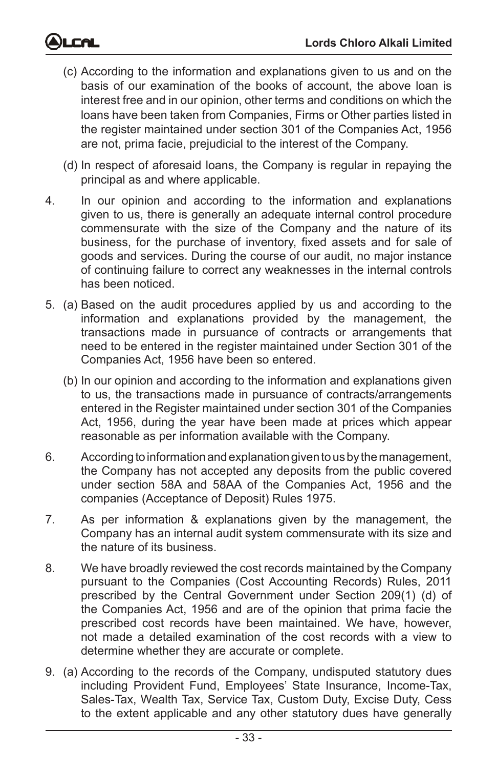(c) According to the information and explanations given to us and on the basis of our examination of the books of account, the above loan is interest free and in our opinion, other terms and conditions on which the loans have been taken from Companies, Firms or Other parties listed in the register maintained under section 301 of the Companies Act, 1956 are not, prima facie, prejudicial to the interest of the Company.

(d) In respect of aforesaid loans, the Company is regular in repaying the principal as and where applicable.

4. In our opinion and according to the information and explanations given to us, there is generally an adequate internal control procedure commensurate with the size of the Company and the nature of its business, for the purchase of inventory, fixed assets and for sale of goods and services. During the course of our audit, no major instance of continuing failure to correct any weaknesses in the internal controls has been noticed.

5. (a) Based on the audit procedures applied by us and according to the information and explanations provided by the management, the transactions made in pursuance of contracts or arrangements that need to be entered in the register maintained under Section 301 of the Companies Act, 1956 have been so entered.

   (b) In our opinion and according to the information and explanations given to us, the transactions made in pursuance of contracts/arrangements entered in the Register maintained under section 301 of the Companies Act, 1956, during the year have been made at prices which appear reasonable as per information available with the Company.

6. According to information and explanation given to us by the management, the Company has not accepted any deposits from the public covered under section 58A and 58AA of the Companies Act, 1956 and the companies (Acceptance of Deposit) Rules 1975.

7. As per information & explanations given by the management, the Company has an internal audit system commensurate with its size and the nature of its business.

8. We have broadly reviewed the cost records maintained by the Company pursuant to the Companies (Cost Accounting Records) Rules, 2011 prescribed by the Central Government under Section 209(1) (d) of the Companies Act, 1956 and are of the opinion that prima facie the prescribed cost records have been maintained. We have, however, not made a detailed examination of the cost records with a view to determine whether they are accurate or complete.

9. (a) According to the records of the Company, undisputed statutory dues including Provident Fund, Employees' State Insurance, Income-Tax, Sales-Tax, Wealth Tax, Service Tax, Custom Duty, Excise Duty, Cess to the extent applicable and any other statutory dues have generally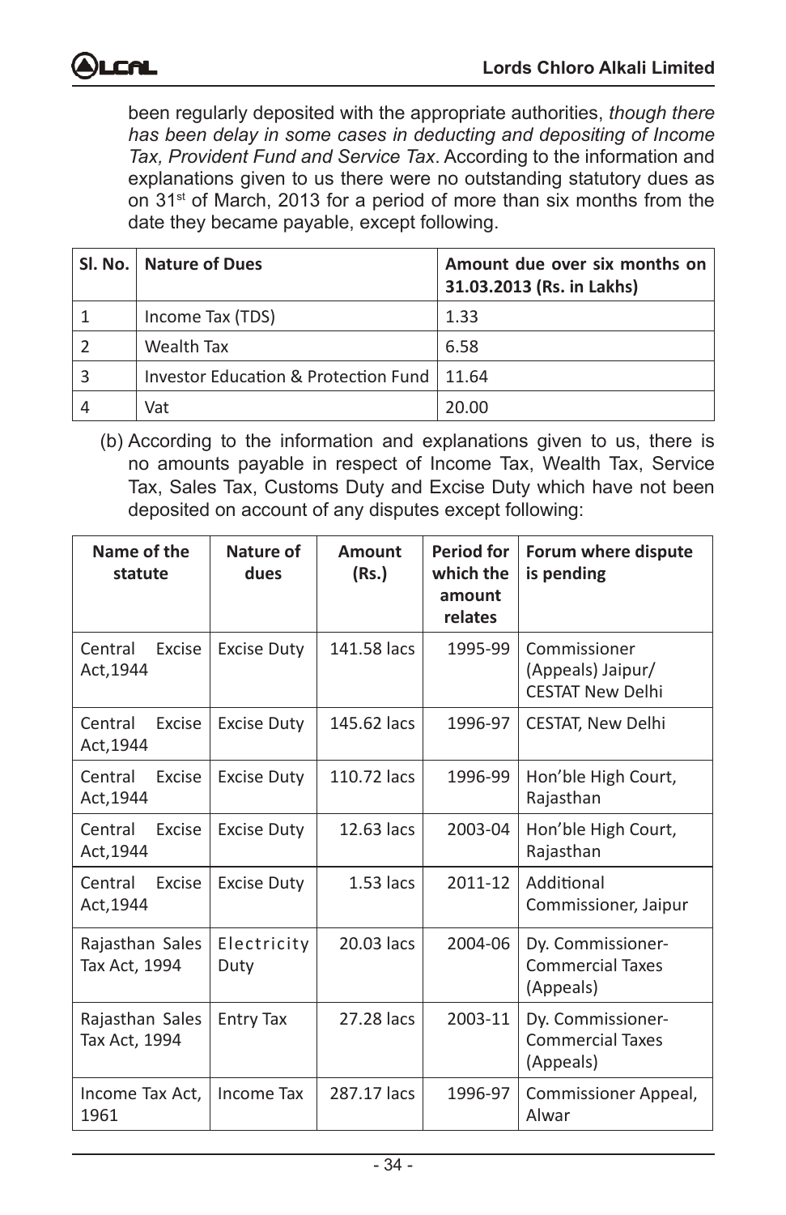been regularly deposited with the appropriate authorities, *though there has been delay in some cases in deducting and depositing of Income Tax, Provident Fund and Service Tax*. According to the information and explanations given to us there were no outstanding statutory dues as on 31st of March, 2013 for a period of more than six months from the date they became payable, except following.

| Sl. No. | Nature of Dues | Amount due over six months on 31.03.2013 (Rs. in Lakhs) |
|---|---|---|
| 1 | Income Tax (TDS) | 1.33 |
| 2 | Wealth Tax | 6.58 |
| 3 | Investor Education & Protection Fund | 11.64 |
| 4 | Vat | 20.00 |

(b) According to the information and explanations given to us, there is no amounts payable in respect of Income Tax, Wealth Tax, Service Tax, Sales Tax, Customs Duty and Excise Duty which have not been deposited on account of any disputes except following:

| Name of the statute | Nature of dues | Amount (Rs.) | Period for which the amount relates | Forum where dispute is pending |
|---|---|---|---|---|
| Central Excise Act,1944 | Excise Duty | 141.58 lacs | 1995-99 | Commissioner (Appeals) Jaipur/ CESTAT New Delhi |
| Central Excise Act,1944 | Excise Duty | 145.62 lacs | 1996-97 | CESTAT, New Delhi |
| Central Excise Act,1944 | Excise Duty | 110.72 lacs | 1996-99 | Hon'ble High Court, Rajasthan |
| Central Excise Act,1944 | Excise Duty | 12.63 lacs | 2003-04 | Hon'ble High Court, Rajasthan |
| Central Excise Act,1944 | Excise Duty | 1.53 lacs | 2011-12 | Additional Commissioner, Jaipur |
| Rajasthan Sales Tax Act, 1994 | Electricity Duty | 20.03 lacs | 2004-06 | Dy. Commissioner-Commercial Taxes (Appeals) |
| Rajasthan Sales Tax Act, 1994 | Entry Tax | 27.28 lacs | 2003-11 | Dy. Commissioner-Commercial Taxes (Appeals) |
| Income Tax Act, 1961 | Income Tax | 287.17 lacs | 1996-97 | Commissioner Appeal, Alwar |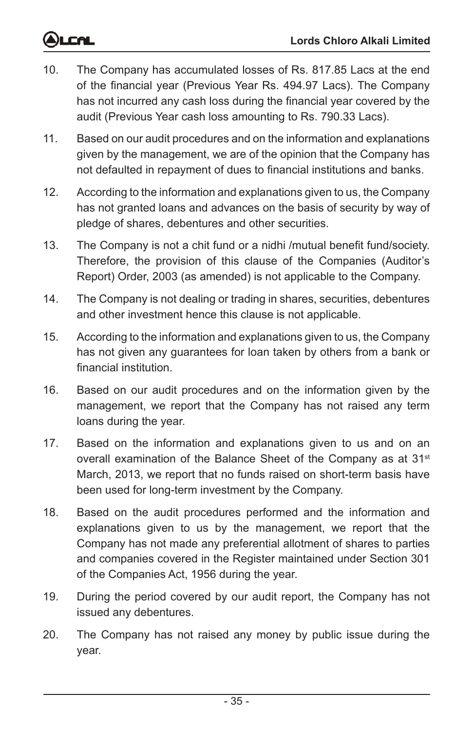10. The Company has accumulated losses of Rs. 817.85 Lacs at the end of the financial year (Previous Year Rs. 494.97 Lacs). The Company has not incurred any cash loss during the financial year covered by the audit (Previous Year cash loss amounting to Rs. 790.33 Lacs).

11. Based on our audit procedures and on the information and explanations given by the management, we are of the opinion that the Company has not defaulted in repayment of dues to financial institutions and banks.

12. According to the information and explanations given to us, the Company has not granted loans and advances on the basis of security by way of pledge of shares, debentures and other securities.

13. The Company is not a chit fund or a nidhi /mutual benefit fund/society. Therefore, the provision of this clause of the Companies (Auditor's Report) Order, 2003 (as amended) is not applicable to the Company.

14. The Company is not dealing or trading in shares, securities, debentures and other investment hence this clause is not applicable.

15. According to the information and explanations given to us, the Company has not given any guarantees for loan taken by others from a bank or financial institution.

16. Based on our audit procedures and on the information given by the management, we report that the Company has not raised any term loans during the year.

17. Based on the information and explanations given to us and on an overall examination of the Balance Sheet of the Company as at 31st March, 2013, we report that no funds raised on short-term basis have been used for long-term investment by the Company.

18. Based on the audit procedures performed and the information and explanations given to us by the management, we report that the Company has not made any preferential allotment of shares to parties and companies covered in the Register maintained under Section 301 of the Companies Act, 1956 during the year.

19. During the period covered by our audit report, the Company has not issued any debentures.

20. The Company has not raised any money by public issue during the year.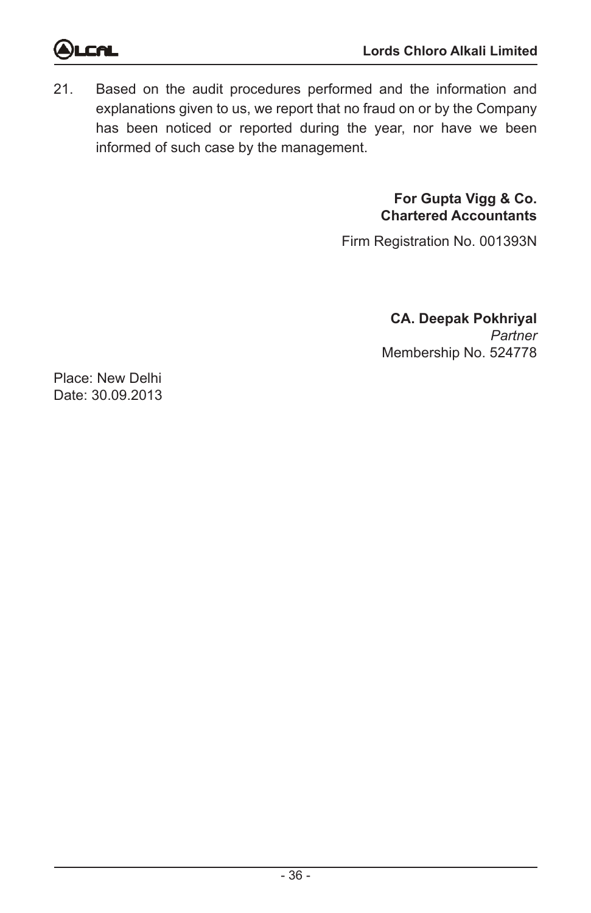21. Based on the audit procedures performed and the information and explanations given to us, we report that no fraud on or by the Company has been noticed or reported during the year, nor have we been informed of such case by the management.

**For Gupta Vigg & Co.**
**Chartered Accountants**

Firm Registration No. 001393N

**CA. Deepak Pokhriyal**
*Partner*
Membership No. 524778

Place: New Delhi
Date: 30.09.2013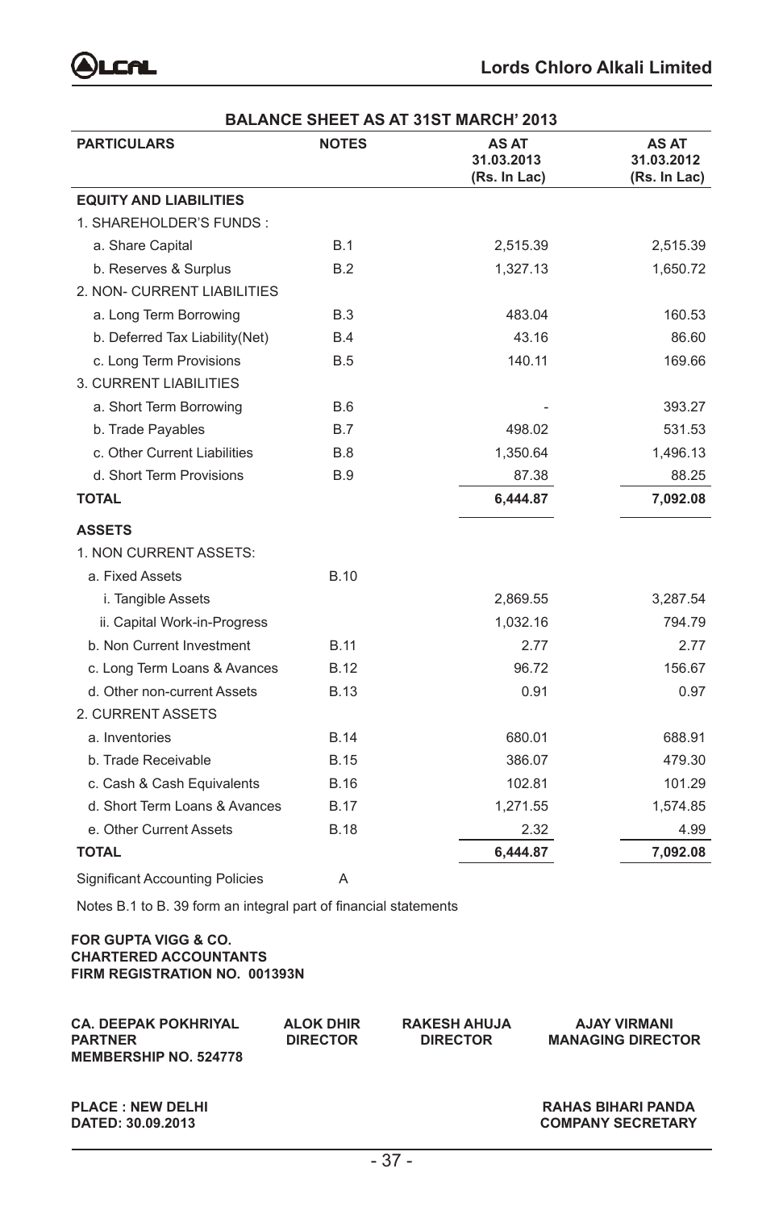## BALANCE SHEET AS AT 31ST MARCH' 2013

| PARTICULARS | NOTES | AS AT 31.03.2013 (Rs. In Lac) | AS AT 31.03.2012 (Rs. In Lac) |
|---|---|---|---|
| **EQUITY AND LIABILITIES** | | | |
| 1. SHAREHOLDER'S FUNDS : | | | |
| a. Share Capital | B.1 | 2,515.39 | 2,515.39 |
| b. Reserves & Surplus | B.2 | 1,327.13 | 1,650.72 |
| 2. NON- CURRENT LIABILITIES | | | |
| a. Long Term Borrowing | B.3 | 483.04 | 160.53 |
| b. Deferred Tax Liability(Net) | B.4 | 43.16 | 86.60 |
| c. Long Term Provisions | B.5 | 140.11 | 169.66 |
| 3. CURRENT LIABILITIES | | | |
| a. Short Term Borrowing | B.6 | - | 393.27 |
| b. Trade Payables | B.7 | 498.02 | 531.53 |
| c. Other Current Liabilities | B.8 | 1,350.64 | 1,496.13 |
| d. Short Term Provisions | B.9 | 87.38 | 88.25 |
| **TOTAL** | | **6,444.87** | **7,092.08** |
| **ASSETS** | | | |
| 1. NON CURRENT ASSETS: | | | |
| a. Fixed Assets | B.10 | | |
| i. Tangible Assets | | 2,869.55 | 3,287.54 |
| ii. Capital Work-in-Progress | | 1,032.16 | 794.79 |
| b. Non Current Investment | B.11 | 2.77 | 2.77 |
| c. Long Term Loans & Avances | B.12 | 96.72 | 156.67 |
| d. Other non-current Assets | B.13 | 0.91 | 0.97 |
| 2. CURRENT ASSETS | | | |
| a. Inventories | B.14 | 680.01 | 688.91 |
| b. Trade Receivable | B.15 | 386.07 | 479.30 |
| c. Cash & Cash Equivalents | B.16 | 102.81 | 101.29 |
| d. Short Term Loans & Avances | B.17 | 1,271.55 | 1,574.85 |
| e. Other Current Assets | B.18 | 2.32 | 4.99 |
| **TOTAL** | | **6,444.87** | **7,092.08** |
| Significant Accounting Policies | A | | |

Notes B.1 to B. 39 form an integral part of financial statements

**FOR GUPTA VIGG & CO.**
**CHARTERED ACCOUNTANTS**
**FIRM REGISTRATION NO. 001393N**

| | | | |
|---|---|---|---|
| **CA. DEEPAK POKHRIYAL** | **ALOK DHIR** | **RAKESH AHUJA** | **AJAY VIRMANI** |
| **PARTNER** | **DIRECTOR** | **DIRECTOR** | **MANAGING DIRECTOR** |
| **MEMBERSHIP NO. 524778** | | | |

**PLACE : NEW DELHI**
**DATED: 30.09.2013**

**RAHAS BIHARI PANDA**
**COMPANY SECRETARY**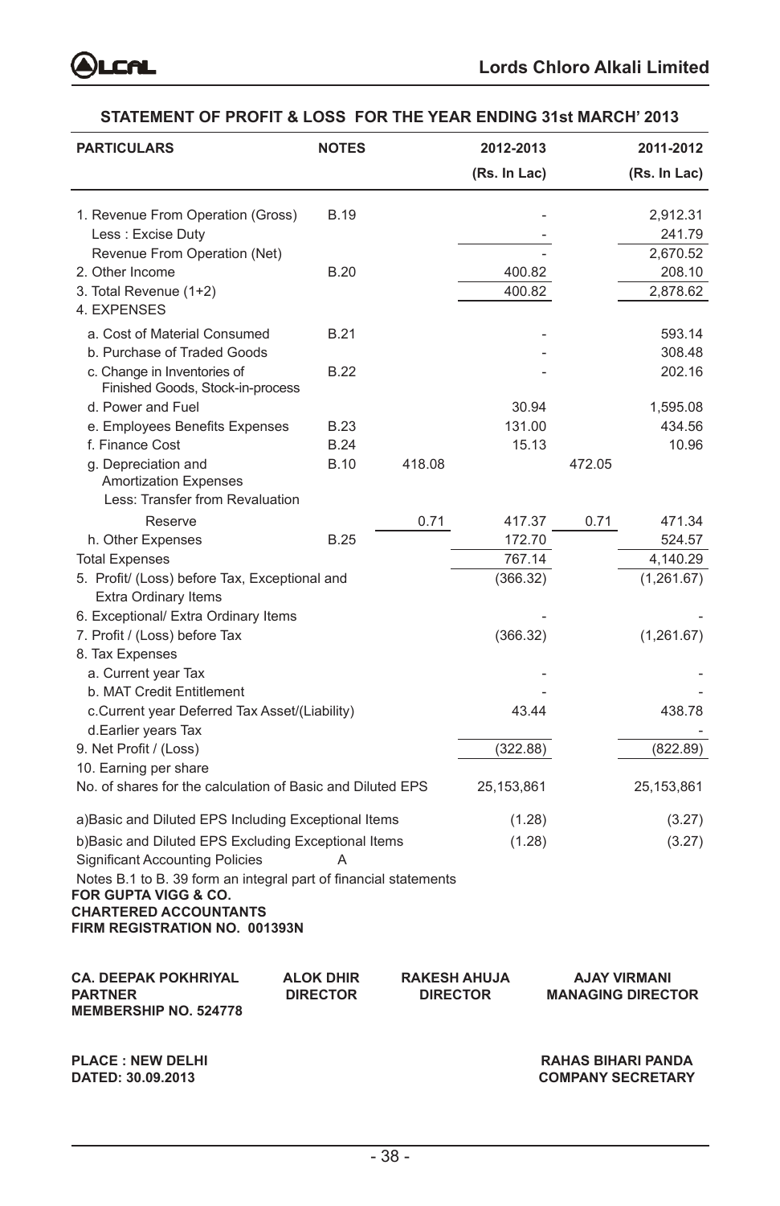## STATEMENT OF PROFIT & LOSS FOR THE YEAR ENDING 31st MARCH' 2013

| PARTICULARS | NOTES | | 2012-2013 (Rs. In Lac) | | 2011-2012 (Rs. In Lac) |
|---|---|---|---|---|---|
| 1. Revenue From Operation (Gross) | B.19 | | - | | 2,912.31 |
| Less : Excise Duty | | | - | | 241.79 |
| Revenue From Operation (Net) | | | - | | 2,670.52 |
| 2. Other Income | B.20 | | 400.82 | | 208.10 |
| 3. Total Revenue (1+2) | | | 400.82 | | 2,878.62 |
| 4. EXPENSES | | | | | |
| a. Cost of Material Consumed | B.21 | | - | | 593.14 |
| b. Purchase of Traded Goods | | | - | | 308.48 |
| c. Change in Inventories of Finished Goods, Stock-in-process | B.22 | | - | | 202.16 |
| d. Power and Fuel | | | 30.94 | | 1,595.08 |
| e. Employees Benefits Expenses | B.23 | | 131.00 | | 434.56 |
| f. Finance Cost | B.24 | | 15.13 | | 10.96 |
| g. Depreciation and Amortization Expenses | B.10 | 418.08 | | 472.05 | |
| Less: Transfer from Revaluation Reserve | | 0.71 | 417.37 | 0.71 | 471.34 |
| h. Other Expenses | B.25 | | 172.70 | | 524.57 |
| Total Expenses | | | 767.14 | | 4,140.29 |
| 5. Profit/ (Loss) before Tax, Exceptional and Extra Ordinary Items | | | (366.32) | | (1,261.67) |
| 6. Exceptional/ Extra Ordinary Items | | | - | | - |
| 7. Profit / (Loss) before Tax | | | (366.32) | | (1,261.67) |
| 8. Tax Expenses | | | | | |
| a. Current year Tax | | | - | | - |
| b. MAT Credit Entitlement | | | - | | - |
| c.Current year Deferred Tax Asset/(Liability) | | | 43.44 | | 438.78 |
| d.Earlier years Tax | | | | | - |
| 9. Net Profit / (Loss) | | | (322.88) | | (822.89) |
| 10. Earning per share | | | | | |
| No. of shares for the calculation of Basic and Diluted EPS | | | 25,153,861 | | 25,153,861 |
| a)Basic and Diluted EPS Including Exceptional Items | | | (1.28) | | (3.27) |
| b)Basic and Diluted EPS Excluding Exceptional Items | | | (1.28) | | (3.27) |
| Significant Accounting Policies | A | | | | |

Notes B.1 to B. 39 form an integral part of financial statements

**FOR GUPTA VIGG & CO.**
**CHARTERED ACCOUNTANTS**
**FIRM REGISTRATION NO. 001393N**

| | | | |
|---|---|---|---|
| **CA. DEEPAK POKHRIYAL** | **ALOK DHIR** | **RAKESH AHUJA** | **AJAY VIRMANI** |
| **PARTNER** | **DIRECTOR** | **DIRECTOR** | **MANAGING DIRECTOR** |
| **MEMBERSHIP NO. 524778** | | | |

**PLACE : NEW DELHI**
**DATED: 30.09.2013**

**RAHAS BIHARI PANDA**
**COMPANY SECRETARY**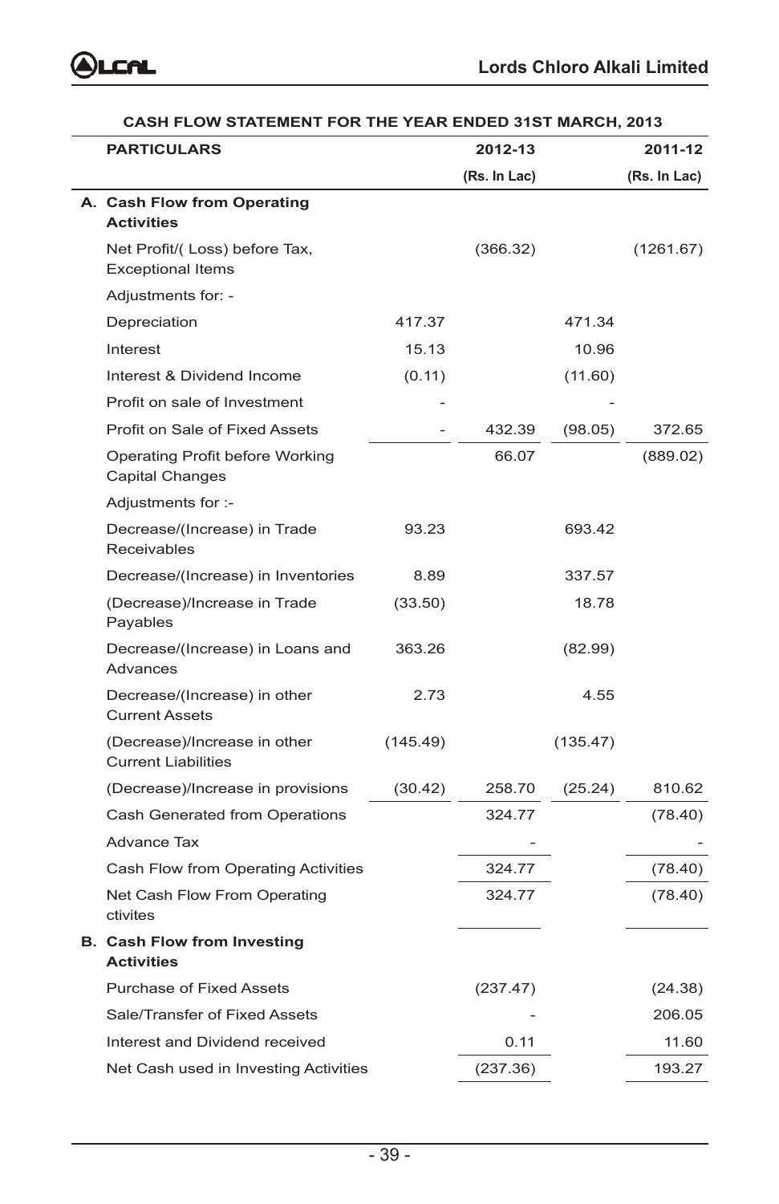## CASH FLOW STATEMENT FOR THE YEAR ENDED 31ST MARCH, 2013

| PARTICULARS | | 2012-13 | | 2011-12 |
|---|---|---|---|---|
| | | (Rs. In Lac) | | (Rs. In Lac) |
| **A. Cash Flow from Operating Activities** | | | | |
| Net Profit/( Loss) before Tax, Exceptional Items | | (366.32) | | (1261.67) |
| Adjustments for: - | | | | |
| Depreciation | 417.37 | | 471.34 | |
| Interest | 15.13 | | 10.96 | |
| Interest & Dividend Income | (0.11) | | (11.60) | |
| Profit on sale of Investment | - | | - | |
| Profit on Sale of Fixed Assets | - | 432.39 | (98.05) | 372.65 |
| Operating Profit before Working Capital Changes | | 66.07 | | (889.02) |
| Adjustments for :- | | | | |
| Decrease/(Increase) in Trade Receivables | 93.23 | | 693.42 | |
| Decrease/(Increase) in Inventories | 8.89 | | 337.57 | |
| (Decrease)/Increase in Trade Payables | (33.50) | | 18.78 | |
| Decrease/(Increase) in Loans and Advances | 363.26 | | (82.99) | |
| Decrease/(Increase) in other Current Assets | 2.73 | | 4.55 | |
| (Decrease)/Increase in other Current Liabilities | (145.49) | | (135.47) | |
| (Decrease)/Increase in provisions | (30.42) | 258.70 | (25.24) | 810.62 |
| Cash Generated from Operations | | 324.77 | | (78.40) |
| Advance Tax | | - | | - |
| Cash Flow from Operating Activities | | 324.77 | | (78.40) |
| Net Cash Flow From Operating ctivites | | 324.77 | | (78.40) |
| **B. Cash Flow from Investing Activities** | | | | |
| Purchase of Fixed Assets | | (237.47) | | (24.38) |
| Sale/Transfer of Fixed Assets | | - | | 206.05 |
| Interest and Dividend received | | 0.11 | | 11.60 |
| Net Cash used in Investing Activities | | (237.36) | | 193.27 |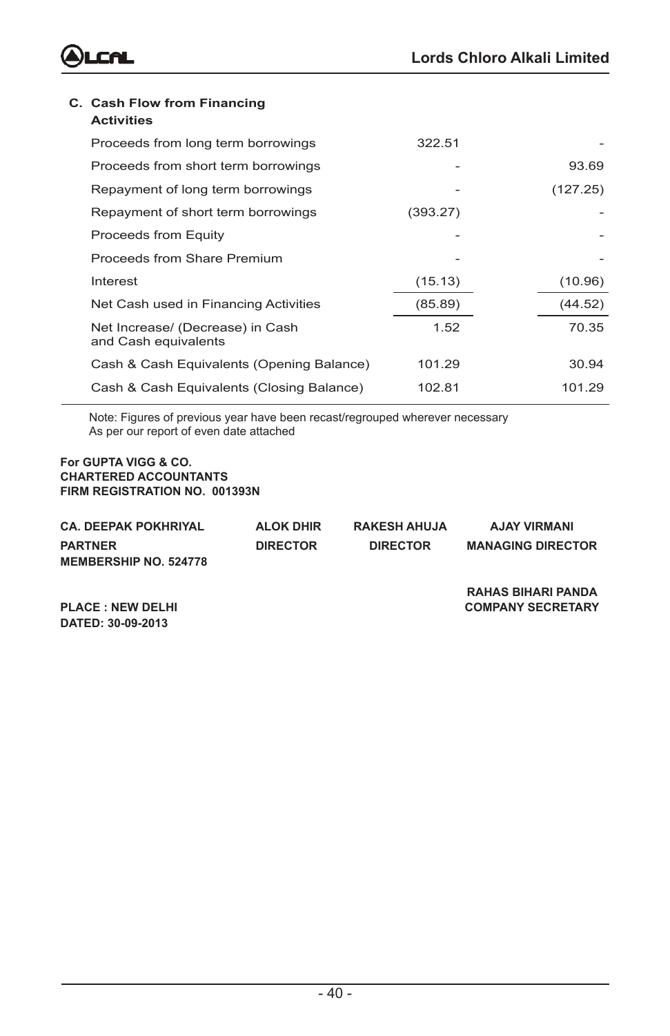**C. Cash Flow from Financing Activities**

| | | |
|---|---|---|
| Proceeds from long term borrowings | 322.51 | - |
| Proceeds from short term borrowings | - | 93.69 |
| Repayment of long term borrowings | - | (127.25) |
| Repayment of short term borrowings | (393.27) | - |
| Proceeds from Equity | - | - |
| Proceeds from Share Premium | - | - |
| Interest | (15.13) | (10.96) |
| Net Cash used in Financing Activities | (85.89) | (44.52) |
| Net Increase/ (Decrease) in Cash and Cash equivalents | 1.52 | 70.35 |
| Cash & Cash Equivalents (Opening Balance) | 101.29 | 30.94 |
| Cash & Cash Equivalents (Closing Balance) | 102.81 | 101.29 |

Note: Figures of previous year have been recast/regrouped wherever necessary
As per our report of even date attached

**For GUPTA VIGG & CO.**
**CHARTERED ACCOUNTANTS**
**FIRM REGISTRATION NO. 001393N**

| | | | |
|---|---|---|---|
| **CA. DEEPAK POKHRIYAL** | **ALOK DHIR** | **RAKESH AHUJA** | **AJAY VIRMANI** |
| **PARTNER** | **DIRECTOR** | **DIRECTOR** | **MANAGING DIRECTOR** |
| **MEMBERSHIP NO. 524778** | | | |

**RAHAS BIHARI PANDA**
**COMPANY SECRETARY**

**PLACE : NEW DELHI**
**DATED: 30-09-2013**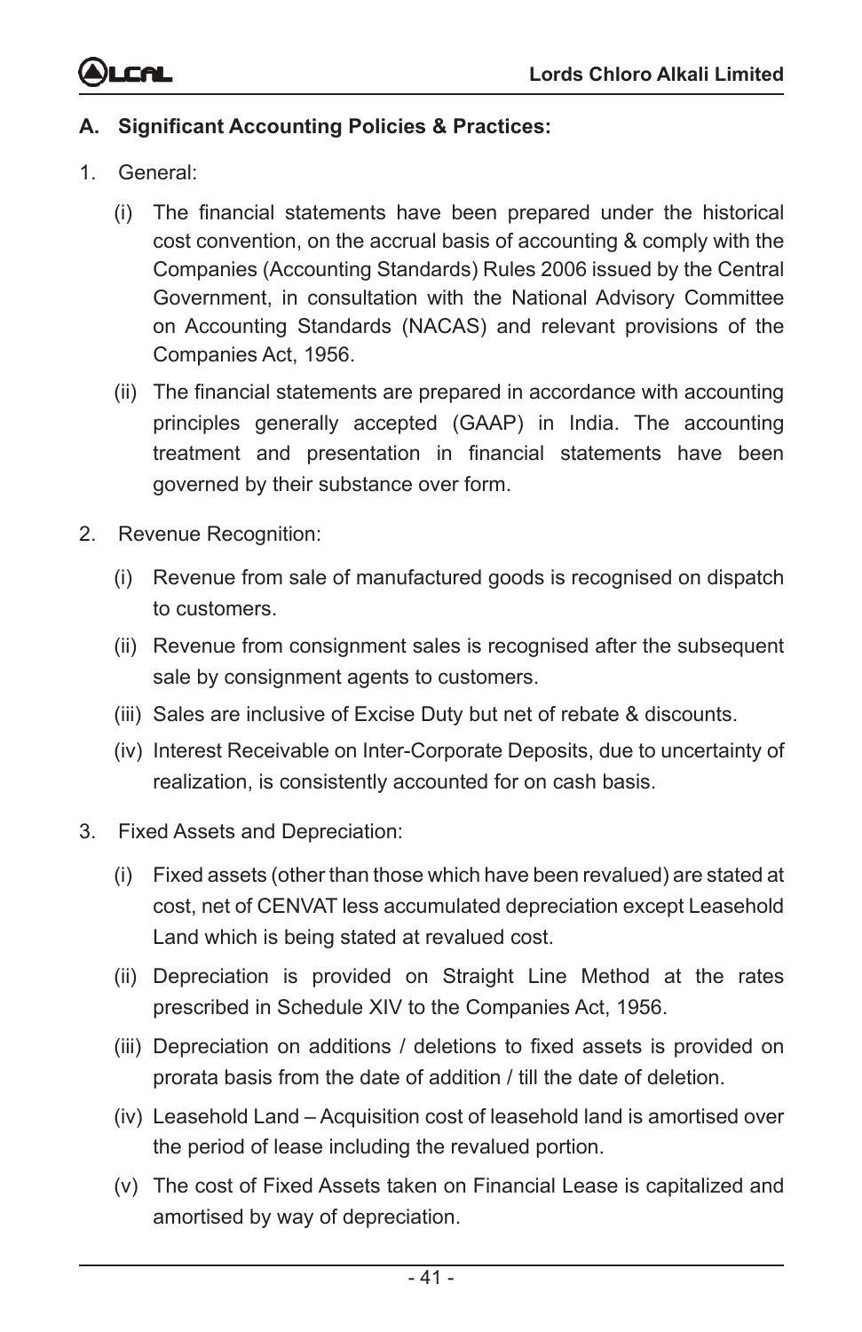## A. Significant Accounting Policies & Practices:

1. General:

   (i) The financial statements have been prepared under the historical cost convention, on the accrual basis of accounting & comply with the Companies (Accounting Standards) Rules 2006 issued by the Central Government, in consultation with the National Advisory Committee on Accounting Standards (NACAS) and relevant provisions of the Companies Act, 1956.

   (ii) The financial statements are prepared in accordance with accounting principles generally accepted (GAAP) in India. The accounting treatment and presentation in financial statements have been governed by their substance over form.

2. Revenue Recognition:

   (i) Revenue from sale of manufactured goods is recognised on dispatch to customers.

   (ii) Revenue from consignment sales is recognised after the subsequent sale by consignment agents to customers.

   (iii) Sales are inclusive of Excise Duty but net of rebate & discounts.

   (iv) Interest Receivable on Inter-Corporate Deposits, due to uncertainty of realization, is consistently accounted for on cash basis.

3. Fixed Assets and Depreciation:

   (i) Fixed assets (other than those which have been revalued) are stated at cost, net of CENVAT less accumulated depreciation except Leasehold Land which is being stated at revalued cost.

   (ii) Depreciation is provided on Straight Line Method at the rates prescribed in Schedule XIV to the Companies Act, 1956.

   (iii) Depreciation on additions / deletions to fixed assets is provided on prorata basis from the date of addition / till the date of deletion.

   (iv) Leasehold Land – Acquisition cost of leasehold land is amortised over the period of lease including the revalued portion.

   (v) The cost of Fixed Assets taken on Financial Lease is capitalized and amortised by way of depreciation.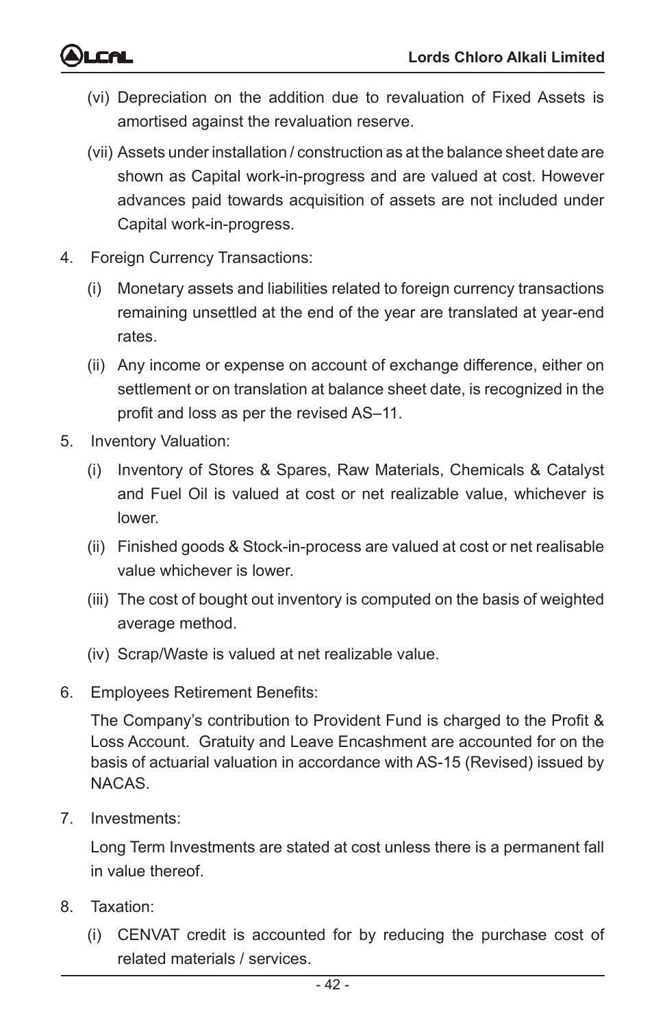(vi) Depreciation on the addition due to revaluation of Fixed Assets is amortised against the revaluation reserve.

(vii) Assets under installation / construction as at the balance sheet date are shown as Capital work-in-progress and are valued at cost. However advances paid towards acquisition of assets are not included under Capital work-in-progress.

4. Foreign Currency Transactions:

(i) Monetary assets and liabilities related to foreign currency transactions remaining unsettled at the end of the year are translated at year-end rates.

(ii) Any income or expense on account of exchange difference, either on settlement or on translation at balance sheet date, is recognized in the profit and loss as per the revised AS–11.

5. Inventory Valuation:

(i) Inventory of Stores & Spares, Raw Materials, Chemicals & Catalyst and Fuel Oil is valued at cost or net realizable value, whichever is lower.

(ii) Finished goods & Stock-in-process are valued at cost or net realisable value whichever is lower.

(iii) The cost of bought out inventory is computed on the basis of weighted average method.

(iv) Scrap/Waste is valued at net realizable value.

6. Employees Retirement Benefits:

The Company's contribution to Provident Fund is charged to the Profit & Loss Account. Gratuity and Leave Encashment are accounted for on the basis of actuarial valuation in accordance with AS-15 (Revised) issued by NACAS.

7. Investments:

Long Term Investments are stated at cost unless there is a permanent fall in value thereof.

8. Taxation:

(i) CENVAT credit is accounted for by reducing the purchase cost of related materials / services.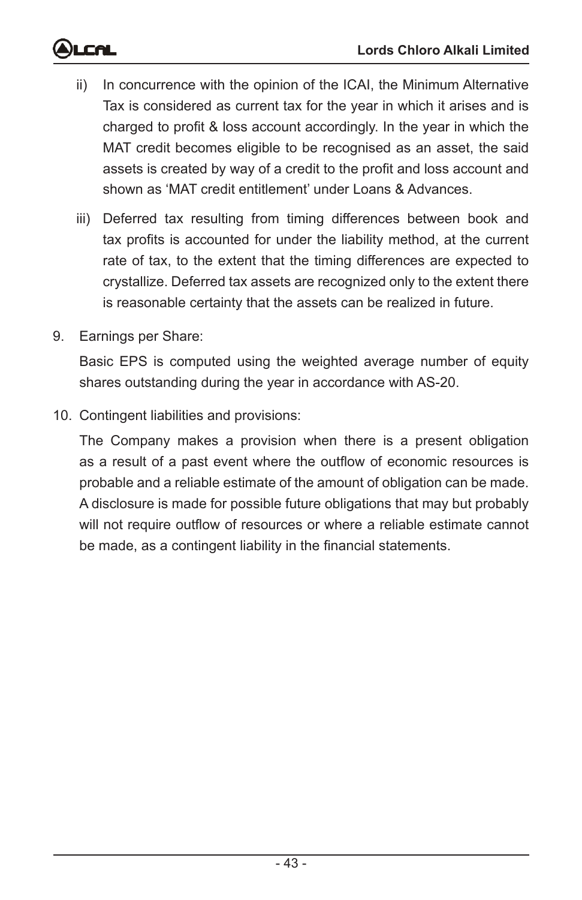ii) In concurrence with the opinion of the ICAI, the Minimum Alternative Tax is considered as current tax for the year in which it arises and is charged to profit & loss account accordingly. In the year in which the MAT credit becomes eligible to be recognised as an asset, the said assets is created by way of a credit to the profit and loss account and shown as 'MAT credit entitlement' under Loans & Advances.

iii) Deferred tax resulting from timing differences between book and tax profits is accounted for under the liability method, at the current rate of tax, to the extent that the timing differences are expected to crystallize. Deferred tax assets are recognized only to the extent there is reasonable certainty that the assets can be realized in future.

9. Earnings per Share:

   Basic EPS is computed using the weighted average number of equity shares outstanding during the year in accordance with AS-20.

10. Contingent liabilities and provisions:

    The Company makes a provision when there is a present obligation as a result of a past event where the outflow of economic resources is probable and a reliable estimate of the amount of obligation can be made. A disclosure is made for possible future obligations that may but probably will not require outflow of resources or where a reliable estimate cannot be made, as a contingent liability in the financial statements.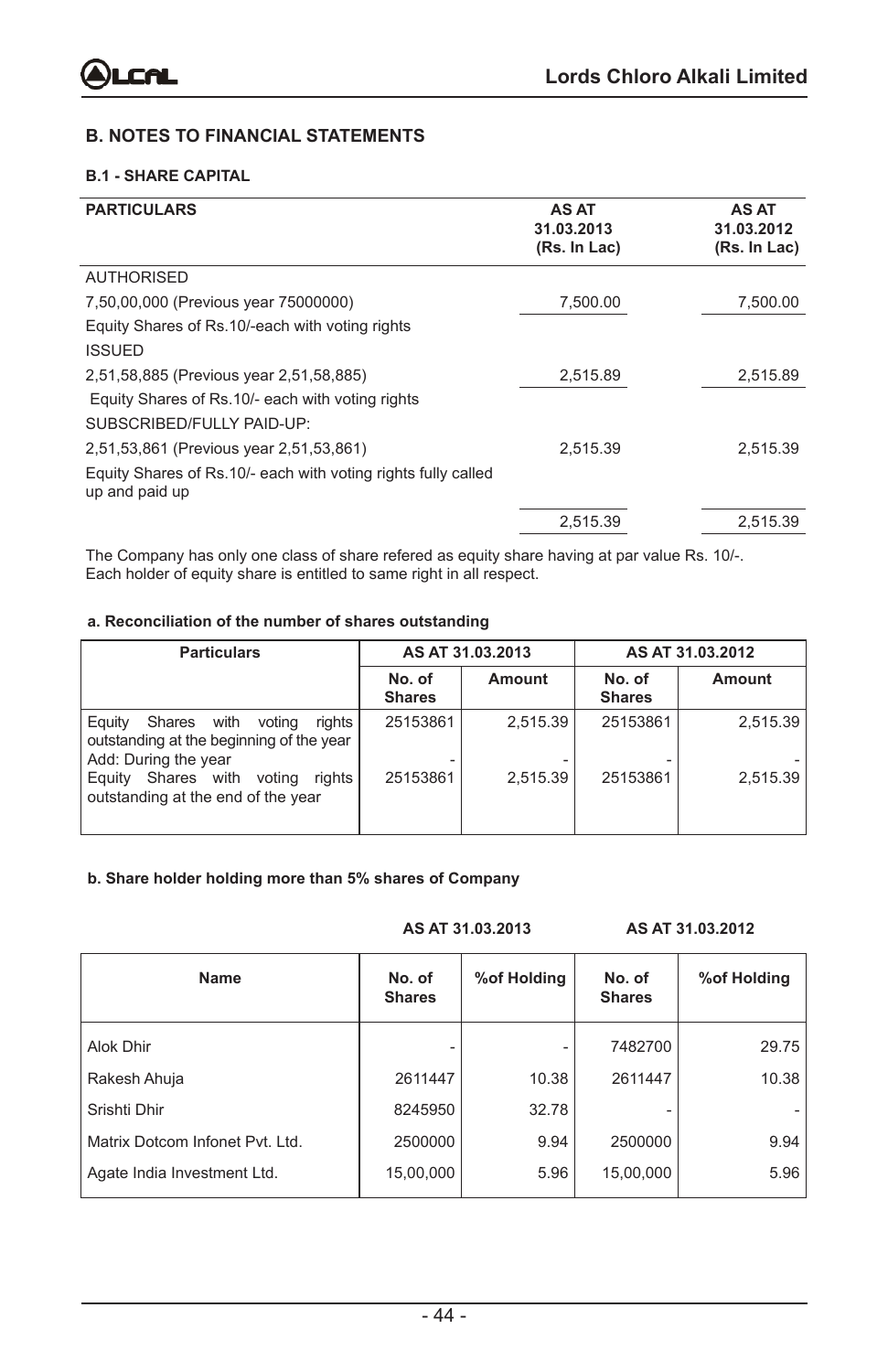## B. NOTES TO FINANCIAL STATEMENTS

### B.1 - SHARE CAPITAL

| PARTICULARS | AS AT 31.03.2013 (Rs. In Lac) | AS AT 31.03.2012 (Rs. In Lac) |
|---|---|---|
| AUTHORISED | | |
| 7,50,00,000 (Previous year 75000000) | 7,500.00 | 7,500.00 |
| Equity Shares of Rs.10/-each with voting rights | | |
| ISSUED | | |
| 2,51,58,885 (Previous year 2,51,58,885) | 2,515.89 | 2,515.89 |
| Equity Shares of Rs.10/- each with voting rights | | |
| SUBSCRIBED/FULLY PAID-UP: | | |
| 2,51,53,861 (Previous year 2,51,53,861) | 2,515.39 | 2,515.39 |
| Equity Shares of Rs.10/- each with voting rights fully called up and paid up | | |
| | 2,515.39 | 2,515.39 |

The Company has only one class of share refered as equity share having at par value Rs. 10/-.
Each holder of equity share is entitled to same right in all respect.

#### a. Reconciliation of the number of shares outstanding

| Particulars | AS AT 31.03.2013 | | AS AT 31.03.2012 | |
|---|---|---|---|---|
| | No. of Shares | Amount | No. of Shares | Amount |
| Equity Shares with voting rights outstanding at the beginning of the year | 25153861 | 2,515.39 | 25153861 | 2,515.39 |
| Add: During the year | - | - | - | - |
| Equity Shares with voting rights outstanding at the end of the year | 25153861 | 2,515.39 | 25153861 | 2,515.39 |

#### b. Share holder holding more than 5% shares of Company

| Name | AS AT 31.03.2013 | | AS AT 31.03.2012 | |
|---|---|---|---|---|
| | No. of Shares | %of Holding | No. of Shares | %of Holding |
| Alok Dhir | - | - | 7482700 | 29.75 |
| Rakesh Ahuja | 2611447 | 10.38 | 2611447 | 10.38 |
| Srishti Dhir | 8245950 | 32.78 | - | - |
| Matrix Dotcom Infonet Pvt. Ltd. | 2500000 | 9.94 | 2500000 | 9.94 |
| Agate India Investment Ltd. | 15,00,000 | 5.96 | 15,00,000 | 5.96 |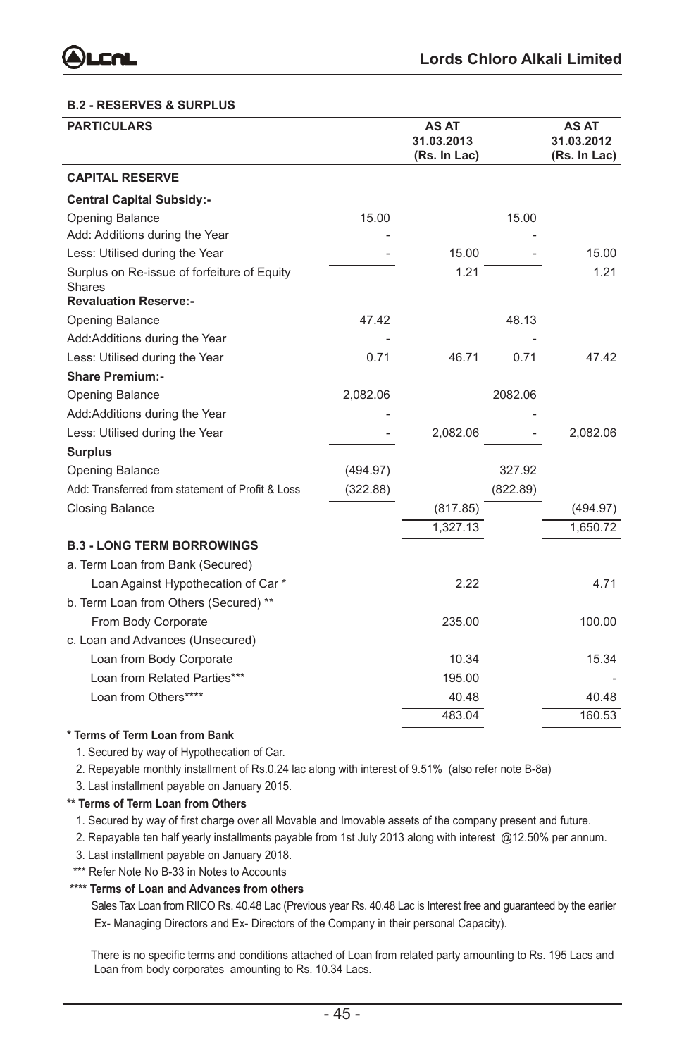#### B.2 - RESERVES & SURPLUS

| PARTICULARS | | AS AT 31.03.2013 (Rs. In Lac) | | AS AT 31.03.2012 (Rs. In Lac) |
|---|---|---|---|---|
| **CAPITAL RESERVE** | | | | |
| **Central Capital Subsidy:-** | | | | |
| Opening Balance | 15.00 | | 15.00 | |
| Add: Additions during the Year | - | | - | |
| Less: Utilised during the Year | - | 15.00 | - | 15.00 |
| Surplus on Re-issue of forfeiture of Equity Shares | | 1.21 | | 1.21 |
| **Revaluation Reserve:-** | | | | |
| Opening Balance | 47.42 | | 48.13 | |
| Add:Additions during the Year | - | | - | |
| Less: Utilised during the Year | 0.71 | 46.71 | 0.71 | 47.42 |
| **Share Premium:-** | | | | |
| Opening Balance | 2,082.06 | | 2082.06 | |
| Add:Additions during the Year | - | | - | |
| Less: Utilised during the Year | - | 2,082.06 | - | 2,082.06 |
| **Surplus** | | | | |
| Opening Balance | (494.97) | | 327.92 | |
| Add: Transferred from statement of Profit & Loss | (322.88) | | (822.89) | |
| Closing Balance | | (817.85) | | (494.97) |
| | | 1,327.13 | | 1,650.72 |

#### B.3 - LONG TERM BORROWINGS

| PARTICULARS | AS AT 31.03.2013 (Rs. In Lac) | AS AT 31.03.2012 (Rs. In Lac) |
|---|---|---|
| a. Term Loan from Bank (Secured) | | |
| Loan Against Hypothecation of Car * | 2.22 | 4.71 |
| b. Term Loan from Others (Secured) ** | | |
| From Body Corporate | 235.00 | 100.00 |
| c. Loan and Advances (Unsecured) | | |
| Loan from Body Corporate | 10.34 | 15.34 |
| Loan from Related Parties*** | 195.00 | - |
| Loan from Others**** | 40.48 | 40.48 |
| | 483.04 | 160.53 |

**\* Terms of Term Loan from Bank**

1. Secured by way of Hypothecation of Car.
2. Repayable monthly installment of Rs.0.24 lac along with interest of 9.51% (also refer note B-8a)
3. Last installment payable on January 2015.

**\*\* Terms of Term Loan from Others**

1. Secured by way of first charge over all Movable and Imovable assets of the company present and future.
2. Repayable ten half yearly installments payable from 1st July 2013 along with interest @12.50% per annum.
3. Last installment payable on January 2018.

\*\*\* Refer Note No B-33 in Notes to Accounts

**\*\*\*\* Terms of Loan and Advances from others**

Sales Tax Loan from RIICO Rs. 40.48 Lac (Previous year Rs. 40.48 Lac is Interest free and guaranteed by the earlier Ex- Managing Directors and Ex- Directors of the Company in their personal Capacity).

There is no specific terms and conditions attached of Loan from related party amounting to Rs. 195 Lacs and Loan from body corporates amounting to Rs. 10.34 Lacs.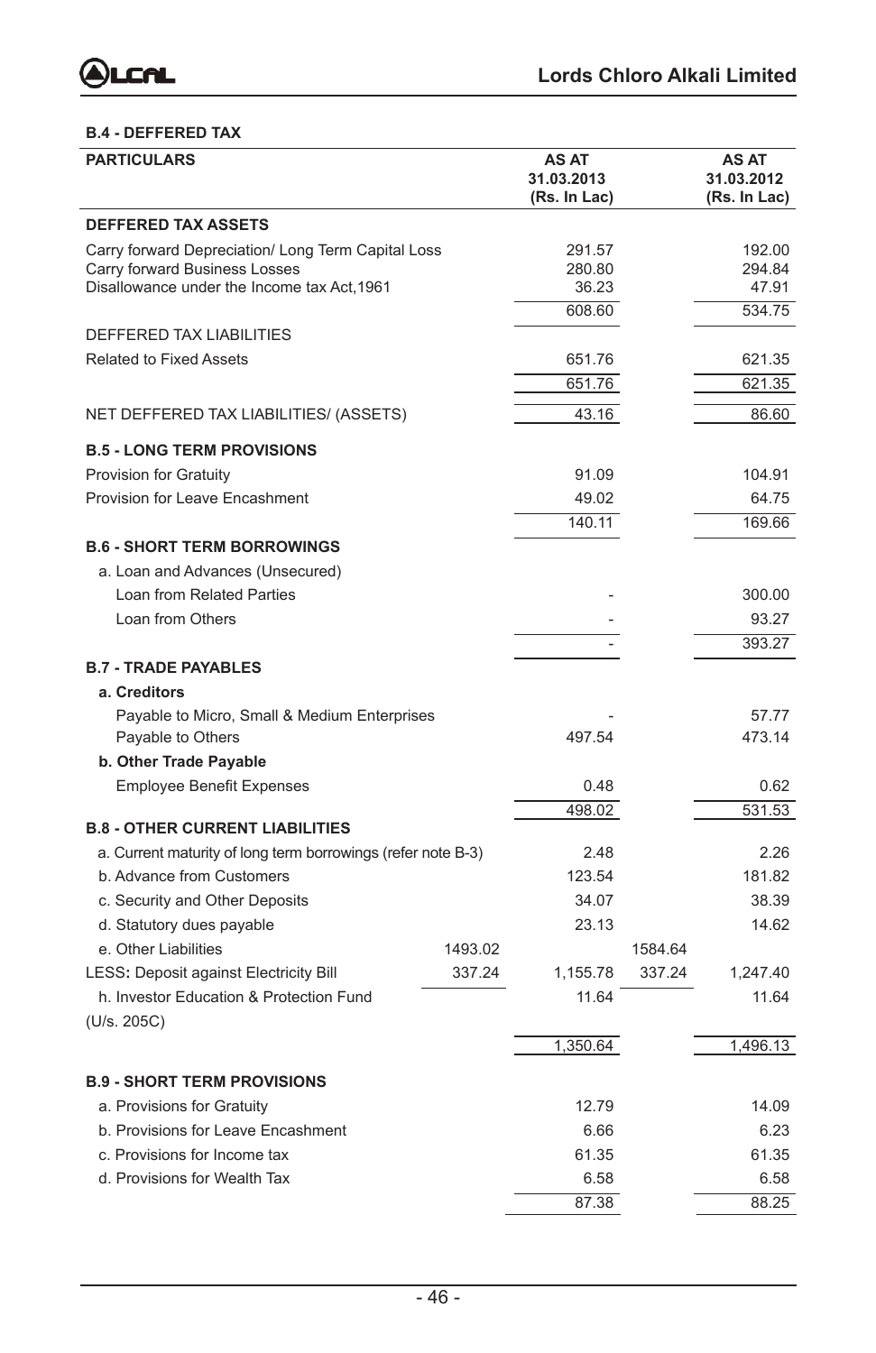### B.4 - DEFFERED TAX

| PARTICULARS | | AS AT 31.03.2013 (Rs. In Lac) | | AS AT 31.03.2012 (Rs. In Lac) |
|---|---|---|---|---|
| **DEFFERED TAX ASSETS** | | | | |
| Carry forward Depreciation/ Long Term Capital Loss | | 291.57 | | 192.00 |
| Carry forward Business Losses | | 280.80 | | 294.84 |
| Disallowance under the Income tax Act,1961 | | 36.23 | | 47.91 |
| | | 608.60 | | 534.75 |
| DEFFERED TAX LIABILITIES | | | | |
| Related to Fixed Assets | | 651.76 | | 621.35 |
| | | 651.76 | | 621.35 |
| NET DEFFERED TAX LIABILITIES/ (ASSETS) | | 43.16 | | 86.60 |
| **B.5 - LONG TERM PROVISIONS** | | | | |
| Provision for Gratuity | | 91.09 | | 104.91 |
| Provision for Leave Encashment | | 49.02 | | 64.75 |
| | | 140.11 | | 169.66 |
| **B.6 - SHORT TERM BORROWINGS** | | | | |
| a. Loan and Advances (Unsecured) | | | | |
| Loan from Related Parties | | - | | 300.00 |
| Loan from Others | | - | | 93.27 |
| | | - | | 393.27 |
| **B.7 - TRADE PAYABLES** | | | | |
| **a. Creditors** | | | | |
| Payable to Micro, Small & Medium Enterprises | | - | | 57.77 |
| Payable to Others | | 497.54 | | 473.14 |
| **b. Other Trade Payable** | | | | |
| Employee Benefit Expenses | | 0.48 | | 0.62 |
| | | 498.02 | | 531.53 |
| **B.8 - OTHER CURRENT LIABILITIES** | | | | |
| a. Current maturity of long term borrowings (refer note B-3) | | 2.48 | | 2.26 |
| b. Advance from Customers | | 123.54 | | 181.82 |
| c. Security and Other Deposits | | 34.07 | | 38.39 |
| d. Statutory dues payable | | 23.13 | | 14.62 |
| e. Other Liabilities | 1493.02 | | 1584.64 | |
| LESS: Deposit against Electricity Bill | 337.24 | 1,155.78 | 337.24 | 1,247.40 |
| h. Investor Education & Protection Fund (U/s. 205C) | | 11.64 | | 11.64 |
| | | 1,350.64 | | 1,496.13 |
| **B.9 - SHORT TERM PROVISIONS** | | | | |
| a. Provisions for Gratuity | | 12.79 | | 14.09 |
| b. Provisions for Leave Encashment | | 6.66 | | 6.23 |
| c. Provisions for Income tax | | 61.35 | | 61.35 |
| d. Provisions for Wealth Tax | | 6.58 | | 6.58 |
| | | 87.38 | | 88.25 |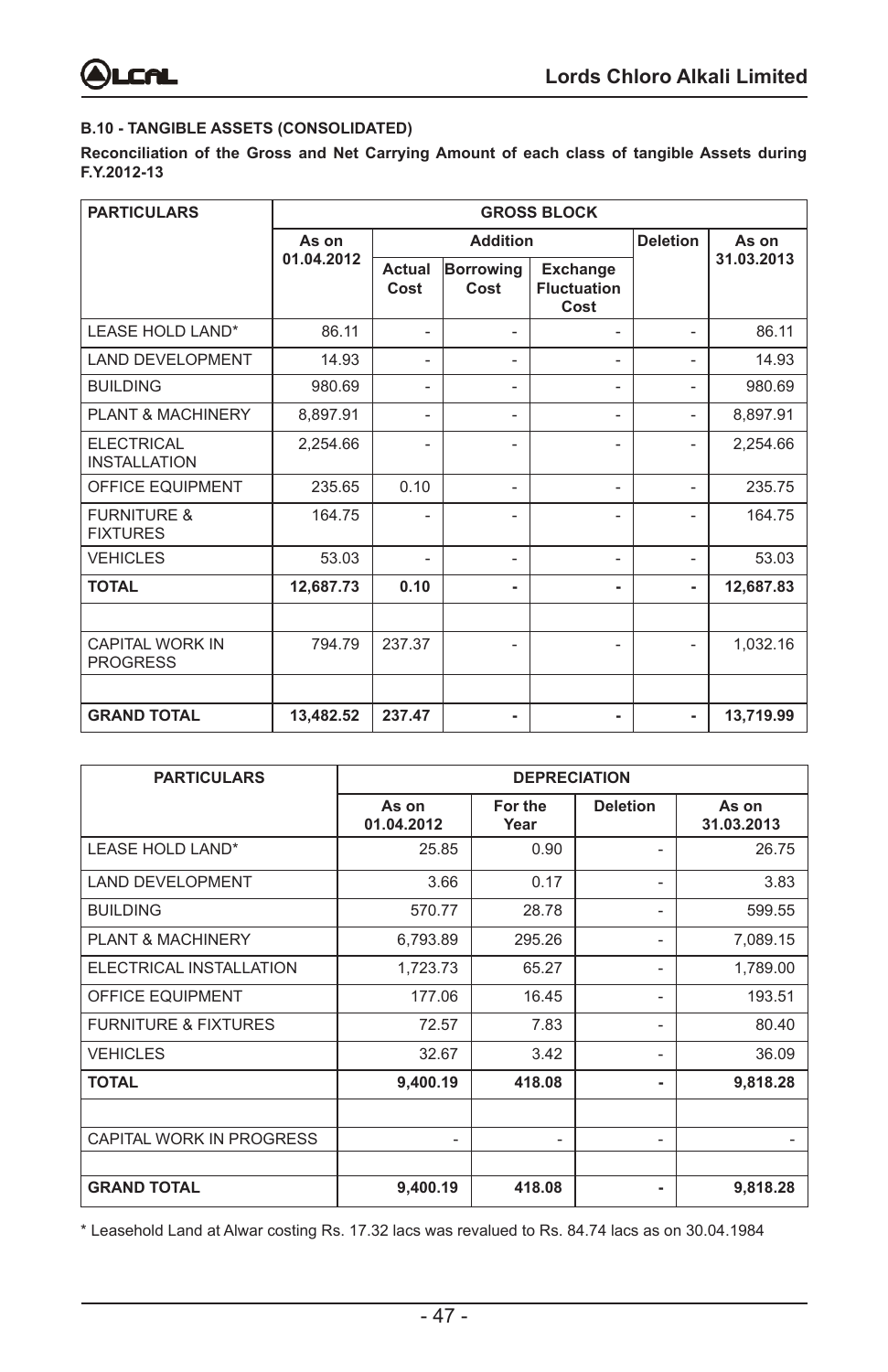**B.10 - TANGIBLE ASSETS (CONSOLIDATED)**

**Reconciliation of the Gross and Net Carrying Amount of each class of tangible Assets during F.Y.2012-13**

| PARTICULARS | GROSS BLOCK | | | | | |
|---|---|---|---|---|---|---|
| | As on 01.04.2012 | Addition | | | Deletion | As on 31.03.2013 |
| | | Actual Cost | Borrowing Cost | Exchange Fluctuation Cost | | |
| LEASE HOLD LAND* | 86.11 | - | - | - | - | 86.11 |
| LAND DEVELOPMENT | 14.93 | - | - | - | - | 14.93 |
| BUILDING | 980.69 | - | - | - | - | 980.69 |
| PLANT & MACHINERY | 8,897.91 | - | - | - | - | 8,897.91 |
| ELECTRICAL INSTALLATION | 2,254.66 | - | - | - | - | 2,254.66 |
| OFFICE EQUIPMENT | 235.65 | 0.10 | - | - | - | 235.75 |
| FURNITURE & FIXTURES | 164.75 | - | - | - | - | 164.75 |
| VEHICLES | 53.03 | - | - | - | - | 53.03 |
| **TOTAL** | **12,687.73** | **0.10** | **-** | **-** | **-** | **12,687.83** |
| | | | | | | |
| CAPITAL WORK IN PROGRESS | 794.79 | 237.37 | - | - | - | 1,032.16 |
| | | | | | | |
| **GRAND TOTAL** | **13,482.52** | **237.47** | **-** | **-** | **-** | **13,719.99** |

| PARTICULARS | DEPRECIATION | | | |
|---|---|---|---|---|
| | As on 01.04.2012 | For the Year | Deletion | As on 31.03.2013 |
| LEASE HOLD LAND* | 25.85 | 0.90 | - | 26.75 |
| LAND DEVELOPMENT | 3.66 | 0.17 | - | 3.83 |
| BUILDING | 570.77 | 28.78 | - | 599.55 |
| PLANT & MACHINERY | 6,793.89 | 295.26 | - | 7,089.15 |
| ELECTRICAL INSTALLATION | 1,723.73 | 65.27 | - | 1,789.00 |
| OFFICE EQUIPMENT | 177.06 | 16.45 | - | 193.51 |
| FURNITURE & FIXTURES | 72.57 | 7.83 | - | 80.40 |
| VEHICLES | 32.67 | 3.42 | - | 36.09 |
| **TOTAL** | **9,400.19** | **418.08** | **-** | **9,818.28** |
| | | | | |
| CAPITAL WORK IN PROGRESS | - | - | - | - |
| | | | | |
| **GRAND TOTAL** | **9,400.19** | **418.08** | **-** | **9,818.28** |

* Leasehold Land at Alwar costing Rs. 17.32 lacs was revalued to Rs. 84.74 lacs as on 30.04.1984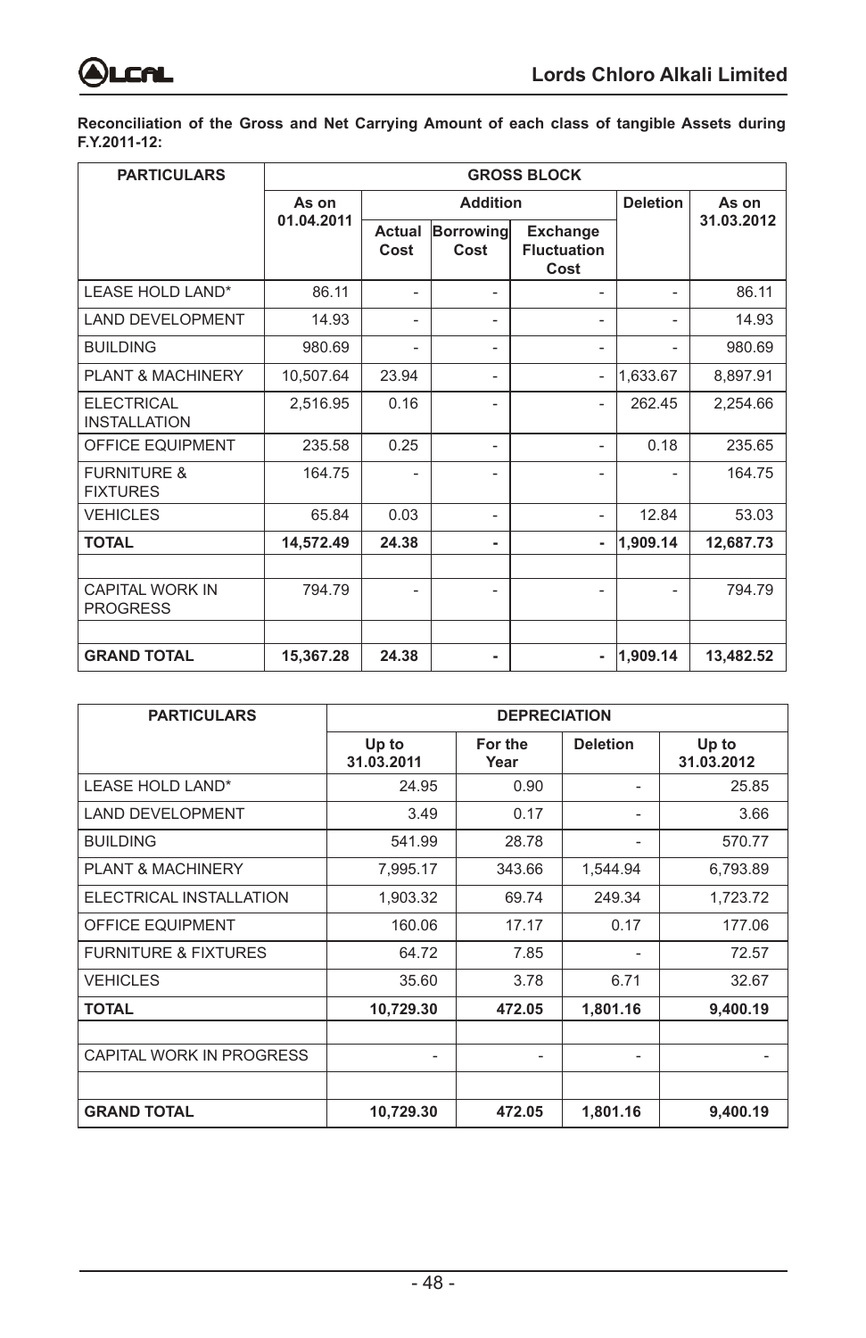**Reconciliation of the Gross and Net Carrying Amount of each class of tangible Assets during F.Y.2011-12:**

| PARTICULARS | GROSS BLOCK | | | | | |
|---|---|---|---|---|---|---|
| | As on 01.04.2011 | Addition | | | Deletion | As on 31.03.2012 |
| | | Actual Cost | Borrowing Cost | Exchange Fluctuation Cost | | |
| LEASE HOLD LAND* | 86.11 | - | - | - | - | 86.11 |
| LAND DEVELOPMENT | 14.93 | - | - | - | - | 14.93 |
| BUILDING | 980.69 | - | - | - | - | 980.69 |
| PLANT & MACHINERY | 10,507.64 | 23.94 | - | - | 1,633.67 | 8,897.91 |
| ELECTRICAL INSTALLATION | 2,516.95 | 0.16 | - | - | 262.45 | 2,254.66 |
| OFFICE EQUIPMENT | 235.58 | 0.25 | - | - | 0.18 | 235.65 |
| FURNITURE & FIXTURES | 164.75 | - | - | - | - | 164.75 |
| VEHICLES | 65.84 | 0.03 | - | - | 12.84 | 53.03 |
| **TOTAL** | **14,572.49** | **24.38** | **-** | **-** | **1,909.14** | **12,687.73** |
| | | | | | | |
| CAPITAL WORK IN PROGRESS | 794.79 | - | - | - | - | 794.79 |
| | | | | | | |
| **GRAND TOTAL** | **15,367.28** | **24.38** | **-** | **-** | **1,909.14** | **13,482.52** |

| PARTICULARS | DEPRECIATION | | | |
|---|---|---|---|---|
| | Up to 31.03.2011 | For the Year | Deletion | Up to 31.03.2012 |
| LEASE HOLD LAND* | 24.95 | 0.90 | - | 25.85 |
| LAND DEVELOPMENT | 3.49 | 0.17 | - | 3.66 |
| BUILDING | 541.99 | 28.78 | - | 570.77 |
| PLANT & MACHINERY | 7,995.17 | 343.66 | 1,544.94 | 6,793.89 |
| ELECTRICAL INSTALLATION | 1,903.32 | 69.74 | 249.34 | 1,723.72 |
| OFFICE EQUIPMENT | 160.06 | 17.17 | 0.17 | 177.06 |
| FURNITURE & FIXTURES | 64.72 | 7.85 | - | 72.57 |
| VEHICLES | 35.60 | 3.78 | 6.71 | 32.67 |
| **TOTAL** | **10,729.30** | **472.05** | **1,801.16** | **9,400.19** |
| | | | | |
| CAPITAL WORK IN PROGRESS | - | - | - | - |
| | | | | |
| **GRAND TOTAL** | **10,729.30** | **472.05** | **1,801.16** | **9,400.19** |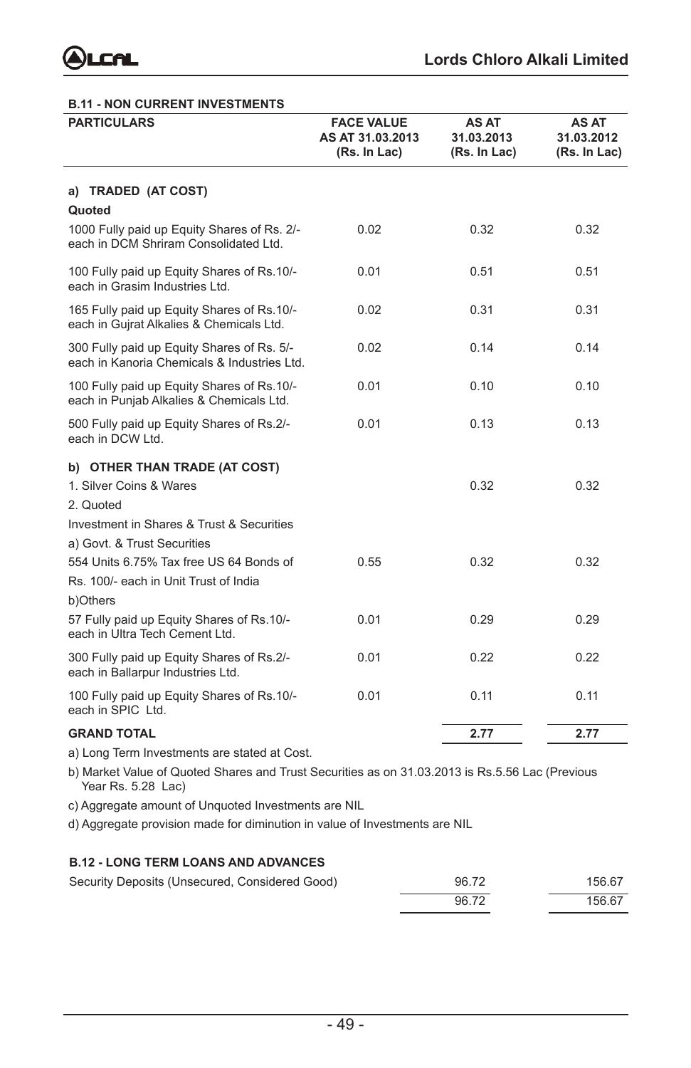### B.11 - NON CURRENT INVESTMENTS

| PARTICULARS | FACE VALUE AS AT 31.03.2013 (Rs. In Lac) | AS AT 31.03.2013 (Rs. In Lac) | AS AT 31.03.2012 (Rs. In Lac) |
|---|---|---|---|
| **a) TRADED (AT COST)** | | | |
| **Quoted** | | | |
| 1000 Fully paid up Equity Shares of Rs. 2/- each in DCM Shriram Consolidated Ltd. | 0.02 | 0.32 | 0.32 |
| 100 Fully paid up Equity Shares of Rs.10/- each in Grasim Industries Ltd. | 0.01 | 0.51 | 0.51 |
| 165 Fully paid up Equity Shares of Rs.10/- each in Gujrat Alkalies & Chemicals Ltd. | 0.02 | 0.31 | 0.31 |
| 300 Fully paid up Equity Shares of Rs. 5/- each in Kanoria Chemicals & Industries Ltd. | 0.02 | 0.14 | 0.14 |
| 100 Fully paid up Equity Shares of Rs.10/- each in Punjab Alkalies & Chemicals Ltd. | 0.01 | 0.10 | 0.10 |
| 500 Fully paid up Equity Shares of Rs.2/- each in DCW Ltd. | 0.01 | 0.13 | 0.13 |
| **b) OTHER THAN TRADE (AT COST)** | | | |
| 1. Silver Coins & Wares | | 0.32 | 0.32 |
| 2. Quoted | | | |
| Investment in Shares & Trust & Securities | | | |
| a) Govt. & Trust Securities | | | |
| 554 Units 6.75% Tax free US 64 Bonds of Rs. 100/- each in Unit Trust of India | 0.55 | 0.32 | 0.32 |
| b)Others | | | |
| 57 Fully paid up Equity Shares of Rs.10/- each in Ultra Tech Cement Ltd. | 0.01 | 0.29 | 0.29 |
| 300 Fully paid up Equity Shares of Rs.2/- each in Ballarpur Industries Ltd. | 0.01 | 0.22 | 0.22 |
| 100 Fully paid up Equity Shares of Rs.10/- each in SPIC Ltd. | 0.01 | 0.11 | 0.11 |
| **GRAND TOTAL** | | **2.77** | **2.77** |

a) Long Term Investments are stated at Cost.

b) Market Value of Quoted Shares and Trust Securities as on 31.03.2013 is Rs.5.56 Lac (Previous Year Rs. 5.28 Lac)

c) Aggregate amount of Unquoted Investments are NIL

d) Aggregate provision made for diminution in value of Investments are NIL

### B.12 - LONG TERM LOANS AND ADVANCES

| | | |
|---|---|---|
| Security Deposits (Unsecured, Considered Good) | 96.72 | 156.67 |
| | 96.72 | 156.67 |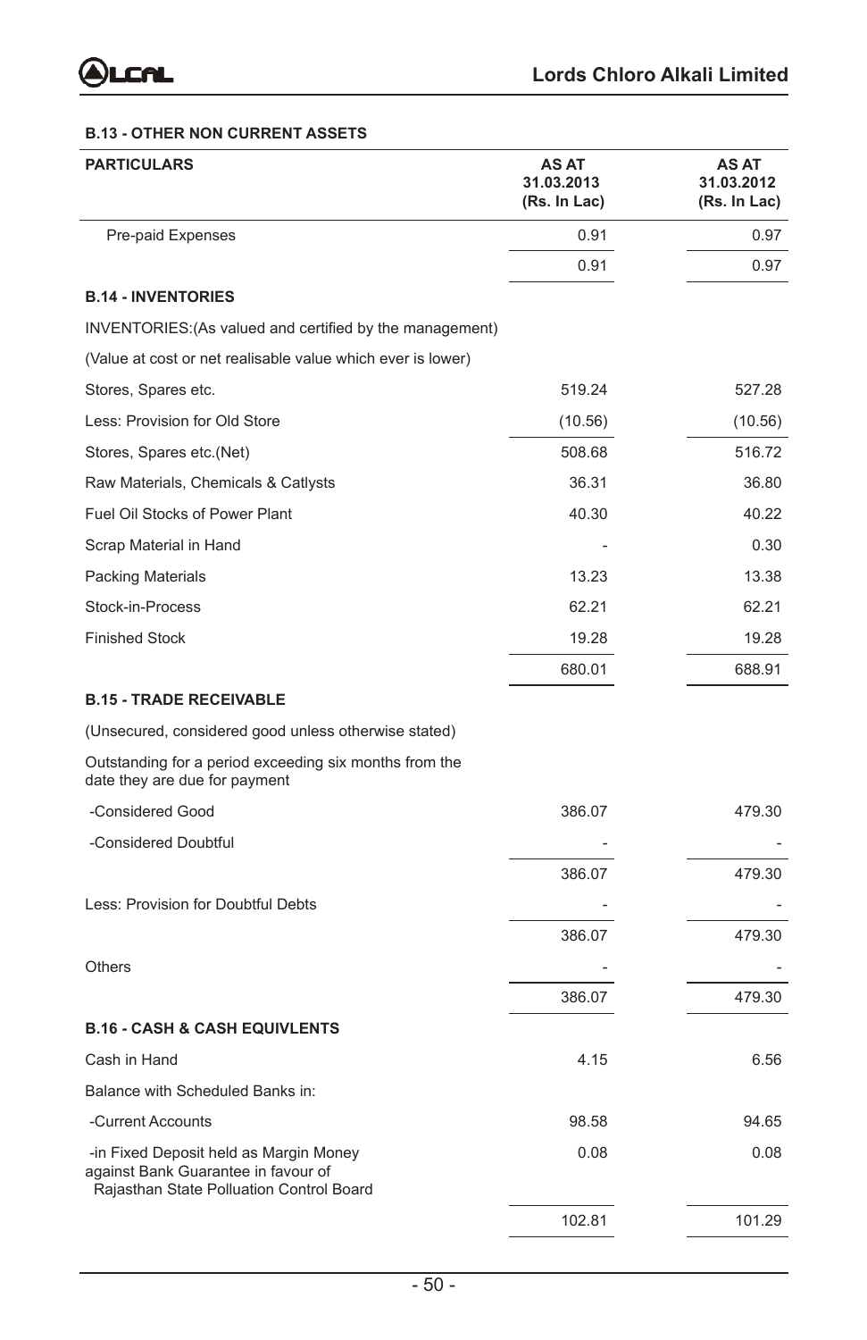**B.13 - OTHER NON CURRENT ASSETS**

| PARTICULARS | AS AT 31.03.2013 (Rs. In Lac) | AS AT 31.03.2012 (Rs. In Lac) |
|---|---|---|
| Pre-paid Expenses | 0.91 | 0.97 |
| | 0.91 | 0.97 |
| **B.14 - INVENTORIES** | | |
| INVENTORIES:(As valued and certified by the management) | | |
| (Value at cost or net realisable value which ever is lower) | | |
| Stores, Spares etc. | 519.24 | 527.28 |
| Less: Provision for Old Store | (10.56) | (10.56) |
| Stores, Spares etc.(Net) | 508.68 | 516.72 |
| Raw Materials, Chemicals & Catlysts | 36.31 | 36.80 |
| Fuel Oil Stocks of Power Plant | 40.30 | 40.22 |
| Scrap Material in Hand | - | 0.30 |
| Packing Materials | 13.23 | 13.38 |
| Stock-in-Process | 62.21 | 62.21 |
| Finished Stock | 19.28 | 19.28 |
| | 680.01 | 688.91 |
| **B.15 - TRADE RECEIVABLE** | | |
| (Unsecured, considered good unless otherwise stated) | | |
| Outstanding for a period exceeding six months from the date they are due for payment | | |
| -Considered Good | 386.07 | 479.30 |
| -Considered Doubtful | - | - |
| | 386.07 | 479.30 |
| Less: Provision for Doubtful Debts | - | - |
| | 386.07 | 479.30 |
| Others | - | - |
| | 386.07 | 479.30 |
| **B.16 - CASH & CASH EQUIVLENTS** | | |
| Cash in Hand | 4.15 | 6.56 |
| Balance with Scheduled Banks in: | | |
| -Current Accounts | 98.58 | 94.65 |
| -in Fixed Deposit held as Margin Money against Bank Guarantee in favour of Rajasthan State Polluation Control Board | 0.08 | 0.08 |
| | 102.81 | 101.29 |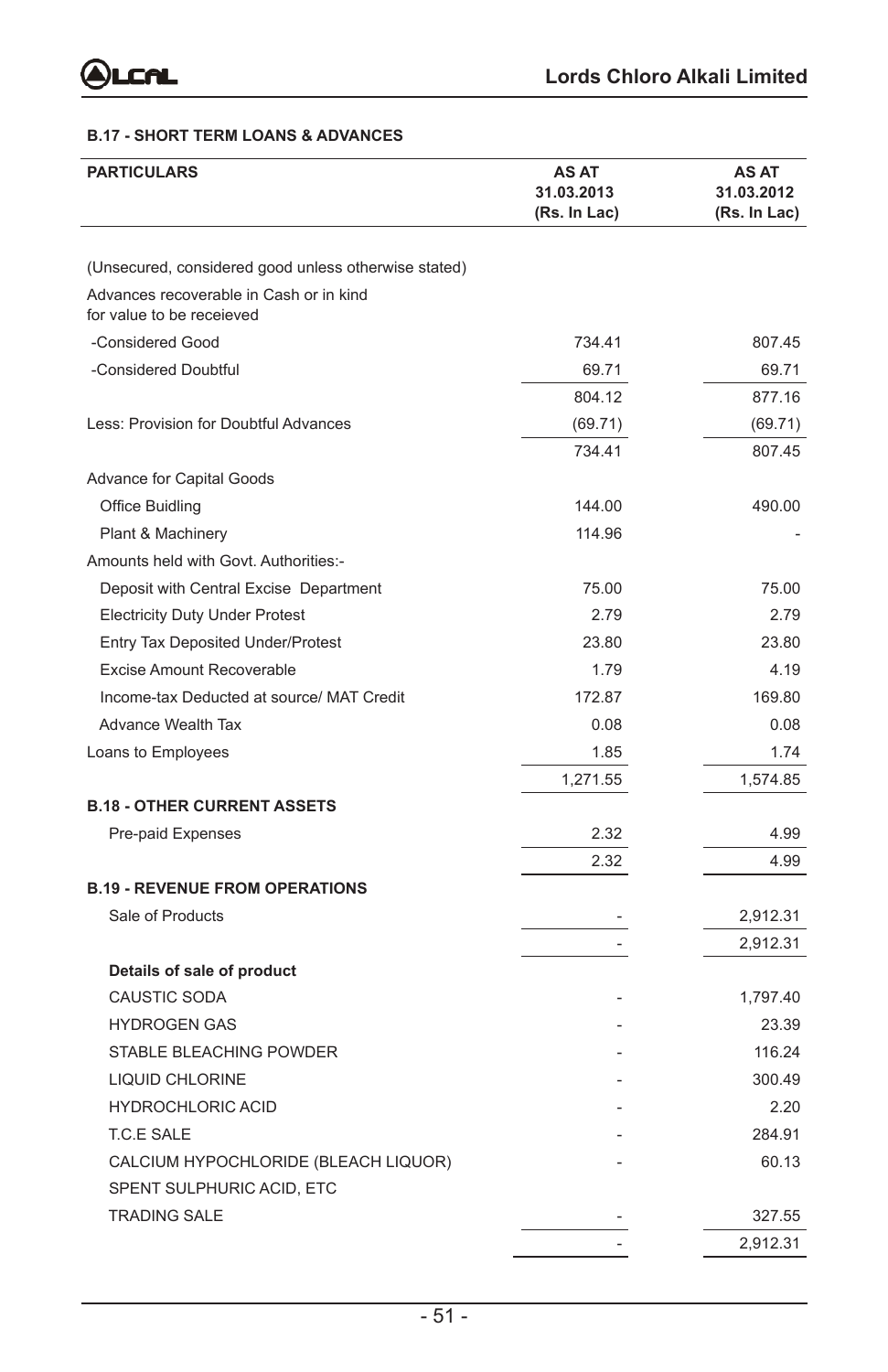#### B.17 - SHORT TERM LOANS & ADVANCES

| PARTICULARS | AS AT 31.03.2013 (Rs. In Lac) | AS AT 31.03.2012 (Rs. In Lac) |
|---|---|---|
| (Unsecured, considered good unless otherwise stated) | | |
| Advances recoverable in Cash or in kind for value to be receieved | | |
| -Considered Good | 734.41 | 807.45 |
| -Considered Doubtful | 69.71 | 69.71 |
| | 804.12 | 877.16 |
| Less: Provision for Doubtful Advances | (69.71) | (69.71) |
| | 734.41 | 807.45 |
| Advance for Capital Goods | | |
| Office Buidling | 144.00 | 490.00 |
| Plant & Machinery | 114.96 | - |
| Amounts held with Govt. Authorities:- | | |
| Deposit with Central Excise Department | 75.00 | 75.00 |
| Electricity Duty Under Protest | 2.79 | 2.79 |
| Entry Tax Deposited Under/Protest | 23.80 | 23.80 |
| Excise Amount Recoverable | 1.79 | 4.19 |
| Income-tax Deducted at source/ MAT Credit | 172.87 | 169.80 |
| Advance Wealth Tax | 0.08 | 0.08 |
| Loans to Employees | 1.85 | 1.74 |
| | 1,271.55 | 1,574.85 |
| **B.18 - OTHER CURRENT ASSETS** | | |
| Pre-paid Expenses | 2.32 | 4.99 |
| | 2.32 | 4.99 |
| **B.19 - REVENUE FROM OPERATIONS** | | |
| Sale of Products | - | 2,912.31 |
| | - | 2,912.31 |
| **Details of sale of product** | | |
| CAUSTIC SODA | - | 1,797.40 |
| HYDROGEN GAS | - | 23.39 |
| STABLE BLEACHING POWDER | - | 116.24 |
| LIQUID CHLORINE | - | 300.49 |
| HYDROCHLORIC ACID | - | 2.20 |
| T.C.E SALE | - | 284.91 |
| CALCIUM HYPOCHLORIDE (BLEACH LIQUOR) | - | 60.13 |
| SPENT SULPHURIC ACID, ETC | | |
| TRADING SALE | - | 327.55 |
| | - | 2,912.31 |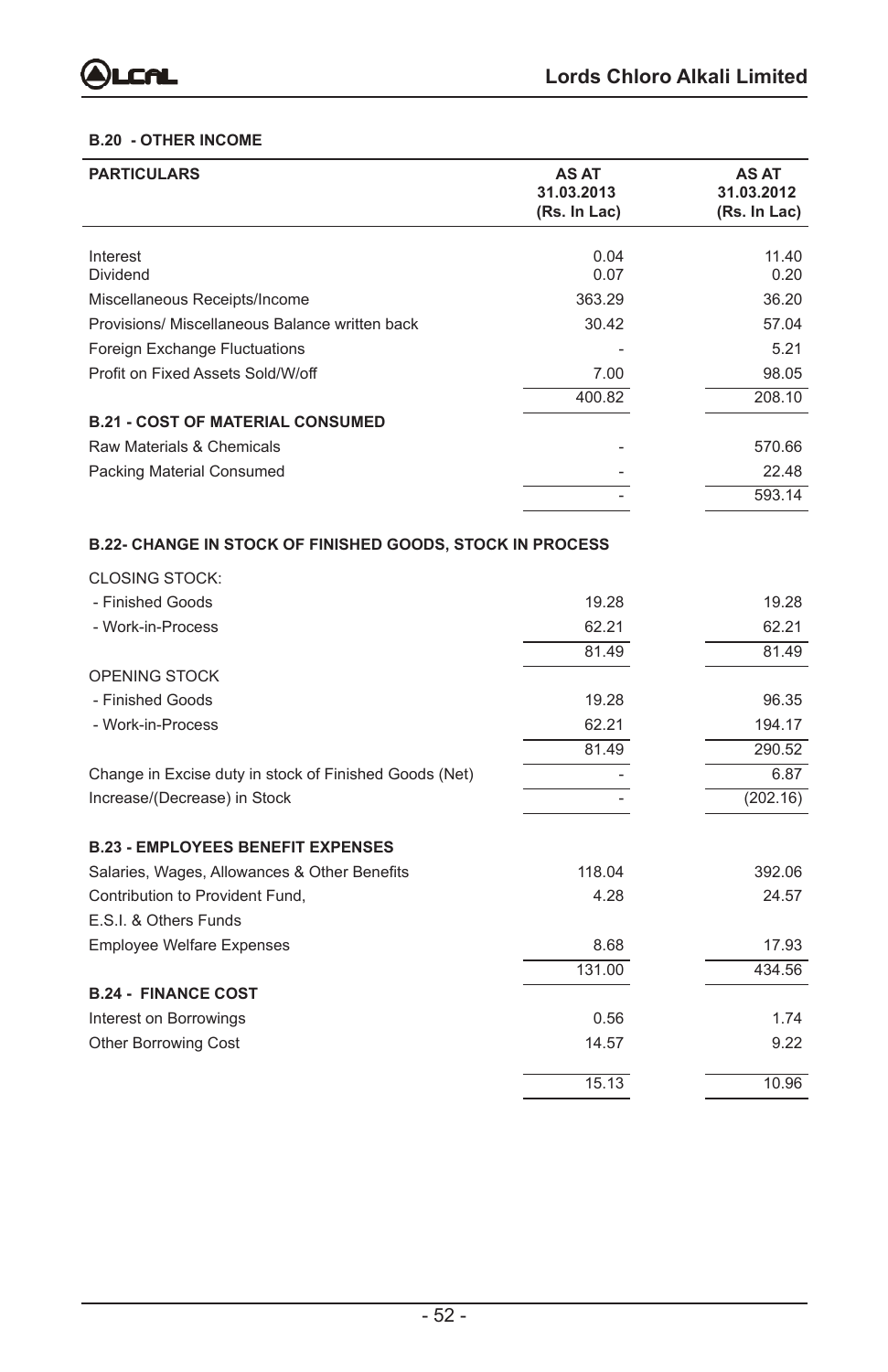#### B.20 - OTHER INCOME

| PARTICULARS | AS AT 31.03.2013 (Rs. In Lac) | AS AT 31.03.2012 (Rs. In Lac) |
|---|---|---|
| Interest | 0.04 | 11.40 |
| Dividend | 0.07 | 0.20 |
| Miscellaneous Receipts/Income | 363.29 | 36.20 |
| Provisions/ Miscellaneous Balance written back | 30.42 | 57.04 |
| Foreign Exchange Fluctuations | - | 5.21 |
| Profit on Fixed Assets Sold/W/off | 7.00 | 98.05 |
| | 400.82 | 208.10 |
| **B.21 - COST OF MATERIAL CONSUMED** | | |
| Raw Materials & Chemicals | - | 570.66 |
| Packing Material Consumed | - | 22.48 |
| | - | 593.14 |
| **B.22- CHANGE IN STOCK OF FINISHED GOODS, STOCK IN PROCESS** | | |
| CLOSING STOCK: | | |
| - Finished Goods | 19.28 | 19.28 |
| - Work-in-Process | 62.21 | 62.21 |
| | 81.49 | 81.49 |
| OPENING STOCK | | |
| - Finished Goods | 19.28 | 96.35 |
| - Work-in-Process | 62.21 | 194.17 |
| | 81.49 | 290.52 |
| Change in Excise duty in stock of Finished Goods (Net) | - | 6.87 |
| Increase/(Decrease) in Stock | - | (202.16) |
| **B.23 - EMPLOYEES BENEFIT EXPENSES** | | |
| Salaries, Wages, Allowances & Other Benefits | 118.04 | 392.06 |
| Contribution to Provident Fund, E.S.I. & Others Funds | 4.28 | 24.57 |
| Employee Welfare Expenses | 8.68 | 17.93 |
| | 131.00 | 434.56 |
| **B.24 - FINANCE COST** | | |
| Interest on Borrowings | 0.56 | 1.74 |
| Other Borrowing Cost | 14.57 | 9.22 |
| | 15.13 | 10.96 |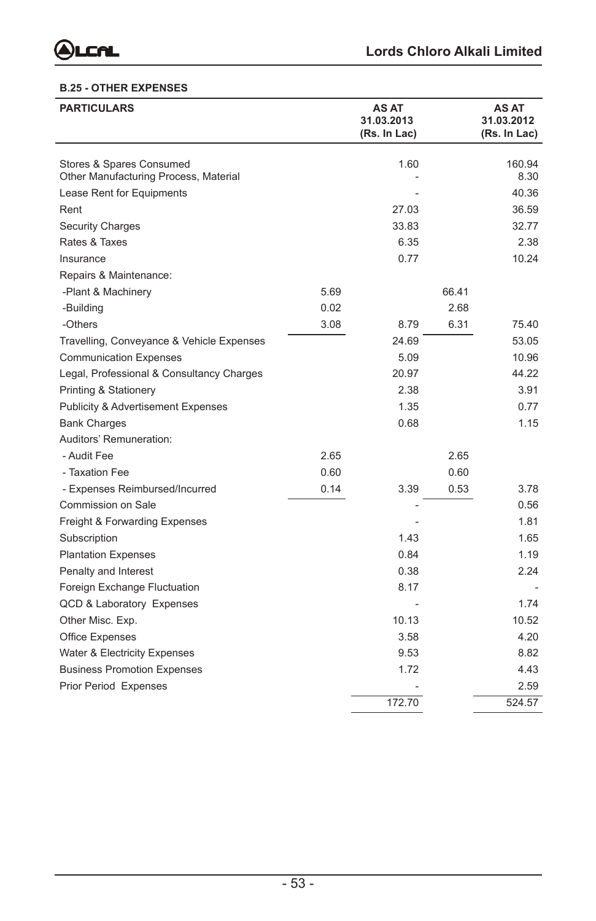#### B.25 - OTHER EXPENSES

| PARTICULARS | | AS AT 31.03.2013 (Rs. In Lac) | | AS AT 31.03.2012 (Rs. In Lac) |
|---|---|---|---|---|
| Stores & Spares Consumed | | 1.60 | | 160.94 |
| Other Manufacturing Process, Material | | - | | 8.30 |
| Lease Rent for Equipments | | - | | 40.36 |
| Rent | | 27.03 | | 36.59 |
| Security Charges | | 33.83 | | 32.77 |
| Rates & Taxes | | 6.35 | | 2.38 |
| Insurance | | 0.77 | | 10.24 |
| Repairs & Maintenance: | | | | |
| -Plant & Machinery | 5.69 | | 66.41 | |
| -Building | 0.02 | | 2.68 | |
| -Others | 3.08 | 8.79 | 6.31 | 75.40 |
| Travelling, Conveyance & Vehicle Expenses | | 24.69 | | 53.05 |
| Communication Expenses | | 5.09 | | 10.96 |
| Legal, Professional & Consultancy Charges | | 20.97 | | 44.22 |
| Printing & Stationery | | 2.38 | | 3.91 |
| Publicity & Advertisement Expenses | | 1.35 | | 0.77 |
| Bank Charges | | 0.68 | | 1.15 |
| Auditors' Remuneration: | | | | |
| - Audit Fee | 2.65 | | 2.65 | |
| - Taxation Fee | 0.60 | | 0.60 | |
| - Expenses Reimbursed/Incurred | 0.14 | 3.39 | 0.53 | 3.78 |
| Commission on Sale | | - | | 0.56 |
| Freight & Forwarding Expenses | | - | | 1.81 |
| Subscription | | 1.43 | | 1.65 |
| Plantation Expenses | | 0.84 | | 1.19 |
| Penalty and Interest | | 0.38 | | 2.24 |
| Foreign Exchange Fluctuation | | 8.17 | | - |
| QCD & Laboratory Expenses | | - | | 1.74 |
| Other Misc. Exp. | | 10.13 | | 10.52 |
| Office Expenses | | 3.58 | | 4.20 |
| Water & Electricity Expenses | | 9.53 | | 8.82 |
| Business Promotion Expenses | | 1.72 | | 4.43 |
| Prior Period Expenses | | - | | 2.59 |
| | | 172.70 | | 524.57 |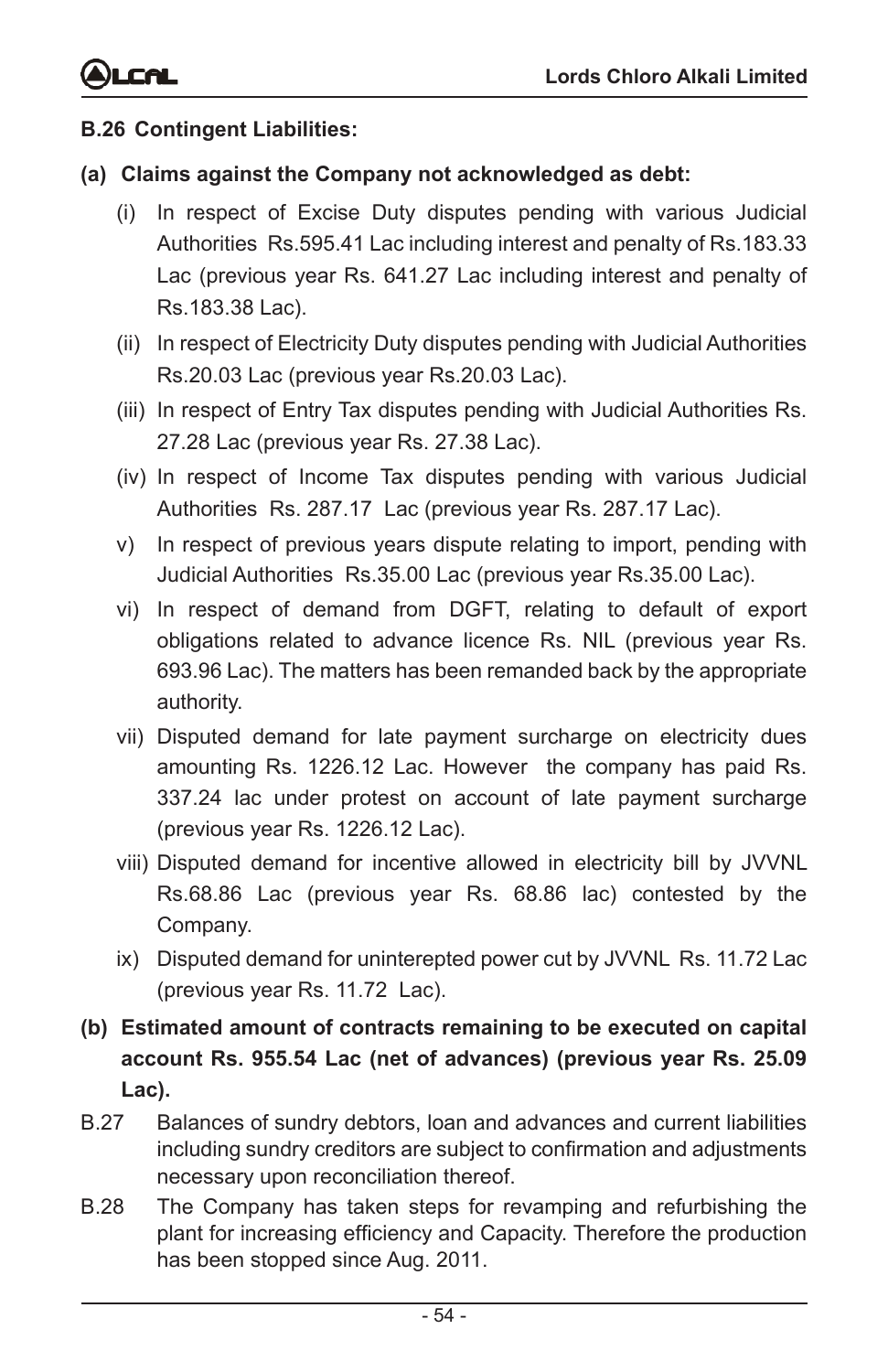**B.26 Contingent Liabilities:**

**(a) Claims against the Company not acknowledged as debt:**

(i) In respect of Excise Duty disputes pending with various Judicial Authorities Rs.595.41 Lac including interest and penalty of Rs.183.33 Lac (previous year Rs. 641.27 Lac including interest and penalty of Rs.183.38 Lac).

(ii) In respect of Electricity Duty disputes pending with Judicial Authorities Rs.20.03 Lac (previous year Rs.20.03 Lac).

(iii) In respect of Entry Tax disputes pending with Judicial Authorities Rs. 27.28 Lac (previous year Rs. 27.38 Lac).

(iv) In respect of Income Tax disputes pending with various Judicial Authorities Rs. 287.17 Lac (previous year Rs. 287.17 Lac).

v) In respect of previous years dispute relating to import, pending with Judicial Authorities Rs.35.00 Lac (previous year Rs.35.00 Lac).

vi) In respect of demand from DGFT, relating to default of export obligations related to advance licence Rs. NIL (previous year Rs. 693.96 Lac). The matters has been remanded back by the appropriate authority.

vii) Disputed demand for late payment surcharge on electricity dues amounting Rs. 1226.12 Lac. However the company has paid Rs. 337.24 lac under protest on account of late payment surcharge (previous year Rs. 1226.12 Lac).

viii) Disputed demand for incentive allowed in electricity bill by JVVNL Rs.68.86 Lac (previous year Rs. 68.86 lac) contested by the Company.

ix) Disputed demand for uninterepted power cut by JVVNL Rs. 11.72 Lac (previous year Rs. 11.72 Lac).

**(b) Estimated amount of contracts remaining to be executed on capital account Rs. 955.54 Lac (net of advances) (previous year Rs. 25.09 Lac).**

B.27 Balances of sundry debtors, loan and advances and current liabilities including sundry creditors are subject to confirmation and adjustments necessary upon reconciliation thereof.

B.28 The Company has taken steps for revamping and refurbishing the plant for increasing efficiency and Capacity. Therefore the production has been stopped since Aug. 2011.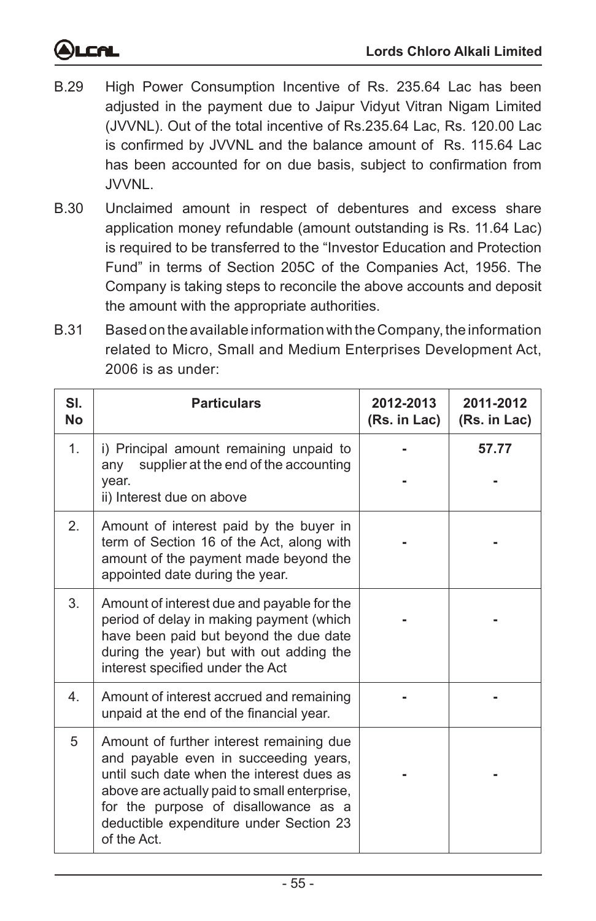B.29 High Power Consumption Incentive of Rs. 235.64 Lac has been adjusted in the payment due to Jaipur Vidyut Vitran Nigam Limited (JVVNL). Out of the total incentive of Rs.235.64 Lac, Rs. 120.00 Lac is confirmed by JVVNL and the balance amount of Rs. 115.64 Lac has been accounted for on due basis, subject to confirmation from JVVNL.

B.30 Unclaimed amount in respect of debentures and excess share application money refundable (amount outstanding is Rs. 11.64 Lac) is required to be transferred to the "Investor Education and Protection Fund" in terms of Section 205C of the Companies Act, 1956. The Company is taking steps to reconcile the above accounts and deposit the amount with the appropriate authorities.

B.31 Based on the available information with the Company, the information related to Micro, Small and Medium Enterprises Development Act, 2006 is as under:

| Sl. No | Particulars | 2012-2013 (Rs. in Lac) | 2011-2012 (Rs. in Lac) |
|---|---|---|---|
| 1. | i) Principal amount remaining unpaid to any supplier at the end of the accounting year.<br>ii) Interest due on above | -<br>- | **57.77**<br>- |
| 2. | Amount of interest paid by the buyer in term of Section 16 of the Act, along with amount of the payment made beyond the appointed date during the year. | - | - |
| 3. | Amount of interest due and payable for the period of delay in making payment (which have been paid but beyond the due date during the year) but with out adding the interest specified under the Act | - | - |
| 4. | Amount of interest accrued and remaining unpaid at the end of the financial year. | - | - |
| 5 | Amount of further interest remaining due and payable even in succeeding years, until such date when the interest dues as above are actually paid to small enterprise, for the purpose of disallowance as a deductible expenditure under Section 23 of the Act. | - | - |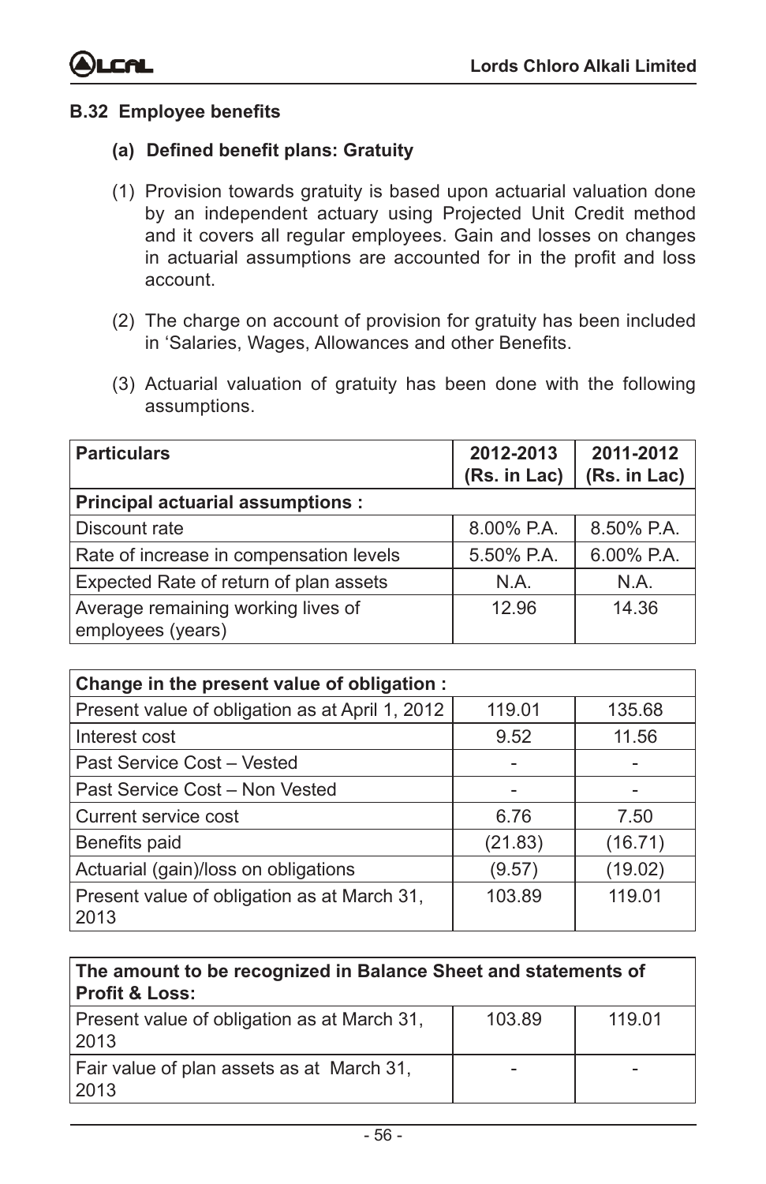### B.32 Employee benefits

#### (a) Defined benefit plans: Gratuity

(1) Provision towards gratuity is based upon actuarial valuation done by an independent actuary using Projected Unit Credit method and it covers all regular employees. Gain and losses on changes in actuarial assumptions are accounted for in the profit and loss account.

(2) The charge on account of provision for gratuity has been included in 'Salaries, Wages, Allowances and other Benefits.

(3) Actuarial valuation of gratuity has been done with the following assumptions.

| Particulars | 2012-2013 (Rs. in Lac) | 2011-2012 (Rs. in Lac) |
|---|---|---|
| **Principal actuarial assumptions :** | | |
| Discount rate | 8.00% P.A. | 8.50% P.A. |
| Rate of increase in compensation levels | 5.50% P.A. | 6.00% P.A. |
| Expected Rate of return of plan assets | N.A. | N.A. |
| Average remaining working lives of employees (years) | 12.96 | 14.36 |
| **Change in the present value of obligation :** | | |
| Present value of obligation as at April 1, 2012 | 119.01 | 135.68 |
| Interest cost | 9.52 | 11.56 |
| Past Service Cost – Vested | - | - |
| Past Service Cost – Non Vested | - | - |
| Current service cost | 6.76 | 7.50 |
| Benefits paid | (21.83) | (16.71) |
| Actuarial (gain)/loss on obligations | (9.57) | (19.02) |
| Present value of obligation as at March 31, 2013 | 103.89 | 119.01 |
| **The amount to be recognized in Balance Sheet and statements of Profit & Loss:** | | |
| Present value of obligation as at March 31, 2013 | 103.89 | 119.01 |
| Fair value of plan assets as at March 31, 2013 | - | - |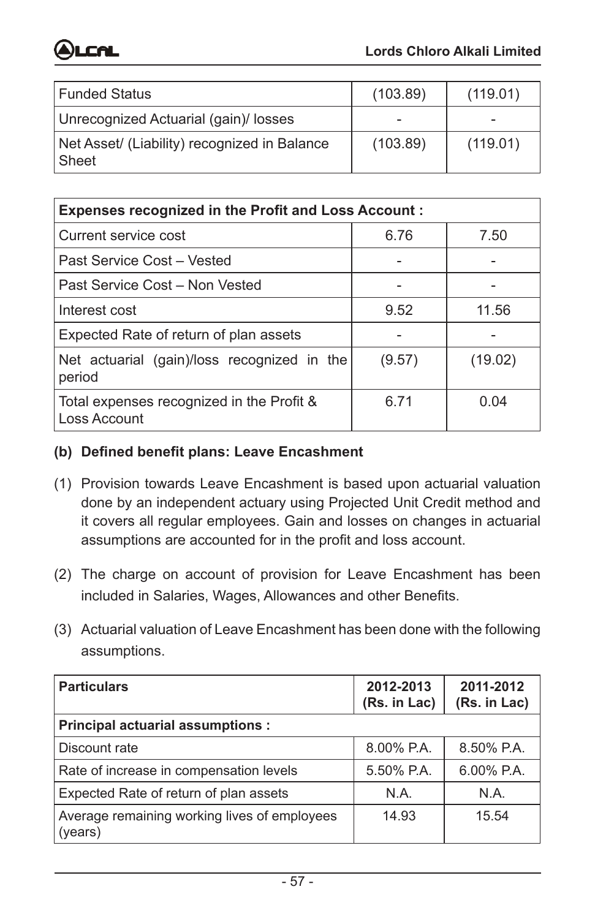| | | |
|---|---|---|
| Funded Status | (103.89) | (119.01) |
| Unrecognized Actuarial (gain)/ losses | - | - |
| Net Asset/ (Liability) recognized in Balance Sheet | (103.89) | (119.01) |

| **Expenses recognized in the Profit and Loss Account :** | | |
|---|---|---|
| Current service cost | 6.76 | 7.50 |
| Past Service Cost – Vested | - | - |
| Past Service Cost – Non Vested | - | - |
| Interest cost | 9.52 | 11.56 |
| Expected Rate of return of plan assets | - | - |
| Net actuarial (gain)/loss recognized in the period | (9.57) | (19.02) |
| Total expenses recognized in the Profit & Loss Account | 6.71 | 0.04 |

**(b) Defined benefit plans: Leave Encashment**

(1) Provision towards Leave Encashment is based upon actuarial valuation done by an independent actuary using Projected Unit Credit method and it covers all regular employees. Gain and losses on changes in actuarial assumptions are accounted for in the profit and loss account.

(2) The charge on account of provision for Leave Encashment has been included in Salaries, Wages, Allowances and other Benefits.

(3) Actuarial valuation of Leave Encashment has been done with the following assumptions.

| **Particulars** | **2012-2013 (Rs. in Lac)** | **2011-2012 (Rs. in Lac)** |
|---|---|---|
| **Principal actuarial assumptions :** | | |
| Discount rate | 8.00% P.A. | 8.50% P.A. |
| Rate of increase in compensation levels | 5.50% P.A. | 6.00% P.A. |
| Expected Rate of return of plan assets | N.A. | N.A. |
| Average remaining working lives of employees (years) | 14.93 | 15.54 |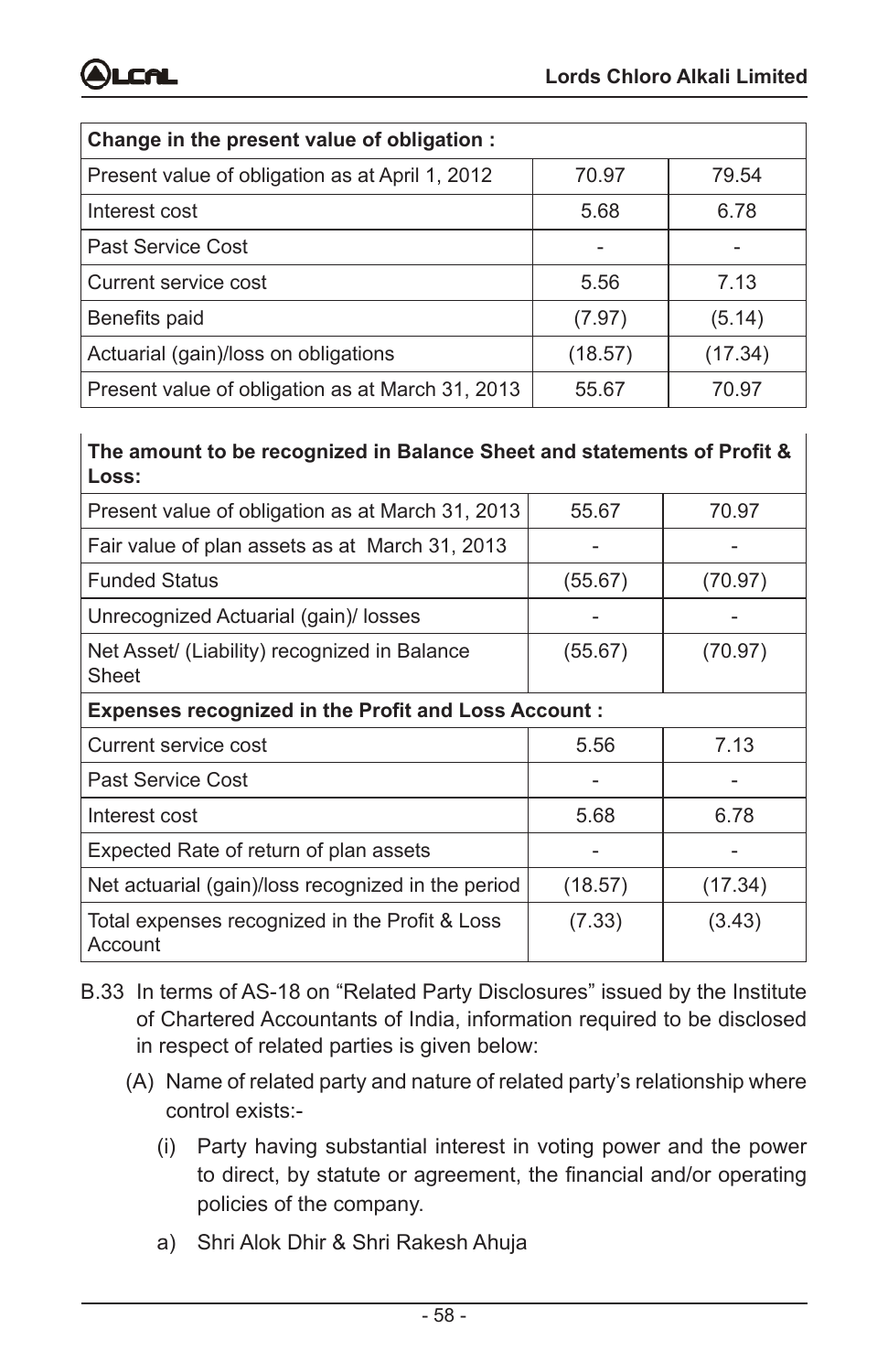| Change in the present value of obligation : | | |
|---|---|---|
| Present value of obligation as at April 1, 2012 | 70.97 | 79.54 |
| Interest cost | 5.68 | 6.78 |
| Past Service Cost | - | - |
| Current service cost | 5.56 | 7.13 |
| Benefits paid | (7.97) | (5.14) |
| Actuarial (gain)/loss on obligations | (18.57) | (17.34) |
| Present value of obligation as at March 31, 2013 | 55.67 | 70.97 |

| The amount to be recognized in Balance Sheet and statements of Profit & Loss: | | |
|---|---|---|
| Present value of obligation as at March 31, 2013 | 55.67 | 70.97 |
| Fair value of plan assets as at March 31, 2013 | - | - |
| Funded Status | (55.67) | (70.97) |
| Unrecognized Actuarial (gain)/ losses | - | - |
| Net Asset/ (Liability) recognized in Balance Sheet | (55.67) | (70.97) |
| **Expenses recognized in the Profit and Loss Account :** | | |
| Current service cost | 5.56 | 7.13 |
| Past Service Cost | - | - |
| Interest cost | 5.68 | 6.78 |
| Expected Rate of return of plan assets | - | - |
| Net actuarial (gain)/loss recognized in the period | (18.57) | (17.34) |
| Total expenses recognized in the Profit & Loss Account | (7.33) | (3.43) |

B.33 In terms of AS-18 on "Related Party Disclosures" issued by the Institute of Chartered Accountants of India, information required to be disclosed in respect of related parties is given below:

(A) Name of related party and nature of related party's relationship where control exists:-

(i) Party having substantial interest in voting power and the power to direct, by statute or agreement, the financial and/or operating policies of the company.

a) Shri Alok Dhir & Shri Rakesh Ahuja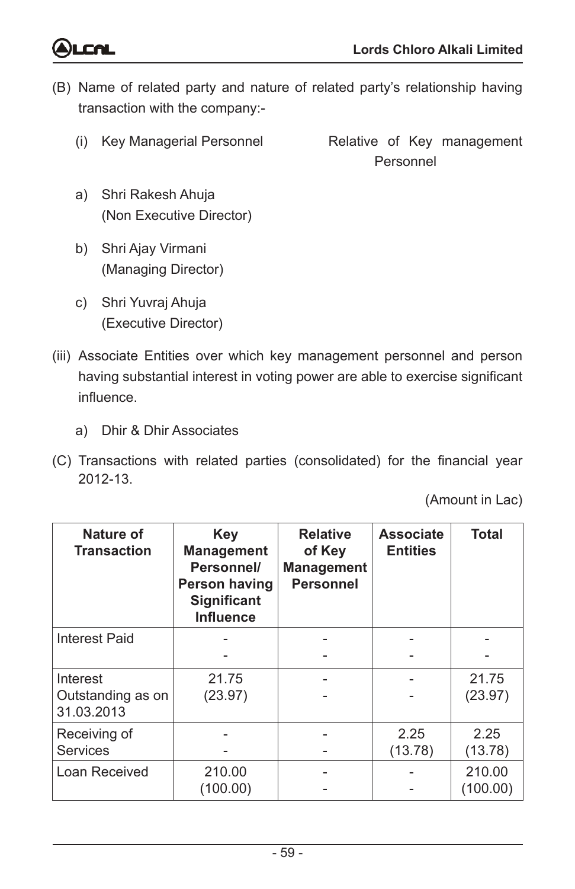(B) Name of related party and nature of related party's relationship having transaction with the company:-

(i) Key Managerial Personnel — Relative of Key management Personnel

a) Shri Rakesh Ahuja
(Non Executive Director)

b) Shri Ajay Virmani
(Managing Director)

c) Shri Yuvraj Ahuja
(Executive Director)

(iii) Associate Entities over which key management personnel and person having substantial interest in voting power are able to exercise significant influence.

a) Dhir & Dhir Associates

(C) Transactions with related parties (consolidated) for the financial year 2012-13.

(Amount in Lac)

| Nature of Transaction | Key Management Personnel/ Person having Significant Influence | Relative of Key Management Personnel | Associate Entities | Total |
|---|---|---|---|---|
| Interest Paid | -<br>- | -<br>- | -<br>- | -<br>- |
| Interest Outstanding as on 31.03.2013 | 21.75<br>(23.97) | -<br>- | -<br>- | 21.75<br>(23.97) |
| Receiving of Services | -<br>- | -<br>- | 2.25<br>(13.78) | 2.25<br>(13.78) |
| Loan Received | 210.00<br>(100.00) | -<br>- | -<br>- | 210.00<br>(100.00) |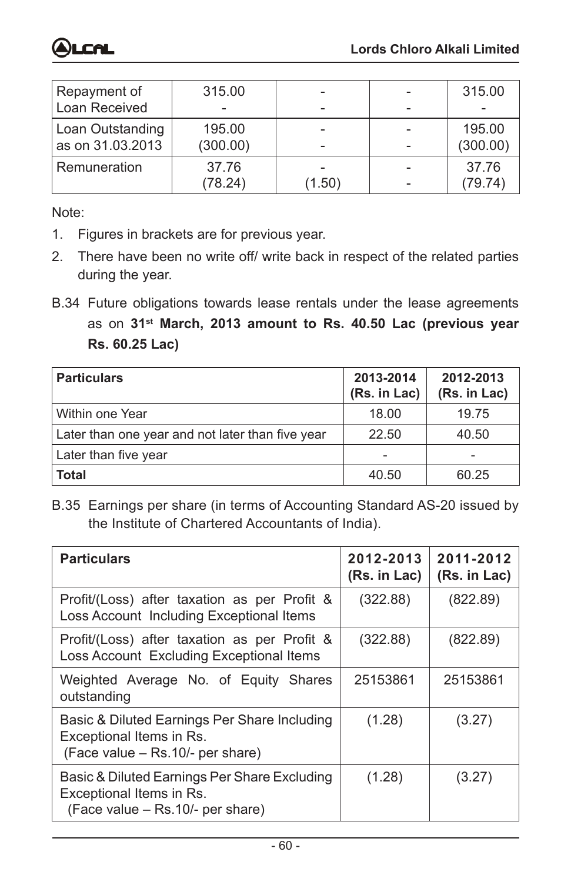| | | | | |
|---|---|---|---|---|
| Repayment of Loan Received | 315.00<br>- | -<br>- | -<br>- | 315.00<br>- |
| Loan Outstanding as on 31.03.2013 | 195.00<br>(300.00) | -<br>- | -<br>- | 195.00<br>(300.00) |
| Remuneration | 37.76<br>(78.24) | -<br>(1.50) | -<br>- | 37.76<br>(79.74) |

Note:

1. Figures in brackets are for previous year.
2. There have been no write off/ write back in respect of the related parties during the year.

B.34 Future obligations towards lease rentals under the lease agreements as on **31st March, 2013 amount to Rs. 40.50 Lac (previous year Rs. 60.25 Lac)**

| Particulars | 2013-2014 (Rs. in Lac) | 2012-2013 (Rs. in Lac) |
|---|---|---|
| Within one Year | 18.00 | 19.75 |
| Later than one year and not later than five year | 22.50 | 40.50 |
| Later than five year | - | - |
| **Total** | 40.50 | 60.25 |

B.35 Earnings per share (in terms of Accounting Standard AS-20 issued by the Institute of Chartered Accountants of India).

| Particulars | 2012-2013 (Rs. in Lac) | 2011-2012 (Rs. in Lac) |
|---|---|---|
| Profit/(Loss) after taxation as per Profit & Loss Account Including Exceptional Items | (322.88) | (822.89) |
| Profit/(Loss) after taxation as per Profit & Loss Account Excluding Exceptional Items | (322.88) | (822.89) |
| Weighted Average No. of Equity Shares outstanding | 25153861 | 25153861 |
| Basic & Diluted Earnings Per Share Including Exceptional Items in Rs. (Face value – Rs.10/- per share) | (1.28) | (3.27) |
| Basic & Diluted Earnings Per Share Excluding Exceptional Items in Rs. (Face value – Rs.10/- per share) | (1.28) | (3.27) |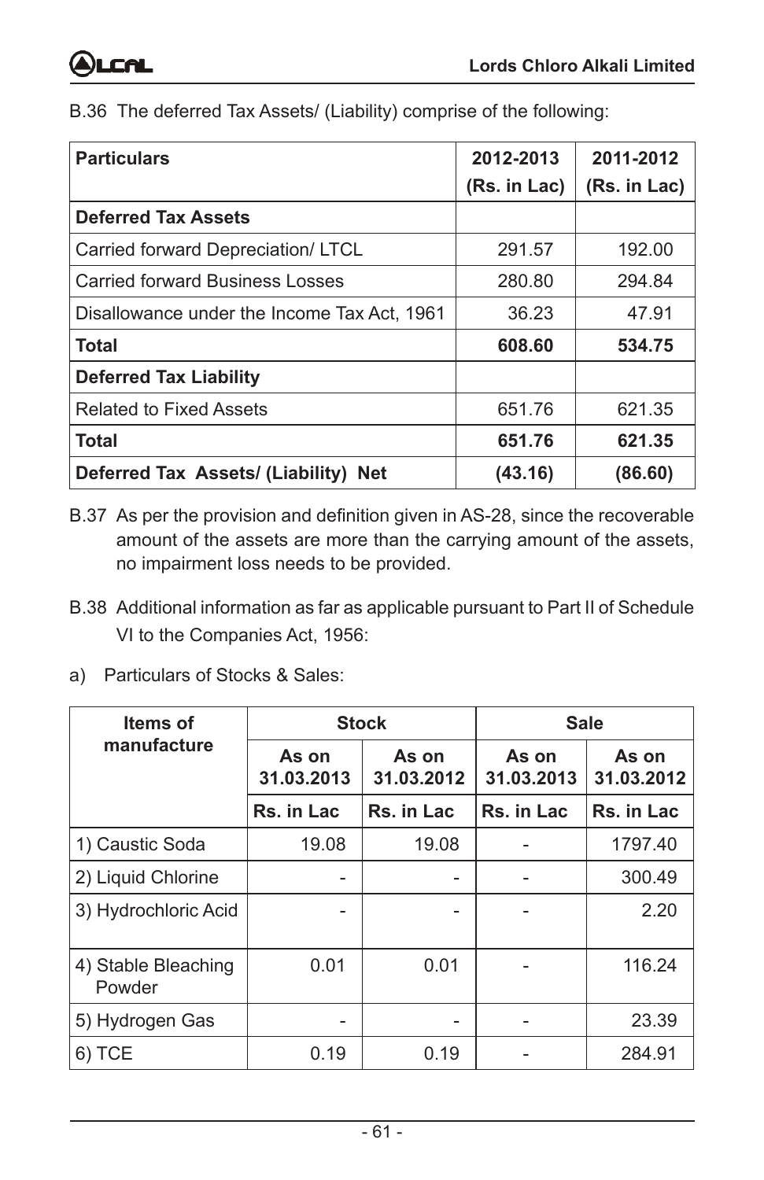B.36 The deferred Tax Assets/ (Liability) comprise of the following:

| Particulars | 2012-2013 (Rs. in Lac) | 2011-2012 (Rs. in Lac) |
|---|---|---|
| **Deferred Tax Assets** | | |
| Carried forward Depreciation/ LTCL | 291.57 | 192.00 |
| Carried forward Business Losses | 280.80 | 294.84 |
| Disallowance under the Income Tax Act, 1961 | 36.23 | 47.91 |
| **Total** | **608.60** | **534.75** |
| **Deferred Tax Liability** | | |
| Related to Fixed Assets | 651.76 | 621.35 |
| **Total** | **651.76** | **621.35** |
| **Deferred Tax Assets/ (Liability) Net** | **(43.16)** | **(86.60)** |

B.37 As per the provision and definition given in AS-28, since the recoverable amount of the assets are more than the carrying amount of the assets, no impairment loss needs to be provided.

B.38 Additional information as far as applicable pursuant to Part II of Schedule VI to the Companies Act, 1956:

a) Particulars of Stocks & Sales:

| Items of manufacture | Stock | | Sale | |
|---|---|---|---|---|
| | As on 31.03.2013 | As on 31.03.2012 | As on 31.03.2013 | As on 31.03.2012 |
| | Rs. in Lac | Rs. in Lac | Rs. in Lac | Rs. in Lac |
| 1) Caustic Soda | 19.08 | 19.08 | - | 1797.40 |
| 2) Liquid Chlorine | - | - | - | 300.49 |
| 3) Hydrochloric Acid | - | - | - | 2.20 |
| 4) Stable Bleaching Powder | 0.01 | 0.01 | - | 116.24 |
| 5) Hydrogen Gas | - | - | - | 23.39 |
| 6) TCE | 0.19 | 0.19 | - | 284.91 |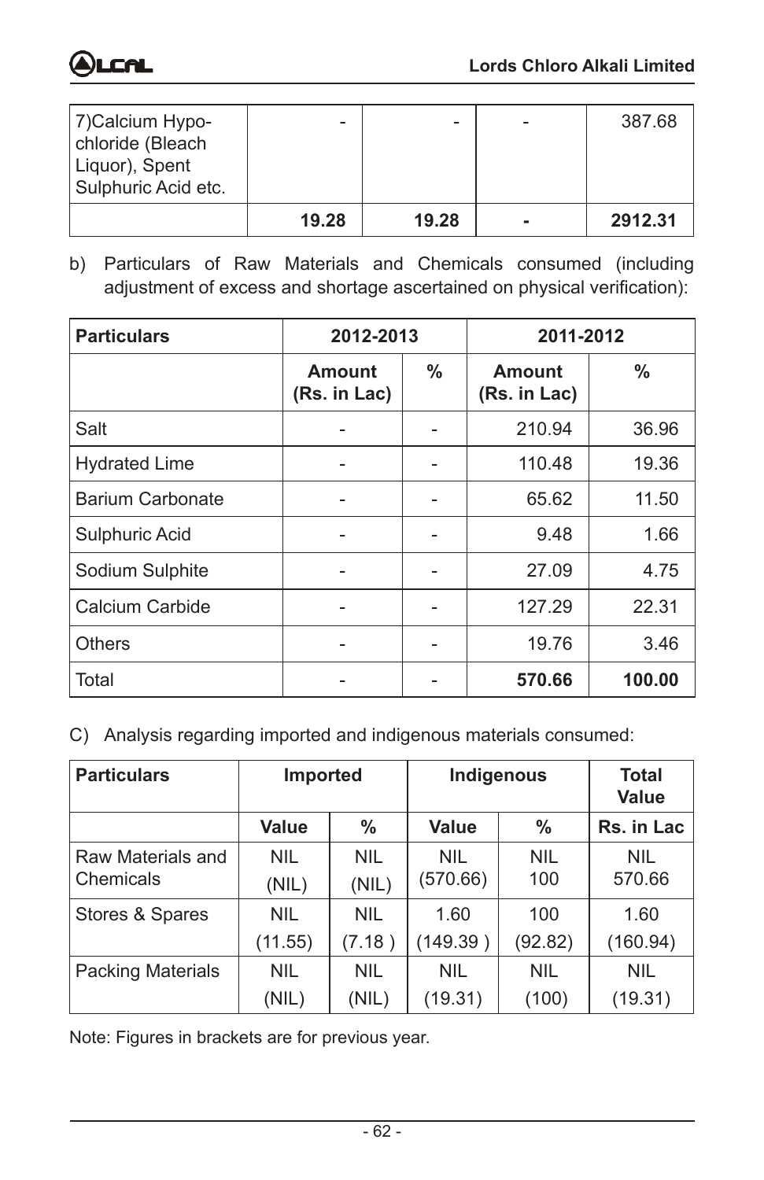| | | | | |
|---|---|---|---|---|
| 7)Calcium Hypo-chloride (Bleach Liquor), Spent Sulphuric Acid etc. | - | - | - | 387.68 |
| | **19.28** | **19.28** | **-** | **2912.31** |

b) Particulars of Raw Materials and Chemicals consumed (including adjustment of excess and shortage ascertained on physical verification):

| Particulars | 2012-2013 | | 2011-2012 | |
|---|---|---|---|---|
| | Amount (Rs. in Lac) | % | Amount (Rs. in Lac) | % |
| Salt | - | - | 210.94 | 36.96 |
| Hydrated Lime | - | - | 110.48 | 19.36 |
| Barium Carbonate | - | - | 65.62 | 11.50 |
| Sulphuric Acid | - | - | 9.48 | 1.66 |
| Sodium Sulphite | - | - | 27.09 | 4.75 |
| Calcium Carbide | - | - | 127.29 | 22.31 |
| Others | - | - | 19.76 | 3.46 |
| Total | - | - | **570.66** | **100.00** |

C) Analysis regarding imported and indigenous materials consumed:

| Particulars | Imported | | Indigenous | | Total Value |
|---|---|---|---|---|---|
| | Value | % | Value | % | Rs. in Lac |
| Raw Materials and Chemicals | NIL (NIL) | NIL (NIL) | NIL (570.66) | NIL 100 | NIL 570.66 |
| Stores & Spares | NIL (11.55) | NIL (7.18 ) | 1.60 (149.39 ) | 100 (92.82) | 1.60 (160.94) |
| Packing Materials | NIL (NIL) | NIL (NIL) | NIL (19.31) | NIL (100) | NIL (19.31) |

Note: Figures in brackets are for previous year.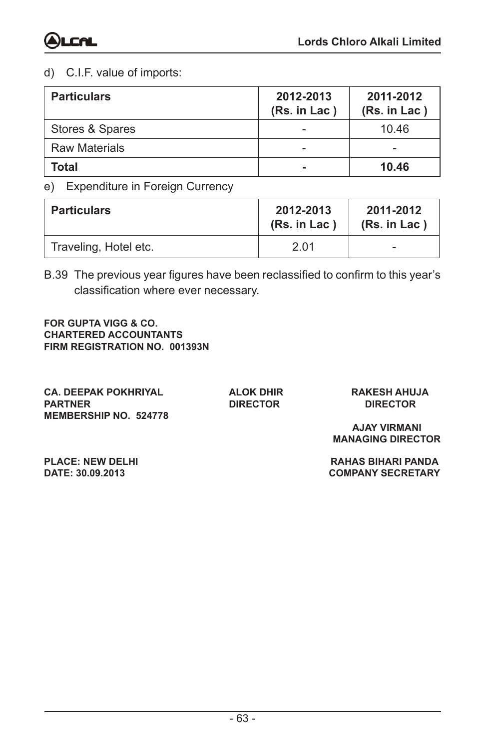d) C.I.F. value of imports:

| Particulars | 2012-2013 (Rs. in Lac ) | 2011-2012 (Rs. in Lac ) |
|---|---|---|
| Stores & Spares | - | 10.46 |
| Raw Materials | - | - |
| **Total** | **-** | **10.46** |

e) Expenditure in Foreign Currency

| Particulars | 2012-2013 (Rs. in Lac ) | 2011-2012 (Rs. in Lac ) |
|---|---|---|
| Traveling, Hotel etc. | 2.01 | - |

B.39 The previous year figures have been reclassified to confirm to this year's classification where ever necessary.

**FOR GUPTA VIGG & CO.**
**CHARTERED ACCOUNTANTS**
**FIRM REGISTRATION NO. 001393N**

**CA. DEEPAK POKHRIYAL**
**PARTNER**
**MEMBERSHIP NO. 524778**

**ALOK DHIR**
**DIRECTOR**

**RAKESH AHUJA**
**DIRECTOR**

**AJAY VIRMANI**
**MANAGING DIRECTOR**

**PLACE: NEW DELHI**
**DATE: 30.09.2013**

**RAHAS BIHARI PANDA**
**COMPANY SECRETARY**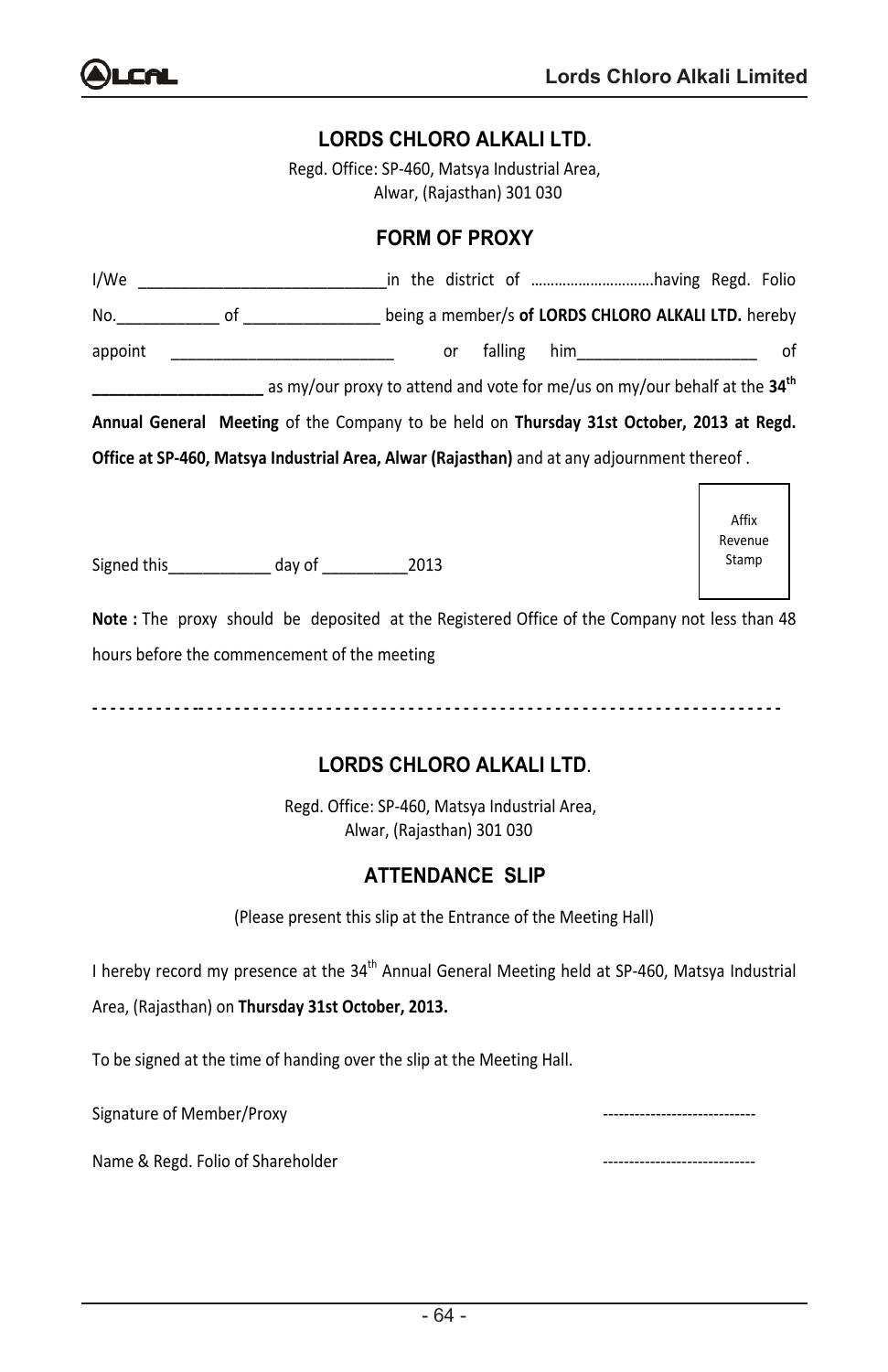## LORDS CHLORO ALKALI LTD.

Regd. Office: SP-460, Matsya Industrial Area,
Alwar, (Rajasthan) 301 030

### FORM OF PROXY

I/We ____________________________in the district of …………………………having Regd. Folio No.___________ of _______________ being a member/s **of LORDS CHLORO ALKALI LTD.** hereby appoint _________________________ or falling him____________________ of ___________________ as my/our proxy to attend and vote for me/us on my/our behalf at the **34th Annual General Meeting** of the Company to be held on **Thursday 31st October, 2013 at Regd. Office at SP-460, Matsya Industrial Area, Alwar (Rajasthan)** and at any adjournment thereof .

Affix Revenue Stamp

Signed this___________ day of _________2013

**Note :** The proxy should be deposited at the Registered Office of the Company not less than 48 hours before the commencement of the meeting

- - - - - - - - - - - - - - - - - - - - - - - - - - - - - - - - - - - - - - - - - - - - - - - - - - - - - - - - - - - - - - - - - - - - - - - -

## LORDS CHLORO ALKALI LTD.

Regd. Office: SP-460, Matsya Industrial Area,
Alwar, (Rajasthan) 301 030

### ATTENDANCE SLIP

(Please present this slip at the Entrance of the Meeting Hall)

I hereby record my presence at the 34th Annual General Meeting held at SP-460, Matsya Industrial Area, (Rajasthan) on **Thursday 31st October, 2013.**

To be signed at the time of handing over the slip at the Meeting Hall.

Signature of Member/Proxy -----------------------------

Name & Regd. Folio of Shareholder -----------------------------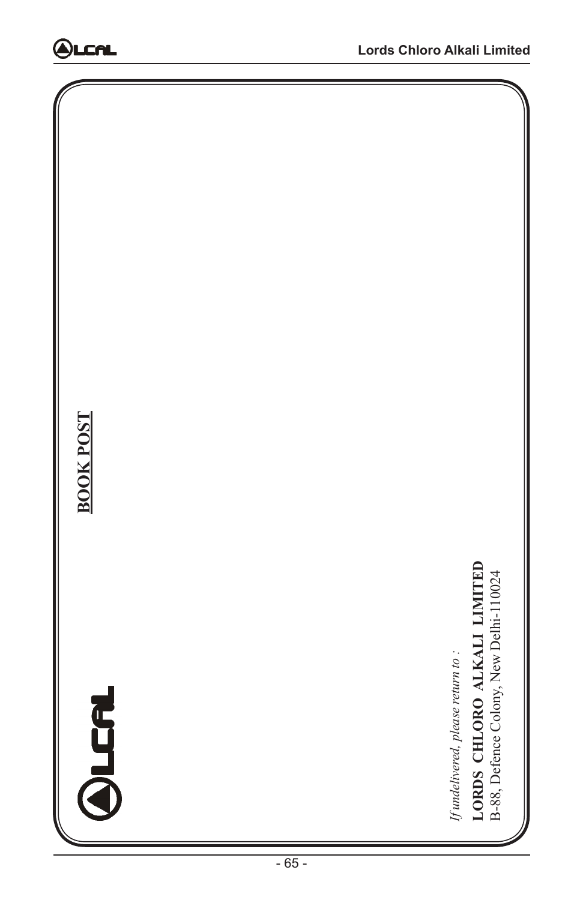**BOOK POST**

*If undelivered, please return to :*

**LORDS CHLORO ALKALI LIMITED**

B-88, Defence Colony, New Delhi-110024